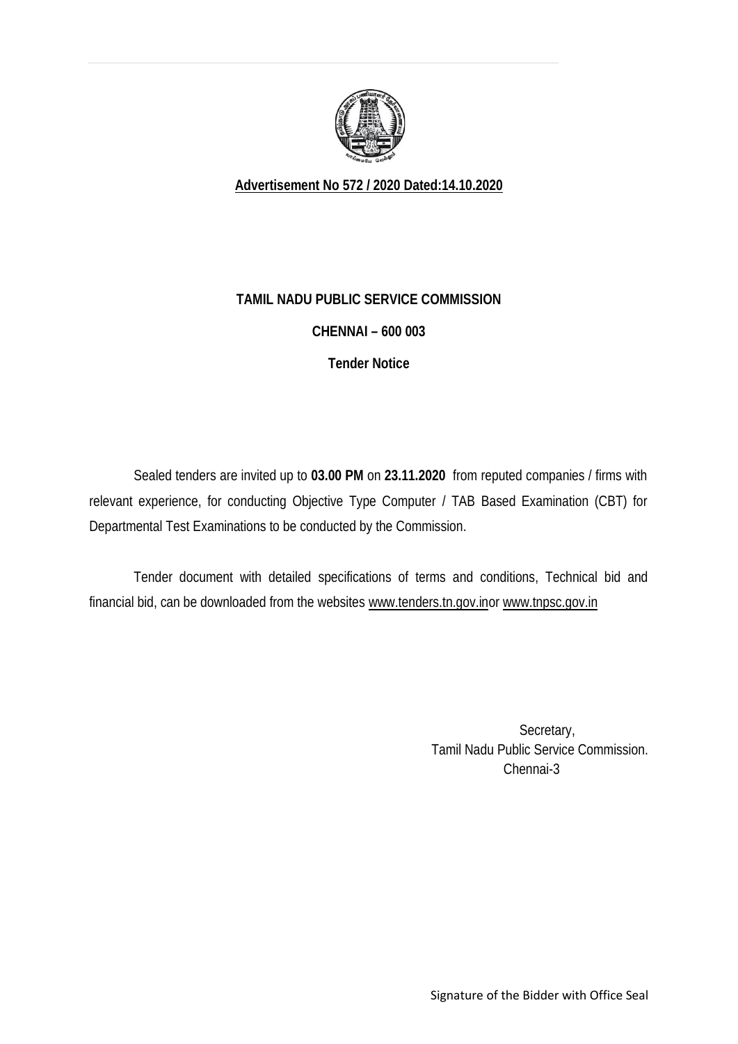**Advertisement No 572 / 2020 Dated:14.10.2020**

# TAMIL NADU PUBLIC SERVICE COMMISSION

**CHENNAI – 600 003**

**Tender Notice**

Sealed tenders are invited up to **03.00 PM** on **23.11.2020** from reputed companies / firms with relevant experience, for conducting Objective Type Computer / TAB Based Examination (CBT) for Departmental Test Examinations to be conducted by the Commission.

Tender document with detailed specifications of terms and conditions, Technical bid and financial bid, can be downloaded from the websites www.tenders.tn.gov.inor www.tnpsc.gov.in

Secretary,
Tamil Nadu Public Service Commission.
Chennai-3

Signature of the Bidder with Office Seal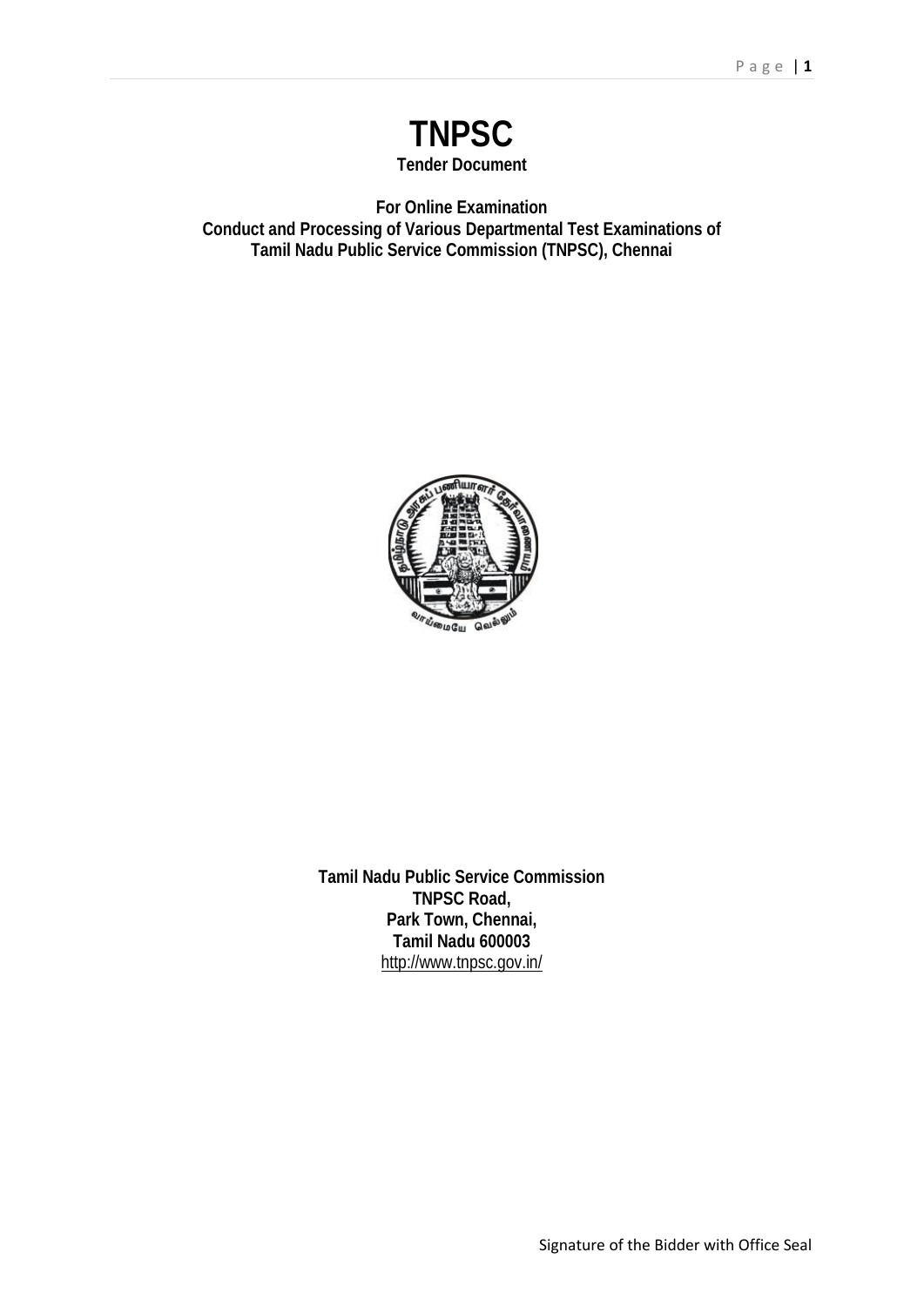# TNPSC

**Tender Document**

**For Online Examination**
**Conduct and Processing of Various Departmental Test Examinations of Tamil Nadu Public Service Commission (TNPSC), Chennai**

**Tamil Nadu Public Service Commission**
**TNPSC Road,**
**Park Town, Chennai,**
**Tamil Nadu 600003**
http://www.tnpsc.gov.in/

Signature of the Bidder with Office Seal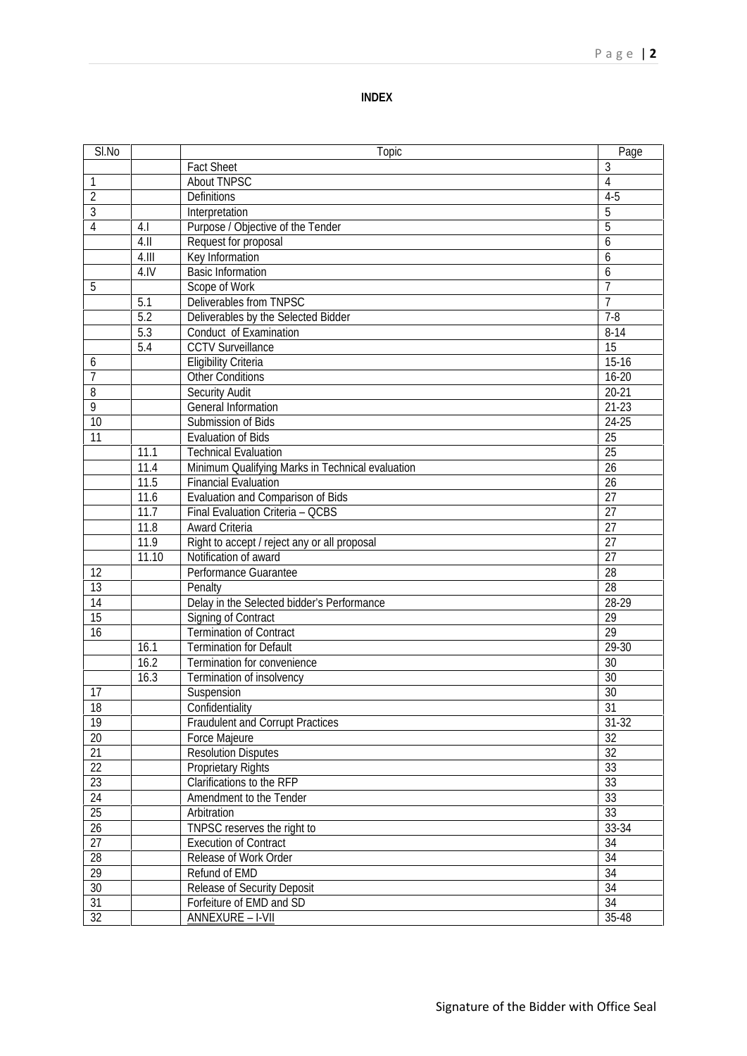**INDEX**

| Sl.No | | Topic | Page |
|---|---|---|---|
| | | Fact Sheet | 3 |
| 1 | | About TNPSC | 4 |
| 2 | | Definitions | 4-5 |
| 3 | | Interpretation | 5 |
| 4 | 4.I | Purpose / Objective of the Tender | 5 |
| | 4.II | Request for proposal | 6 |
| | 4.III | Key Information | 6 |
| | 4.IV | Basic Information | 6 |
| 5 | | Scope of Work | 7 |
| | 5.1 | Deliverables from TNPSC | 7 |
| | 5.2 | Deliverables by the Selected Bidder | 7-8 |
| | 5.3 | Conduct of Examination | 8-14 |
| | 5.4 | CCTV Surveillance | 15 |
| 6 | | Eligibility Criteria | 15-16 |
| 7 | | Other Conditions | 16-20 |
| 8 | | Security Audit | 20-21 |
| 9 | | General Information | 21-23 |
| 10 | | Submission of Bids | 24-25 |
| 11 | | Evaluation of Bids | 25 |
| | 11.1 | Technical Evaluation | 25 |
| | 11.4 | Minimum Qualifying Marks in Technical evaluation | 26 |
| | 11.5 | Financial Evaluation | 26 |
| | 11.6 | Evaluation and Comparison of Bids | 27 |
| | 11.7 | Final Evaluation Criteria – QCBS | 27 |
| | 11.8 | Award Criteria | 27 |
| | 11.9 | Right to accept / reject any or all proposal | 27 |
| | 11.10 | Notification of award | 27 |
| 12 | | Performance Guarantee | 28 |
| 13 | | Penalty | 28 |
| 14 | | Delay in the Selected bidder's Performance | 28-29 |
| 15 | | Signing of Contract | 29 |
| 16 | | Termination of Contract | 29 |
| | 16.1 | Termination for Default | 29-30 |
| | 16.2 | Termination for convenience | 30 |
| | 16.3 | Termination of insolvency | 30 |
| 17 | | Suspension | 30 |
| 18 | | Confidentiality | 31 |
| 19 | | Fraudulent and Corrupt Practices | 31-32 |
| 20 | | Force Majeure | 32 |
| 21 | | Resolution Disputes | 32 |
| 22 | | Proprietary Rights | 33 |
| 23 | | Clarifications to the RFP | 33 |
| 24 | | Amendment to the Tender | 33 |
| 25 | | Arbitration | 33 |
| 26 | | TNPSC reserves the right to | 33-34 |
| 27 | | Execution of Contract | 34 |
| 28 | | Release of Work Order | 34 |
| 29 | | Refund of EMD | 34 |
| 30 | | Release of Security Deposit | 34 |
| 31 | | Forfeiture of EMD and SD | 34 |
| 32 | | ANNEXURE – I-VII | 35-48 |

Signature of the Bidder with Office Seal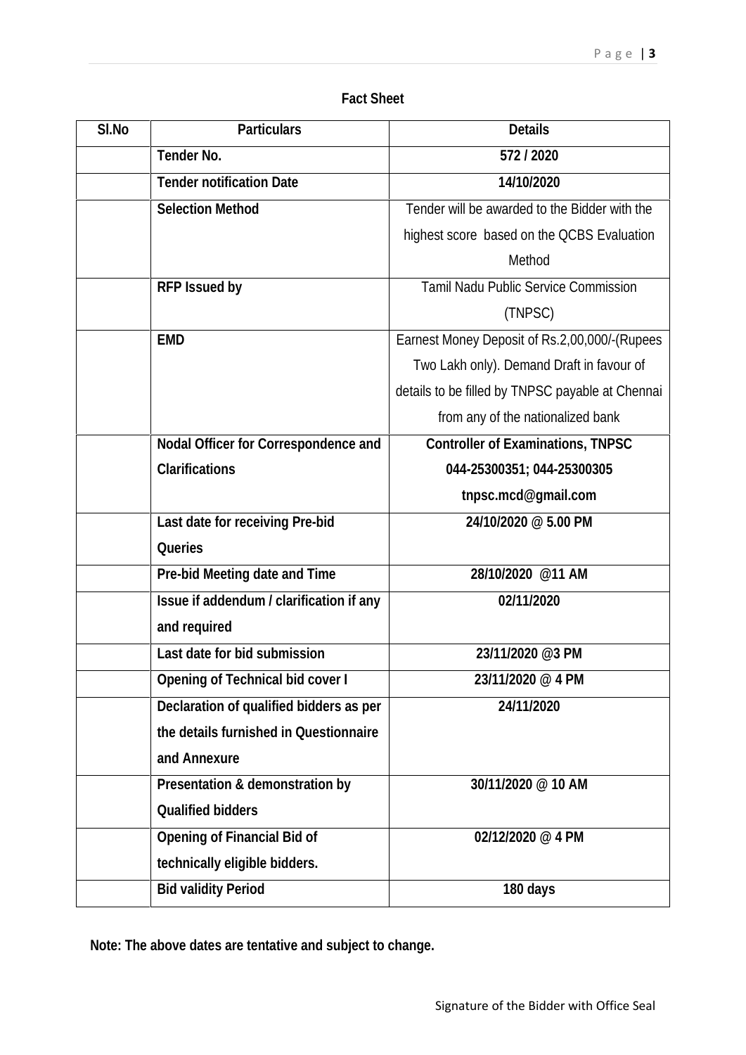**Fact Sheet**

| Sl.No | Particulars | Details |
|---|---|---|
| | **Tender No.** | **572 / 2020** |
| | **Tender notification Date** | **14/10/2020** |
| | **Selection Method** | Tender will be awarded to the Bidder with the highest score based on the QCBS Evaluation Method |
| | **RFP Issued by** | Tamil Nadu Public Service Commission (TNPSC) |
| | **EMD** | Earnest Money Deposit of Rs.2,00,000/-(Rupees Two Lakh only). Demand Draft in favour of details to be filled by TNPSC payable at Chennai from any of the nationalized bank |
| | **Nodal Officer for Correspondence and Clarifications** | **Controller of Examinations, TNPSC 044-25300351; 044-25300305 tnpsc.mcd@gmail.com** |
| | **Last date for receiving Pre-bid Queries** | **24/10/2020 @ 5.00 PM** |
| | **Pre-bid Meeting date and Time** | **28/10/2020 @11 AM** |
| | **Issue if addendum / clarification if any and required** | **02/11/2020** |
| | **Last date for bid submission** | **23/11/2020 @3 PM** |
| | **Opening of Technical bid cover I** | **23/11/2020 @ 4 PM** |
| | **Declaration of qualified bidders as per the details furnished in Questionnaire and Annexure** | **24/11/2020** |
| | **Presentation & demonstration by Qualified bidders** | **30/11/2020 @ 10 AM** |
| | **Opening of Financial Bid of technically eligible bidders.** | **02/12/2020 @ 4 PM** |
| | **Bid validity Period** | **180 days** |

**Note: The above dates are tentative and subject to change.**

Signature of the Bidder with Office Seal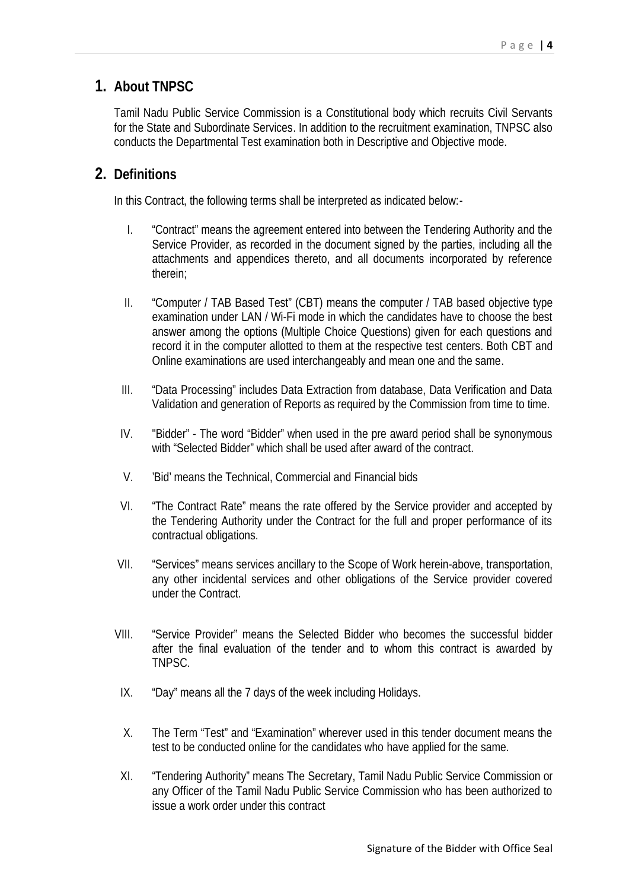## 1. About TNPSC

Tamil Nadu Public Service Commission is a Constitutional body which recruits Civil Servants for the State and Subordinate Services. In addition to the recruitment examination, TNPSC also conducts the Departmental Test examination both in Descriptive and Objective mode.

## 2. Definitions

In this Contract, the following terms shall be interpreted as indicated below:-

I. "Contract" means the agreement entered into between the Tendering Authority and the Service Provider, as recorded in the document signed by the parties, including all the attachments and appendices thereto, and all documents incorporated by reference therein;

II. "Computer / TAB Based Test" (CBT) means the computer / TAB based objective type examination under LAN / Wi-Fi mode in which the candidates have to choose the best answer among the options (Multiple Choice Questions) given for each questions and record it in the computer allotted to them at the respective test centers. Both CBT and Online examinations are used interchangeably and mean one and the same.

III. "Data Processing" includes Data Extraction from database, Data Verification and Data Validation and generation of Reports as required by the Commission from time to time.

IV. "Bidder" - The word "Bidder" when used in the pre award period shall be synonymous with "Selected Bidder" which shall be used after award of the contract.

V. 'Bid' means the Technical, Commercial and Financial bids

VI. "The Contract Rate" means the rate offered by the Service provider and accepted by the Tendering Authority under the Contract for the full and proper performance of its contractual obligations.

VII. "Services" means services ancillary to the Scope of Work herein-above, transportation, any other incidental services and other obligations of the Service provider covered under the Contract.

VIII. "Service Provider" means the Selected Bidder who becomes the successful bidder after the final evaluation of the tender and to whom this contract is awarded by TNPSC.

IX. "Day" means all the 7 days of the week including Holidays.

X. The Term "Test" and "Examination" wherever used in this tender document means the test to be conducted online for the candidates who have applied for the same.

XI. "Tendering Authority" means The Secretary, Tamil Nadu Public Service Commission or any Officer of the Tamil Nadu Public Service Commission who has been authorized to issue a work order under this contract

Signature of the Bidder with Office Seal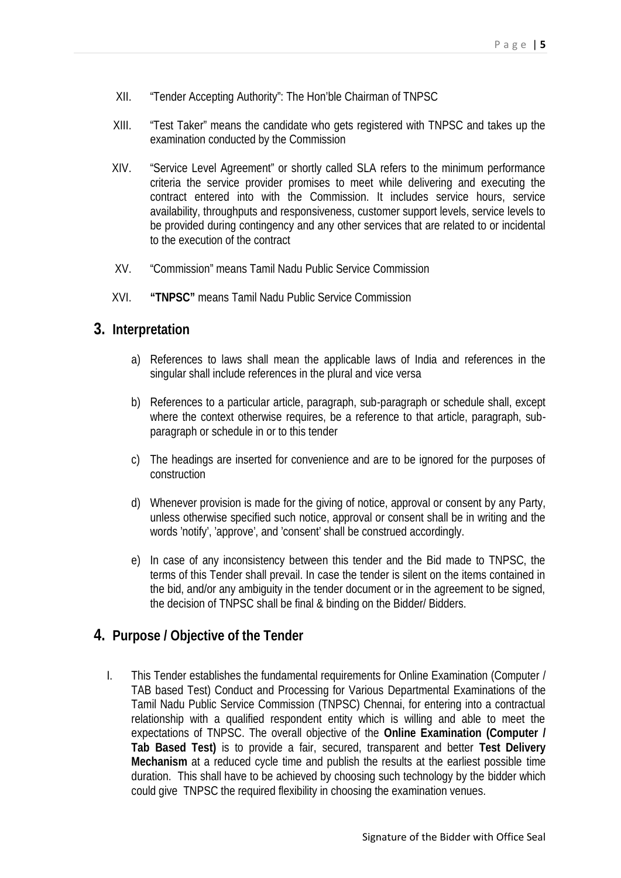XII. "Tender Accepting Authority": The Hon'ble Chairman of TNPSC

XIII. "Test Taker" means the candidate who gets registered with TNPSC and takes up the examination conducted by the Commission

XIV. "Service Level Agreement" or shortly called SLA refers to the minimum performance criteria the service provider promises to meet while delivering and executing the contract entered into with the Commission. It includes service hours, service availability, throughputs and responsiveness, customer support levels, service levels to be provided during contingency and any other services that are related to or incidental to the execution of the contract

XV. "Commission" means Tamil Nadu Public Service Commission

XVI. **"TNPSC"** means Tamil Nadu Public Service Commission

## 3. Interpretation

a) References to laws shall mean the applicable laws of India and references in the singular shall include references in the plural and vice versa

b) References to a particular article, paragraph, sub-paragraph or schedule shall, except where the context otherwise requires, be a reference to that article, paragraph, sub-paragraph or schedule in or to this tender

c) The headings are inserted for convenience and are to be ignored for the purposes of construction

d) Whenever provision is made for the giving of notice, approval or consent by any Party, unless otherwise specified such notice, approval or consent shall be in writing and the words 'notify', 'approve', and 'consent' shall be construed accordingly.

e) In case of any inconsistency between this tender and the Bid made to TNPSC, the terms of this Tender shall prevail. In case the tender is silent on the items contained in the bid, and/or any ambiguity in the tender document or in the agreement to be signed, the decision of TNPSC shall be final & binding on the Bidder/ Bidders.

## 4. Purpose / Objective of the Tender

I. This Tender establishes the fundamental requirements for Online Examination (Computer / TAB based Test) Conduct and Processing for Various Departmental Examinations of the Tamil Nadu Public Service Commission (TNPSC) Chennai, for entering into a contractual relationship with a qualified respondent entity which is willing and able to meet the expectations of TNPSC. The overall objective of the **Online Examination (Computer / Tab Based Test)** is to provide a fair, secured, transparent and better **Test Delivery Mechanism** at a reduced cycle time and publish the results at the earliest possible time duration. This shall have to be achieved by choosing such technology by the bidder which could give TNPSC the required flexibility in choosing the examination venues.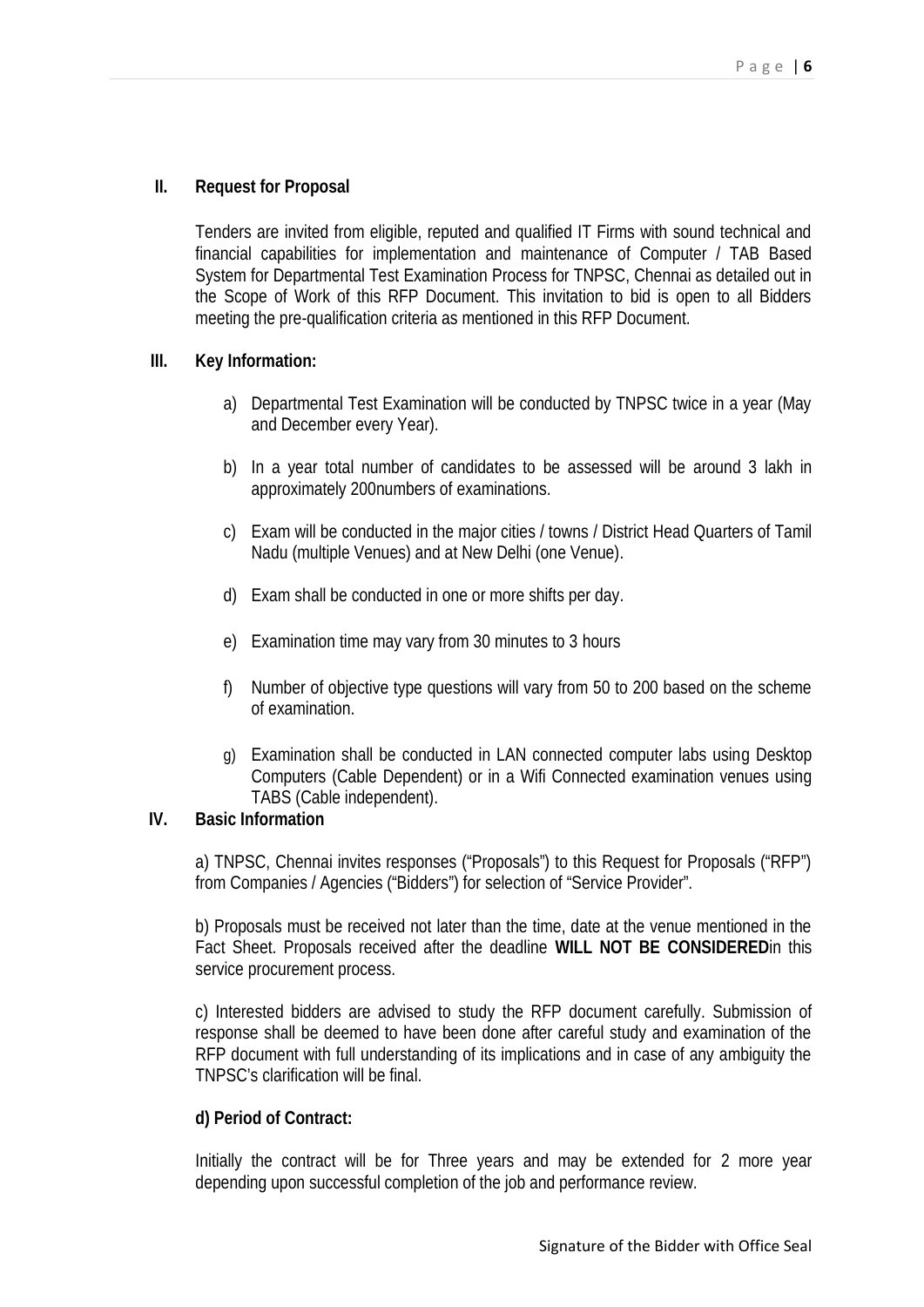## II. Request for Proposal

Tenders are invited from eligible, reputed and qualified IT Firms with sound technical and financial capabilities for implementation and maintenance of Computer / TAB Based System for Departmental Test Examination Process for TNPSC, Chennai as detailed out in the Scope of Work of this RFP Document. This invitation to bid is open to all Bidders meeting the pre-qualification criteria as mentioned in this RFP Document.

## III. Key Information:

a) Departmental Test Examination will be conducted by TNPSC twice in a year (May and December every Year).

b) In a year total number of candidates to be assessed will be around 3 lakh in approximately 200numbers of examinations.

c) Exam will be conducted in the major cities / towns / District Head Quarters of Tamil Nadu (multiple Venues) and at New Delhi (one Venue).

d) Exam shall be conducted in one or more shifts per day.

e) Examination time may vary from 30 minutes to 3 hours

f) Number of objective type questions will vary from 50 to 200 based on the scheme of examination.

g) Examination shall be conducted in LAN connected computer labs using Desktop Computers (Cable Dependent) or in a Wifi Connected examination venues using TABS (Cable independent).

## IV. Basic Information

a) TNPSC, Chennai invites responses ("Proposals") to this Request for Proposals ("RFP") from Companies / Agencies ("Bidders") for selection of "Service Provider".

b) Proposals must be received not later than the time, date at the venue mentioned in the Fact Sheet. Proposals received after the deadline **WILL NOT BE CONSIDERED**in this service procurement process.

c) Interested bidders are advised to study the RFP document carefully. Submission of response shall be deemed to have been done after careful study and examination of the RFP document with full understanding of its implications and in case of any ambiguity the TNPSC's clarification will be final.

**d) Period of Contract:**

Initially the contract will be for Three years and may be extended for 2 more year depending upon successful completion of the job and performance review.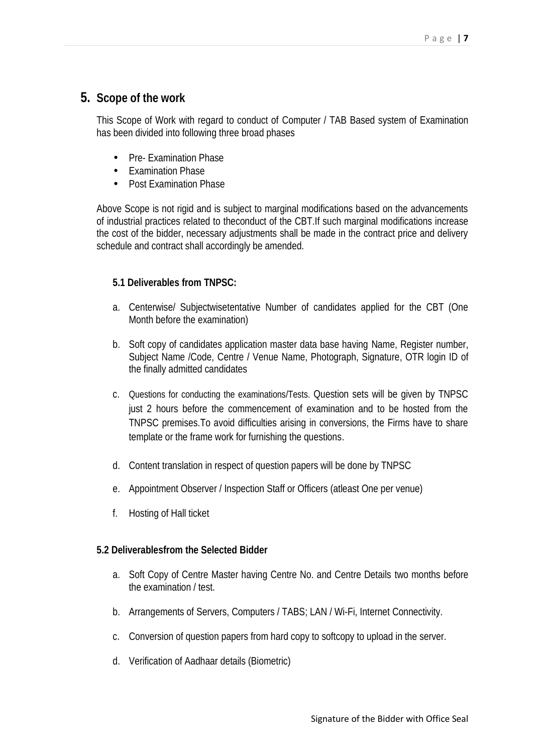## 5. Scope of the work

This Scope of Work with regard to conduct of Computer / TAB Based system of Examination has been divided into following three broad phases

- Pre- Examination Phase
- Examination Phase
- Post Examination Phase

Above Scope is not rigid and is subject to marginal modifications based on the advancements of industrial practices related to theconduct of the CBT.If such marginal modifications increase the cost of the bidder, necessary adjustments shall be made in the contract price and delivery schedule and contract shall accordingly be amended.

### 5.1 Deliverables from TNPSC:

a. Centerwise/ Subjectwisetentative Number of candidates applied for the CBT (One Month before the examination)

b. Soft copy of candidates application master data base having Name, Register number, Subject Name /Code, Centre / Venue Name, Photograph, Signature, OTR login ID of the finally admitted candidates

c. Questions for conducting the examinations/Tests. Question sets will be given by TNPSC just 2 hours before the commencement of examination and to be hosted from the TNPSC premises.To avoid difficulties arising in conversions, the Firms have to share template or the frame work for furnishing the questions.

d. Content translation in respect of question papers will be done by TNPSC

e. Appointment Observer / Inspection Staff or Officers (atleast One per venue)

f. Hosting of Hall ticket

### 5.2 Deliverablesfrom the Selected Bidder

a. Soft Copy of Centre Master having Centre No. and Centre Details two months before the examination / test.

b. Arrangements of Servers, Computers / TABS; LAN / Wi-Fi, Internet Connectivity.

c. Conversion of question papers from hard copy to softcopy to upload in the server.

d. Verification of Aadhaar details (Biometric)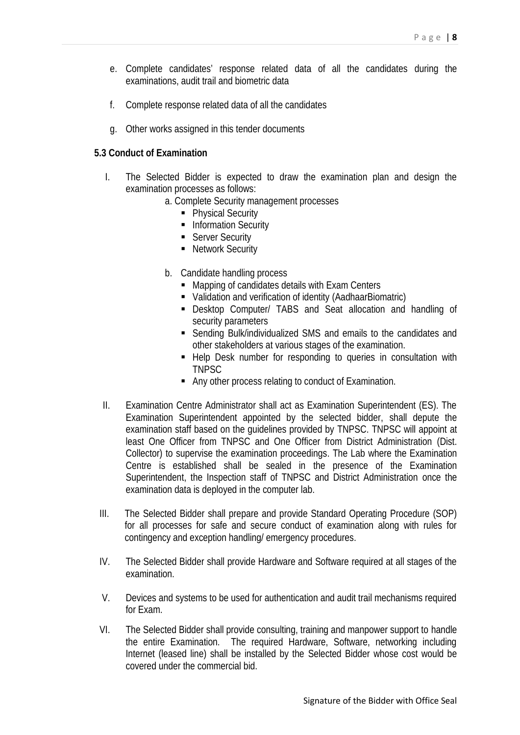e. Complete candidates' response related data of all the candidates during the examinations, audit trail and biometric data

f. Complete response related data of all the candidates

g. Other works assigned in this tender documents

**5.3 Conduct of Examination**

I. The Selected Bidder is expected to draw the examination plan and design the examination processes as follows:

   a. Complete Security management processes
      - Physical Security
      - Information Security
      - Server Security
      - Network Security

   b. Candidate handling process
      - Mapping of candidates details with Exam Centers
      - Validation and verification of identity (AadhaarBiomatric)
      - Desktop Computer/ TABS and Seat allocation and handling of security parameters
      - Sending Bulk/individualized SMS and emails to the candidates and other stakeholders at various stages of the examination.
      - Help Desk number for responding to queries in consultation with TNPSC
      - Any other process relating to conduct of Examination.

II. Examination Centre Administrator shall act as Examination Superintendent (ES). The Examination Superintendent appointed by the selected bidder, shall depute the examination staff based on the guidelines provided by TNPSC. TNPSC will appoint at least One Officer from TNPSC and One Officer from District Administration (Dist. Collector) to supervise the examination proceedings. The Lab where the Examination Centre is established shall be sealed in the presence of the Examination Superintendent, the Inspection staff of TNPSC and District Administration once the examination data is deployed in the computer lab.

III. The Selected Bidder shall prepare and provide Standard Operating Procedure (SOP) for all processes for safe and secure conduct of examination along with rules for contingency and exception handling/ emergency procedures.

IV. The Selected Bidder shall provide Hardware and Software required at all stages of the examination.

V. Devices and systems to be used for authentication and audit trail mechanisms required for Exam.

VI. The Selected Bidder shall provide consulting, training and manpower support to handle the entire Examination. The required Hardware, Software, networking including Internet (leased line) shall be installed by the Selected Bidder whose cost would be covered under the commercial bid.

Signature of the Bidder with Office Seal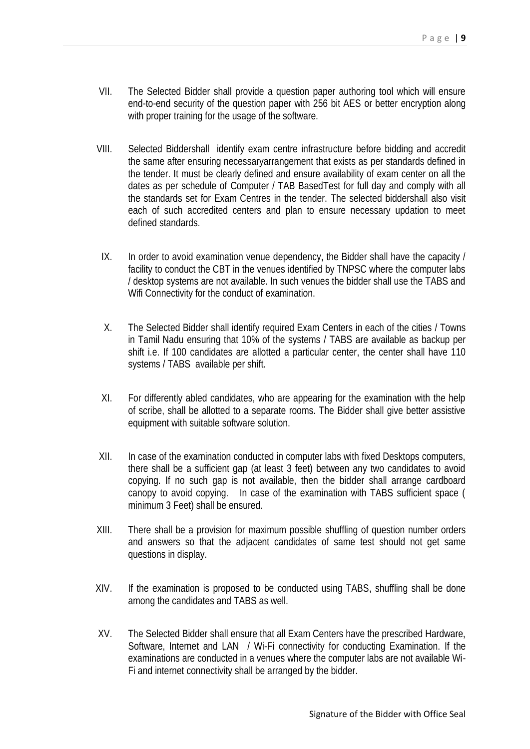VII. The Selected Bidder shall provide a question paper authoring tool which will ensure end-to-end security of the question paper with 256 bit AES or better encryption along with proper training for the usage of the software.

VIII. Selected Biddershall identify exam centre infrastructure before bidding and accredit the same after ensuring necessaryarrangement that exists as per standards defined in the tender. It must be clearly defined and ensure availability of exam center on all the dates as per schedule of Computer / TAB BasedTest for full day and comply with all the standards set for Exam Centres in the tender. The selected biddershall also visit each of such accredited centers and plan to ensure necessary updation to meet defined standards.

IX. In order to avoid examination venue dependency, the Bidder shall have the capacity / facility to conduct the CBT in the venues identified by TNPSC where the computer labs / desktop systems are not available. In such venues the bidder shall use the TABS and Wifi Connectivity for the conduct of examination.

X. The Selected Bidder shall identify required Exam Centers in each of the cities / Towns in Tamil Nadu ensuring that 10% of the systems / TABS are available as backup per shift i.e. If 100 candidates are allotted a particular center, the center shall have 110 systems / TABS available per shift.

XI. For differently abled candidates, who are appearing for the examination with the help of scribe, shall be allotted to a separate rooms. The Bidder shall give better assistive equipment with suitable software solution.

XII. In case of the examination conducted in computer labs with fixed Desktops computers, there shall be a sufficient gap (at least 3 feet) between any two candidates to avoid copying. If no such gap is not available, then the bidder shall arrange cardboard canopy to avoid copying. In case of the examination with TABS sufficient space ( minimum 3 Feet) shall be ensured.

XIII. There shall be a provision for maximum possible shuffling of question number orders and answers so that the adjacent candidates of same test should not get same questions in display.

XIV. If the examination is proposed to be conducted using TABS, shuffling shall be done among the candidates and TABS as well.

XV. The Selected Bidder shall ensure that all Exam Centers have the prescribed Hardware, Software, Internet and LAN / Wi-Fi connectivity for conducting Examination. If the examinations are conducted in a venues where the computer labs are not available Wi-Fi and internet connectivity shall be arranged by the bidder.

Signature of the Bidder with Office Seal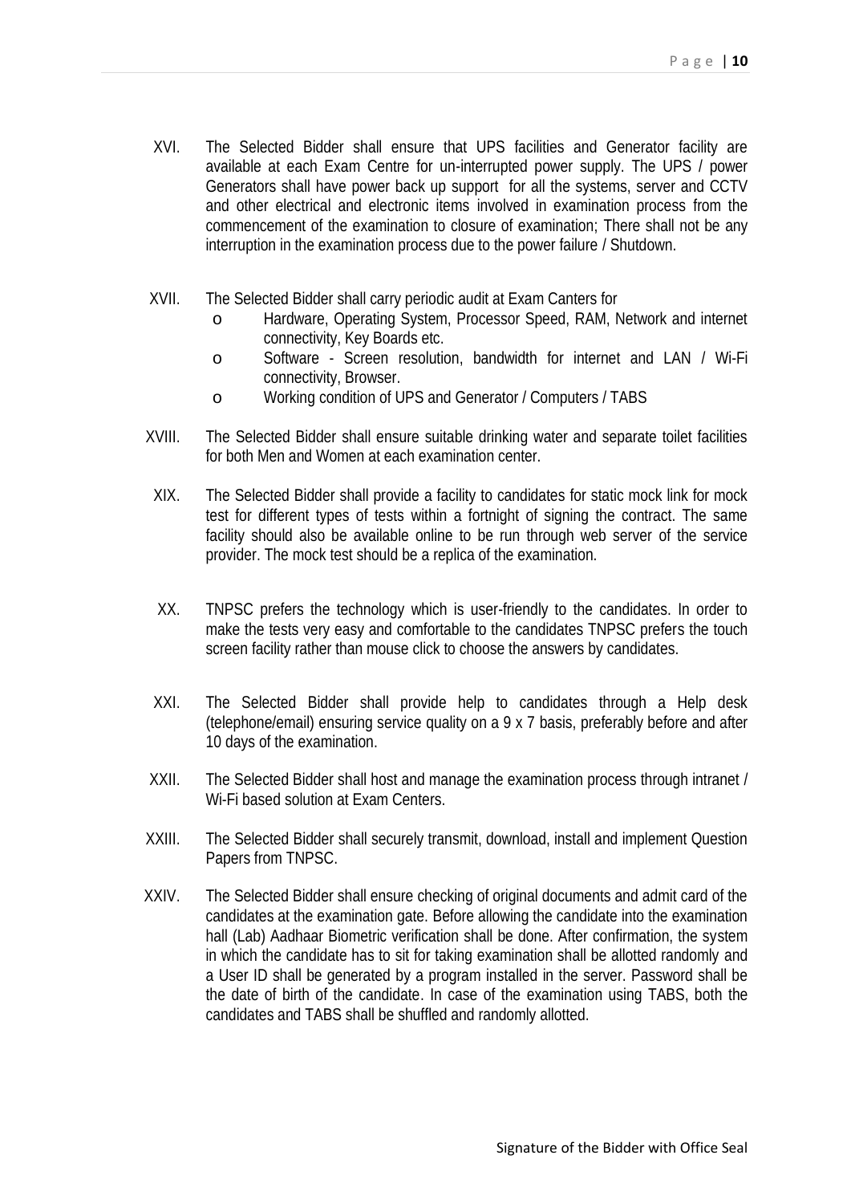XVI. The Selected Bidder shall ensure that UPS facilities and Generator facility are available at each Exam Centre for un-interrupted power supply. The UPS / power Generators shall have power back up support for all the systems, server and CCTV and other electrical and electronic items involved in examination process from the commencement of the examination to closure of examination; There shall not be any interruption in the examination process due to the power failure / Shutdown.

XVII. The Selected Bidder shall carry periodic audit at Exam Canters for
- o Hardware, Operating System, Processor Speed, RAM, Network and internet connectivity, Key Boards etc.
- o Software - Screen resolution, bandwidth for internet and LAN / Wi-Fi connectivity, Browser.
- o Working condition of UPS and Generator / Computers / TABS

XVIII. The Selected Bidder shall ensure suitable drinking water and separate toilet facilities for both Men and Women at each examination center.

XIX. The Selected Bidder shall provide a facility to candidates for static mock link for mock test for different types of tests within a fortnight of signing the contract. The same facility should also be available online to be run through web server of the service provider. The mock test should be a replica of the examination.

XX. TNPSC prefers the technology which is user-friendly to the candidates. In order to make the tests very easy and comfortable to the candidates TNPSC prefers the touch screen facility rather than mouse click to choose the answers by candidates.

XXI. The Selected Bidder shall provide help to candidates through a Help desk (telephone/email) ensuring service quality on a 9 x 7 basis, preferably before and after 10 days of the examination.

XXII. The Selected Bidder shall host and manage the examination process through intranet / Wi-Fi based solution at Exam Centers.

XXIII. The Selected Bidder shall securely transmit, download, install and implement Question Papers from TNPSC.

XXIV. The Selected Bidder shall ensure checking of original documents and admit card of the candidates at the examination gate. Before allowing the candidate into the examination hall (Lab) Aadhaar Biometric verification shall be done. After confirmation, the system in which the candidate has to sit for taking examination shall be allotted randomly and a User ID shall be generated by a program installed in the server. Password shall be the date of birth of the candidate. In case of the examination using TABS, both the candidates and TABS shall be shuffled and randomly allotted.

Signature of the Bidder with Office Seal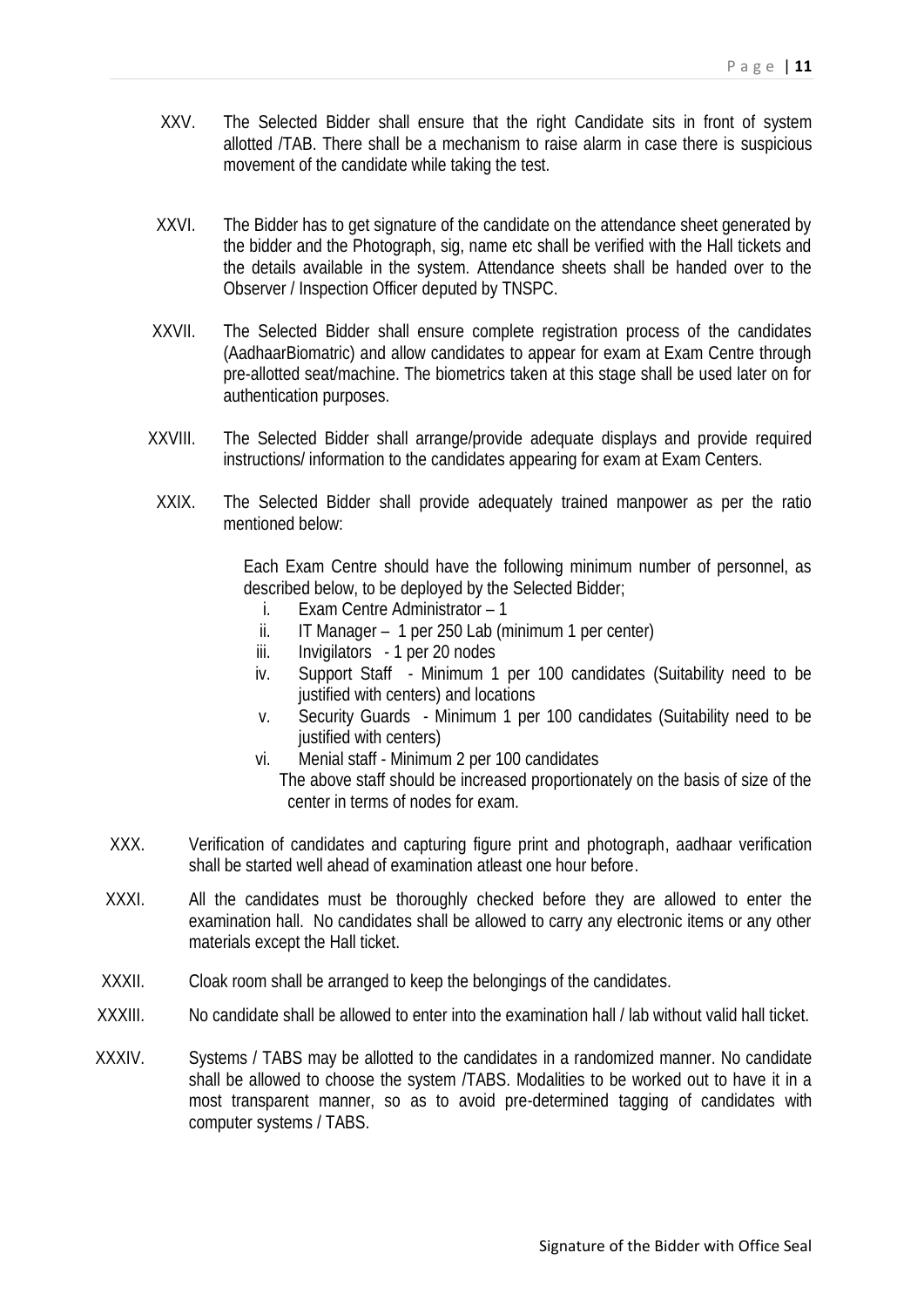XXV. The Selected Bidder shall ensure that the right Candidate sits in front of system allotted /TAB. There shall be a mechanism to raise alarm in case there is suspicious movement of the candidate while taking the test.

XXVI. The Bidder has to get signature of the candidate on the attendance sheet generated by the bidder and the Photograph, sig, name etc shall be verified with the Hall tickets and the details available in the system. Attendance sheets shall be handed over to the Observer / Inspection Officer deputed by TNSPC.

XXVII. The Selected Bidder shall ensure complete registration process of the candidates (AadhaarBiomatric) and allow candidates to appear for exam at Exam Centre through pre-allotted seat/machine. The biometrics taken at this stage shall be used later on for authentication purposes.

XXVIII. The Selected Bidder shall arrange/provide adequate displays and provide required instructions/ information to the candidates appearing for exam at Exam Centers.

XXIX. The Selected Bidder shall provide adequately trained manpower as per the ratio mentioned below:

Each Exam Centre should have the following minimum number of personnel, as described below, to be deployed by the Selected Bidder;

i. Exam Centre Administrator – 1
ii. IT Manager – 1 per 250 Lab (minimum 1 per center)
iii. Invigilators - 1 per 20 nodes
iv. Support Staff - Minimum 1 per 100 candidates (Suitability need to be justified with centers) and locations
v. Security Guards - Minimum 1 per 100 candidates (Suitability need to be justified with centers)
vi. Menial staff - Minimum 2 per 100 candidates

The above staff should be increased proportionately on the basis of size of the center in terms of nodes for exam.

XXX. Verification of candidates and capturing figure print and photograph, aadhaar verification shall be started well ahead of examination atleast one hour before.

XXXI. All the candidates must be thoroughly checked before they are allowed to enter the examination hall. No candidates shall be allowed to carry any electronic items or any other materials except the Hall ticket.

XXXII. Cloak room shall be arranged to keep the belongings of the candidates.

XXXIII. No candidate shall be allowed to enter into the examination hall / lab without valid hall ticket.

XXXIV. Systems / TABS may be allotted to the candidates in a randomized manner. No candidate shall be allowed to choose the system /TABS. Modalities to be worked out to have it in a most transparent manner, so as to avoid pre-determined tagging of candidates with computer systems / TABS.

Signature of the Bidder with Office Seal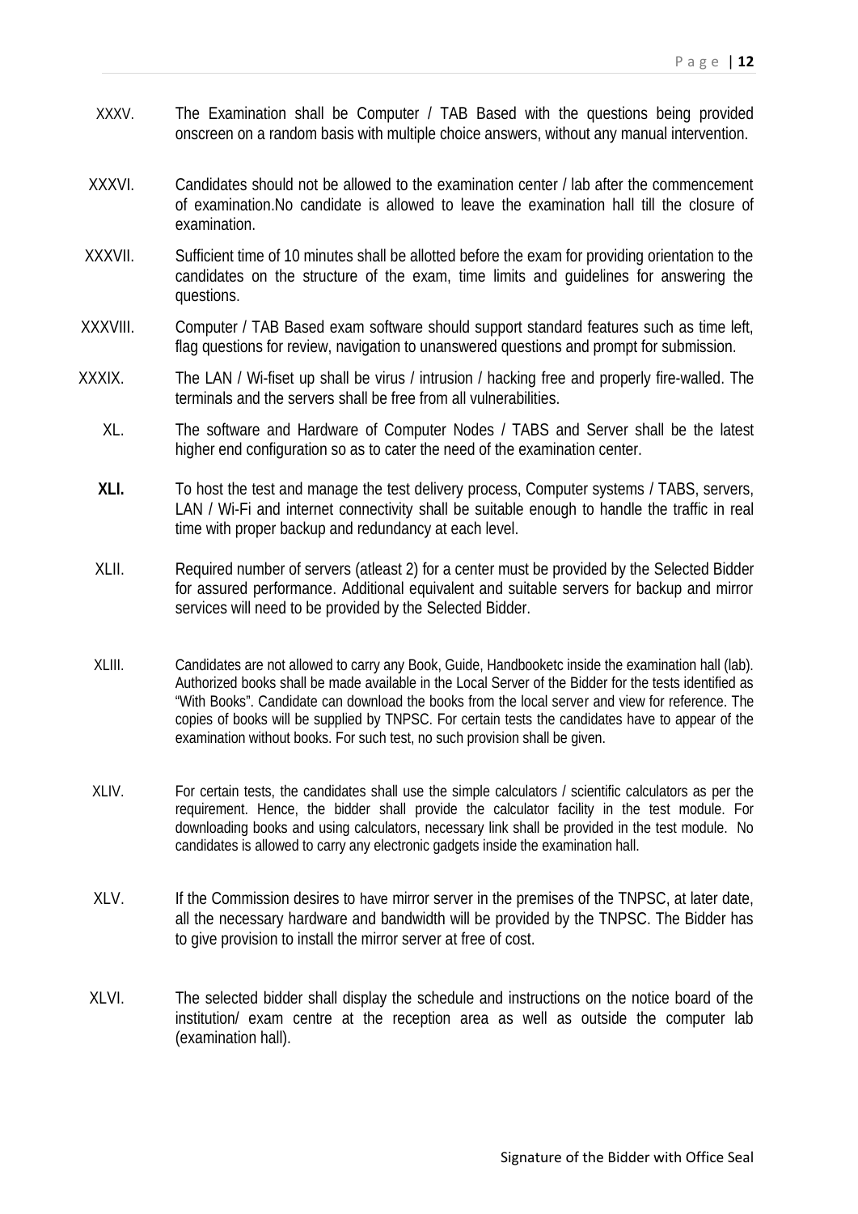XXXV. The Examination shall be Computer / TAB Based with the questions being provided onscreen on a random basis with multiple choice answers, without any manual intervention.

XXXVI. Candidates should not be allowed to the examination center / lab after the commencement of examination.No candidate is allowed to leave the examination hall till the closure of examination.

XXXVII. Sufficient time of 10 minutes shall be allotted before the exam for providing orientation to the candidates on the structure of the exam, time limits and guidelines for answering the questions.

XXXVIII. Computer / TAB Based exam software should support standard features such as time left, flag questions for review, navigation to unanswered questions and prompt for submission.

XXXIX. The LAN / Wi-fiset up shall be virus / intrusion / hacking free and properly fire-walled. The terminals and the servers shall be free from all vulnerabilities.

XL. The software and Hardware of Computer Nodes / TABS and Server shall be the latest higher end configuration so as to cater the need of the examination center.

**XLI.** To host the test and manage the test delivery process, Computer systems / TABS, servers, LAN / Wi-Fi and internet connectivity shall be suitable enough to handle the traffic in real time with proper backup and redundancy at each level.

XLII. Required number of servers (atleast 2) for a center must be provided by the Selected Bidder for assured performance. Additional equivalent and suitable servers for backup and mirror services will need to be provided by the Selected Bidder.

XLIII. Candidates are not allowed to carry any Book, Guide, Handbooketc inside the examination hall (lab). Authorized books shall be made available in the Local Server of the Bidder for the tests identified as "With Books". Candidate can download the books from the local server and view for reference. The copies of books will be supplied by TNPSC. For certain tests the candidates have to appear of the examination without books. For such test, no such provision shall be given.

XLIV. For certain tests, the candidates shall use the simple calculators / scientific calculators as per the requirement. Hence, the bidder shall provide the calculator facility in the test module. For downloading books and using calculators, necessary link shall be provided in the test module. No candidates is allowed to carry any electronic gadgets inside the examination hall.

XLV. If the Commission desires to have mirror server in the premises of the TNPSC, at later date, all the necessary hardware and bandwidth will be provided by the TNPSC. The Bidder has to give provision to install the mirror server at free of cost.

XLVI. The selected bidder shall display the schedule and instructions on the notice board of the institution/ exam centre at the reception area as well as outside the computer lab (examination hall).

Signature of the Bidder with Office Seal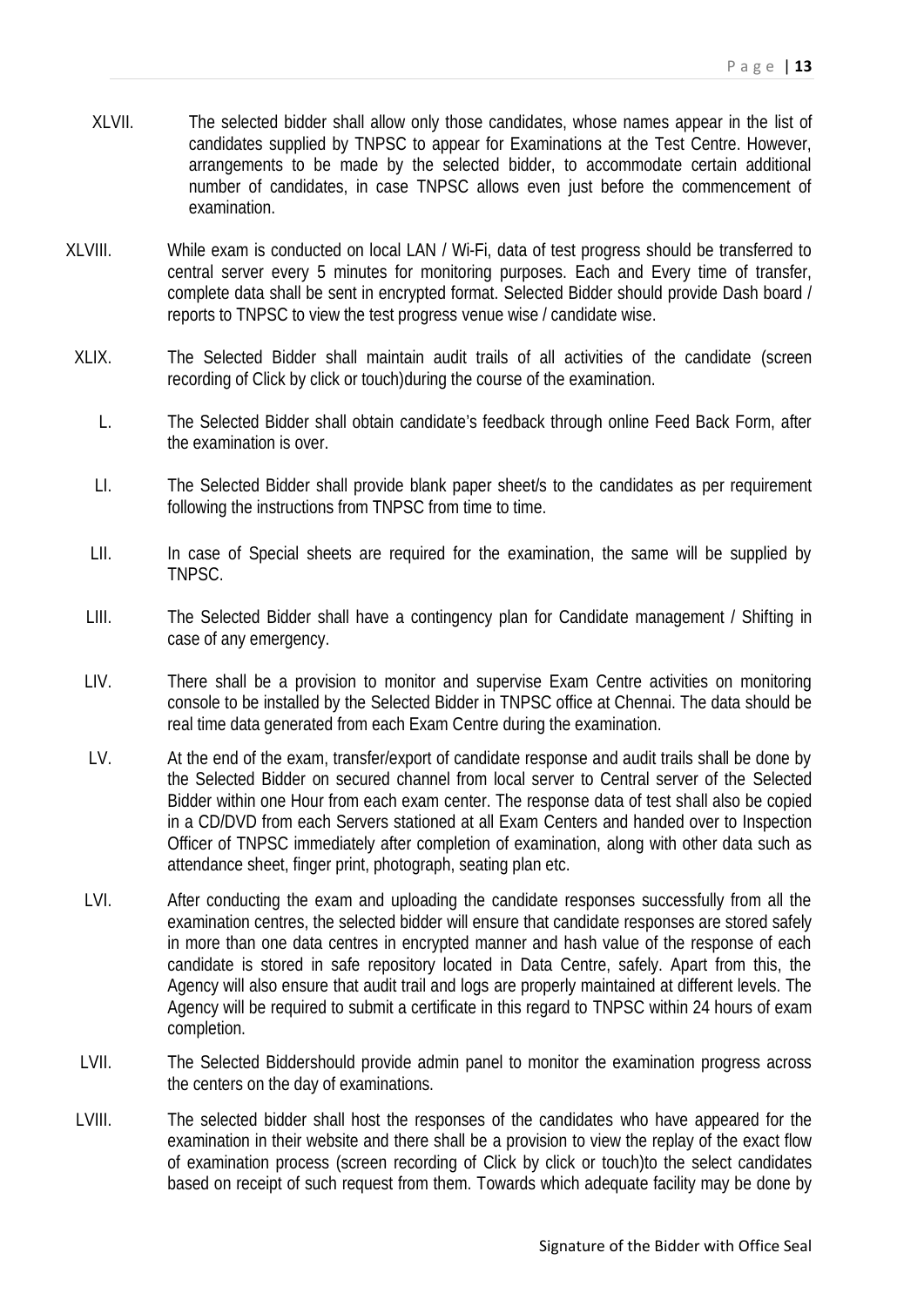XLVII. The selected bidder shall allow only those candidates, whose names appear in the list of candidates supplied by TNPSC to appear for Examinations at the Test Centre. However, arrangements to be made by the selected bidder, to accommodate certain additional number of candidates, in case TNPSC allows even just before the commencement of examination.

XLVIII. While exam is conducted on local LAN / Wi-Fi, data of test progress should be transferred to central server every 5 minutes for monitoring purposes. Each and Every time of transfer, complete data shall be sent in encrypted format. Selected Bidder should provide Dash board / reports to TNPSC to view the test progress venue wise / candidate wise.

XLIX. The Selected Bidder shall maintain audit trails of all activities of the candidate (screen recording of Click by click or touch)during the course of the examination.

L. The Selected Bidder shall obtain candidate's feedback through online Feed Back Form, after the examination is over.

LI. The Selected Bidder shall provide blank paper sheet/s to the candidates as per requirement following the instructions from TNPSC from time to time.

LII. In case of Special sheets are required for the examination, the same will be supplied by TNPSC.

LIII. The Selected Bidder shall have a contingency plan for Candidate management / Shifting in case of any emergency.

LIV. There shall be a provision to monitor and supervise Exam Centre activities on monitoring console to be installed by the Selected Bidder in TNPSC office at Chennai. The data should be real time data generated from each Exam Centre during the examination.

LV. At the end of the exam, transfer/export of candidate response and audit trails shall be done by the Selected Bidder on secured channel from local server to Central server of the Selected Bidder within one Hour from each exam center. The response data of test shall also be copied in a CD/DVD from each Servers stationed at all Exam Centers and handed over to Inspection Officer of TNPSC immediately after completion of examination, along with other data such as attendance sheet, finger print, photograph, seating plan etc.

LVI. After conducting the exam and uploading the candidate responses successfully from all the examination centres, the selected bidder will ensure that candidate responses are stored safely in more than one data centres in encrypted manner and hash value of the response of each candidate is stored in safe repository located in Data Centre, safely. Apart from this, the Agency will also ensure that audit trail and logs are properly maintained at different levels. The Agency will be required to submit a certificate in this regard to TNPSC within 24 hours of exam completion.

LVII. The Selected Biddershould provide admin panel to monitor the examination progress across the centers on the day of examinations.

LVIII. The selected bidder shall host the responses of the candidates who have appeared for the examination in their website and there shall be a provision to view the replay of the exact flow of examination process (screen recording of Click by click or touch)to the select candidates based on receipt of such request from them. Towards which adequate facility may be done by

Signature of the Bidder with Office Seal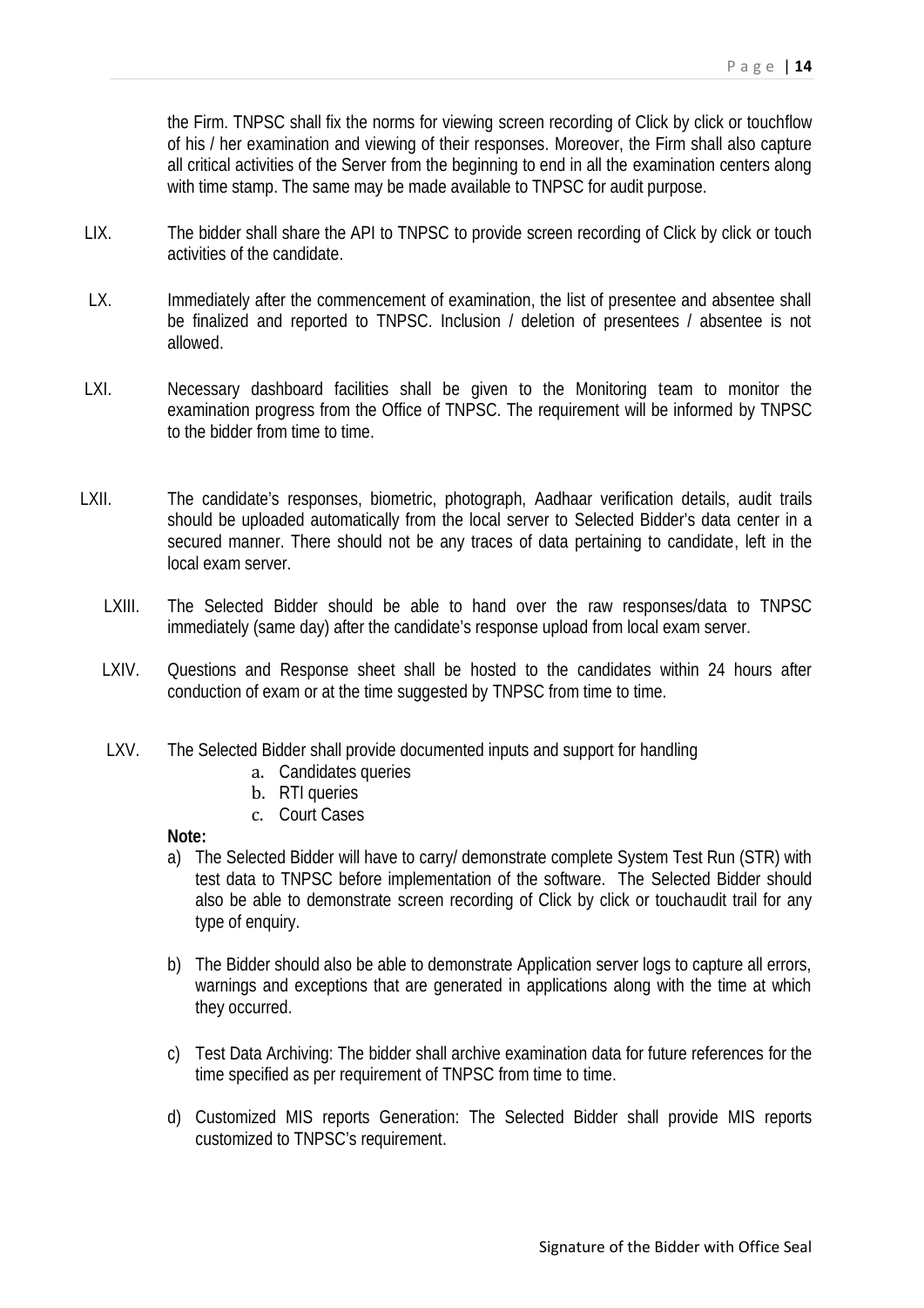the Firm. TNPSC shall fix the norms for viewing screen recording of Click by click or touchflow of his / her examination and viewing of their responses. Moreover, the Firm shall also capture all critical activities of the Server from the beginning to end in all the examination centers along with time stamp. The same may be made available to TNPSC for audit purpose.

LIX. The bidder shall share the API to TNPSC to provide screen recording of Click by click or touch activities of the candidate.

LX. Immediately after the commencement of examination, the list of presentee and absentee shall be finalized and reported to TNPSC. Inclusion / deletion of presentees / absentee is not allowed.

LXI. Necessary dashboard facilities shall be given to the Monitoring team to monitor the examination progress from the Office of TNPSC. The requirement will be informed by TNPSC to the bidder from time to time.

LXII. The candidate's responses, biometric, photograph, Aadhaar verification details, audit trails should be uploaded automatically from the local server to Selected Bidder's data center in a secured manner. There should not be any traces of data pertaining to candidate, left in the local exam server.

LXIII. The Selected Bidder should be able to hand over the raw responses/data to TNPSC immediately (same day) after the candidate's response upload from local exam server.

LXIV. Questions and Response sheet shall be hosted to the candidates within 24 hours after conduction of exam or at the time suggested by TNPSC from time to time.

LXV. The Selected Bidder shall provide documented inputs and support for handling

a. Candidates queries
b. RTI queries
c. Court Cases

**Note:**

a) The Selected Bidder will have to carry/ demonstrate complete System Test Run (STR) with test data to TNPSC before implementation of the software. The Selected Bidder should also be able to demonstrate screen recording of Click by click or touchaudit trail for any type of enquiry.

b) The Bidder should also be able to demonstrate Application server logs to capture all errors, warnings and exceptions that are generated in applications along with the time at which they occurred.

c) Test Data Archiving: The bidder shall archive examination data for future references for the time specified as per requirement of TNPSC from time to time.

d) Customized MIS reports Generation: The Selected Bidder shall provide MIS reports customized to TNPSC's requirement.

Signature of the Bidder with Office Seal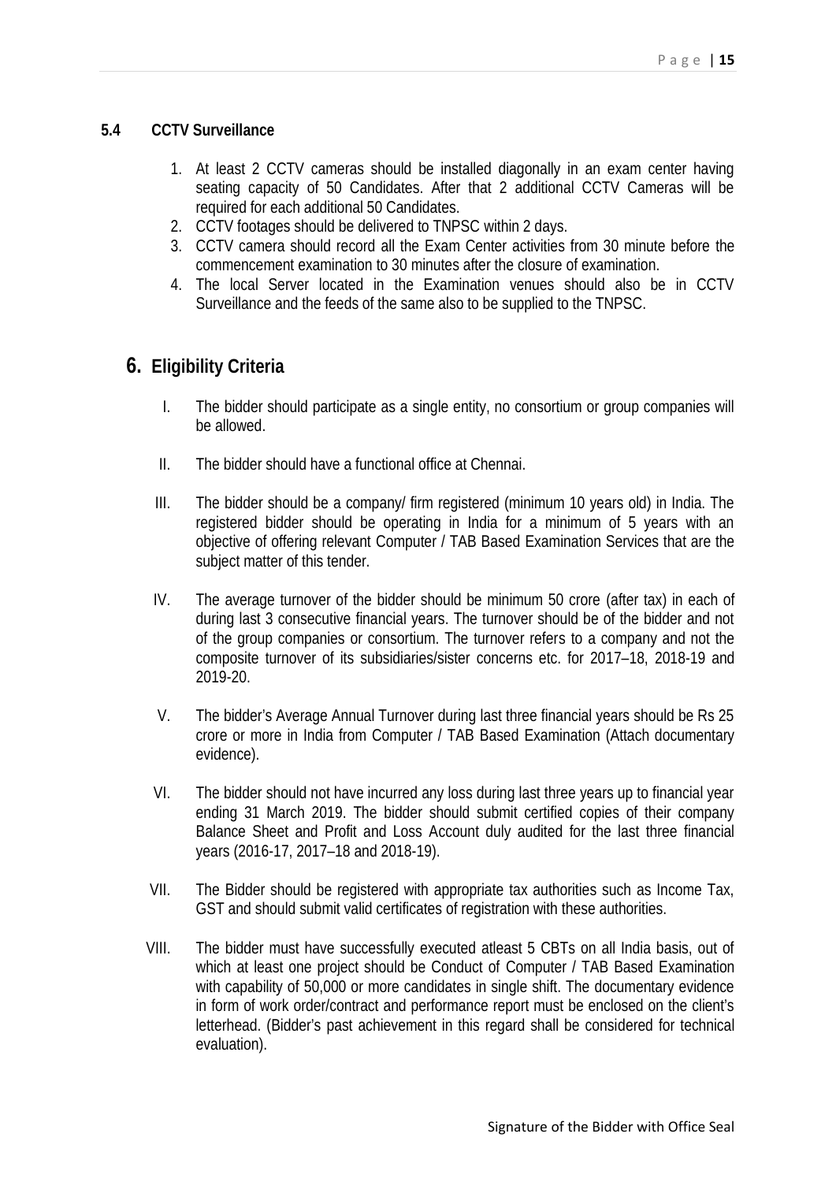### 5.4 CCTV Surveillance

1. At least 2 CCTV cameras should be installed diagonally in an exam center having seating capacity of 50 Candidates. After that 2 additional CCTV Cameras will be required for each additional 50 Candidates.
2. CCTV footages should be delivered to TNPSC within 2 days.
3. CCTV camera should record all the Exam Center activities from 30 minute before the commencement examination to 30 minutes after the closure of examination.
4. The local Server located in the Examination venues should also be in CCTV Surveillance and the feeds of the same also to be supplied to the TNPSC.

## 6. Eligibility Criteria

I. The bidder should participate as a single entity, no consortium or group companies will be allowed.

II. The bidder should have a functional office at Chennai.

III. The bidder should be a company/ firm registered (minimum 10 years old) in India. The registered bidder should be operating in India for a minimum of 5 years with an objective of offering relevant Computer / TAB Based Examination Services that are the subject matter of this tender.

IV. The average turnover of the bidder should be minimum 50 crore (after tax) in each of during last 3 consecutive financial years. The turnover should be of the bidder and not of the group companies or consortium. The turnover refers to a company and not the composite turnover of its subsidiaries/sister concerns etc. for 2017–18, 2018-19 and 2019-20.

V. The bidder's Average Annual Turnover during last three financial years should be Rs 25 crore or more in India from Computer / TAB Based Examination (Attach documentary evidence).

VI. The bidder should not have incurred any loss during last three years up to financial year ending 31 March 2019. The bidder should submit certified copies of their company Balance Sheet and Profit and Loss Account duly audited for the last three financial years (2016-17, 2017–18 and 2018-19).

VII. The Bidder should be registered with appropriate tax authorities such as Income Tax, GST and should submit valid certificates of registration with these authorities.

VIII. The bidder must have successfully executed atleast 5 CBTs on all India basis, out of which at least one project should be Conduct of Computer / TAB Based Examination with capability of 50,000 or more candidates in single shift. The documentary evidence in form of work order/contract and performance report must be enclosed on the client's letterhead. (Bidder's past achievement in this regard shall be considered for technical evaluation).

Signature of the Bidder with Office Seal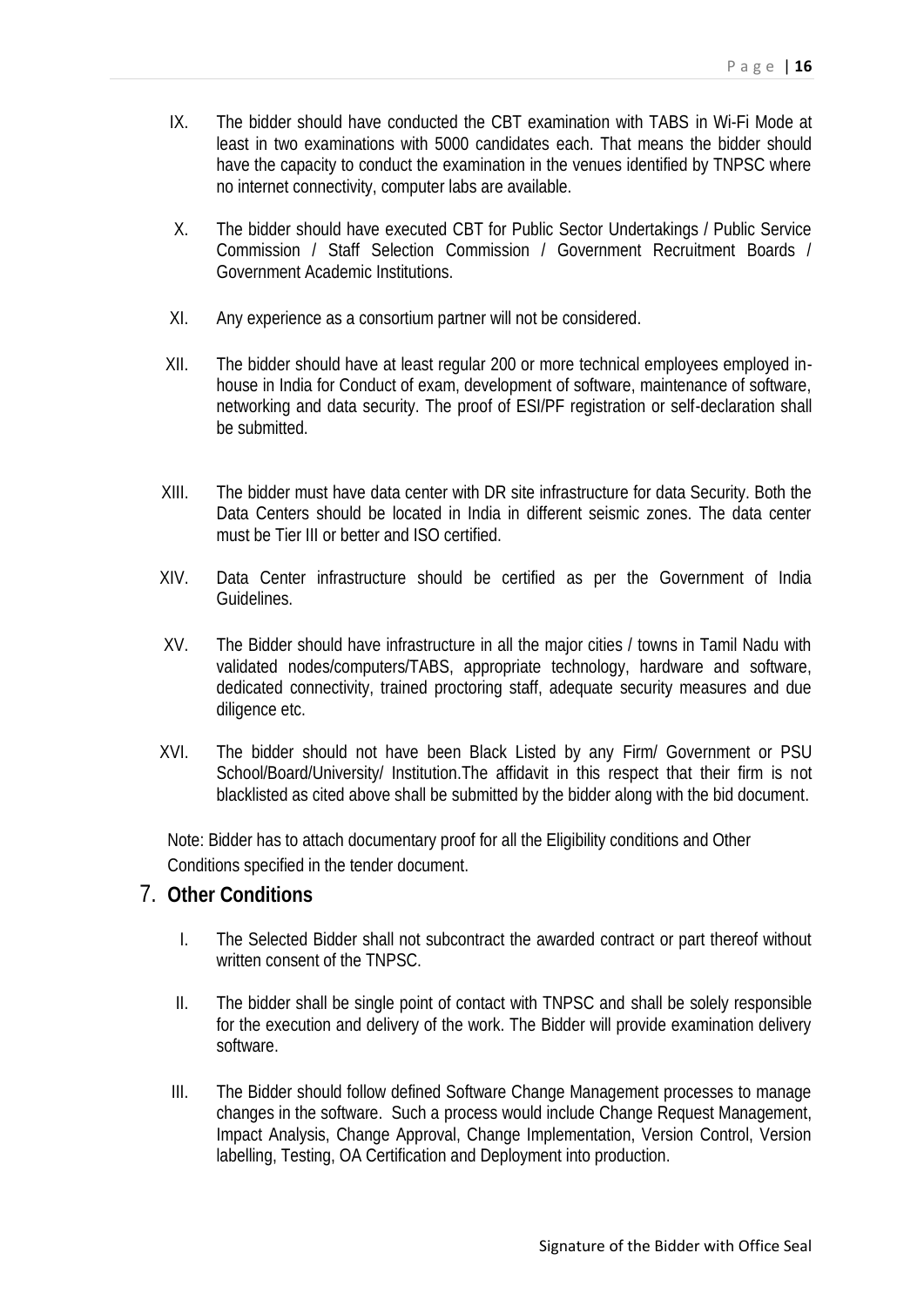IX. The bidder should have conducted the CBT examination with TABS in Wi-Fi Mode at least in two examinations with 5000 candidates each. That means the bidder should have the capacity to conduct the examination in the venues identified by TNPSC where no internet connectivity, computer labs are available.

X. The bidder should have executed CBT for Public Sector Undertakings / Public Service Commission / Staff Selection Commission / Government Recruitment Boards / Government Academic Institutions.

XI. Any experience as a consortium partner will not be considered.

XII. The bidder should have at least regular 200 or more technical employees employed in-house in India for Conduct of exam, development of software, maintenance of software, networking and data security. The proof of ESI/PF registration or self-declaration shall be submitted.

XIII. The bidder must have data center with DR site infrastructure for data Security. Both the Data Centers should be located in India in different seismic zones. The data center must be Tier III or better and ISO certified.

XIV. Data Center infrastructure should be certified as per the Government of India Guidelines.

XV. The Bidder should have infrastructure in all the major cities / towns in Tamil Nadu with validated nodes/computers/TABS, appropriate technology, hardware and software, dedicated connectivity, trained proctoring staff, adequate security measures and due diligence etc.

XVI. The bidder should not have been Black Listed by any Firm/ Government or PSU School/Board/University/ Institution.The affidavit in this respect that their firm is not blacklisted as cited above shall be submitted by the bidder along with the bid document.

Note: Bidder has to attach documentary proof for all the Eligibility conditions and Other Conditions specified in the tender document.

## 7. Other Conditions

I. The Selected Bidder shall not subcontract the awarded contract or part thereof without written consent of the TNPSC.

II. The bidder shall be single point of contact with TNPSC and shall be solely responsible for the execution and delivery of the work. The Bidder will provide examination delivery software.

III. The Bidder should follow defined Software Change Management processes to manage changes in the software. Such a process would include Change Request Management, Impact Analysis, Change Approval, Change Implementation, Version Control, Version labelling, Testing, OA Certification and Deployment into production.

Signature of the Bidder with Office Seal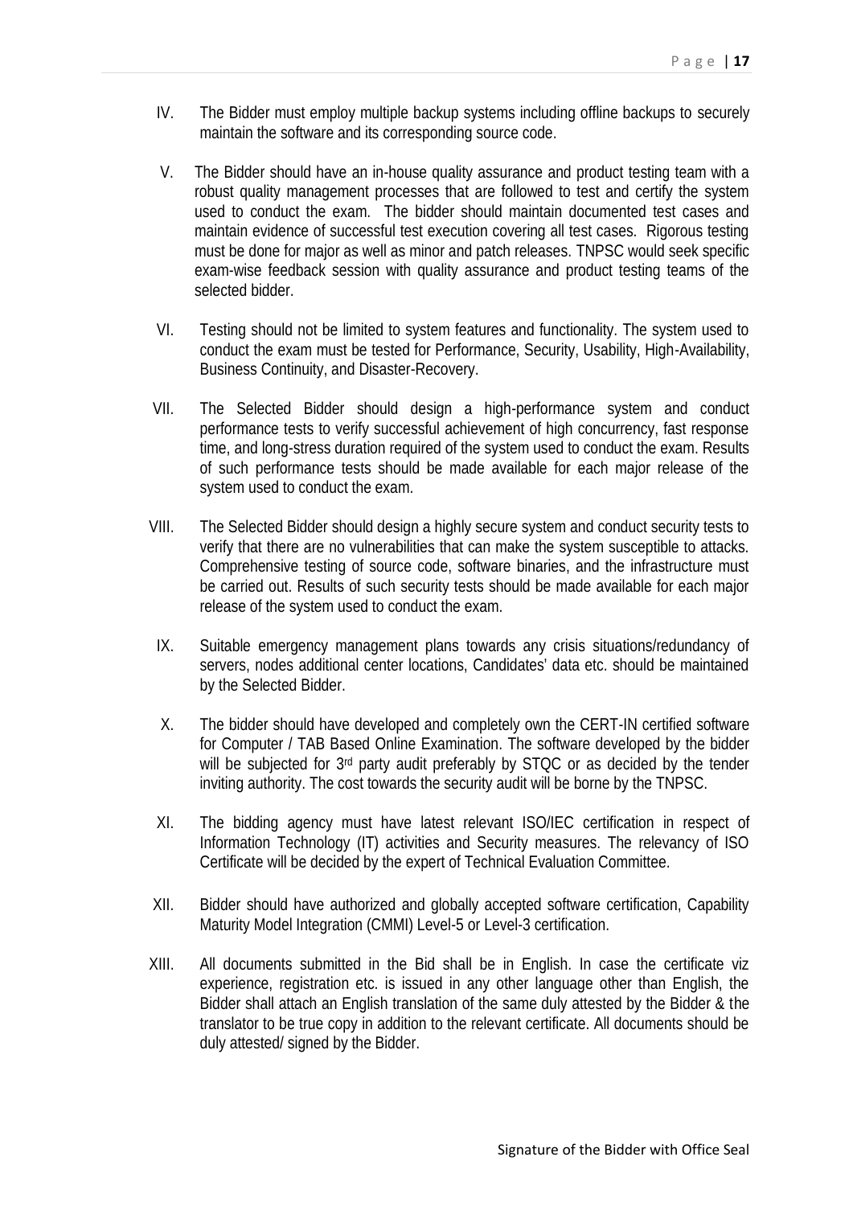IV. The Bidder must employ multiple backup systems including offline backups to securely maintain the software and its corresponding source code.

V. The Bidder should have an in-house quality assurance and product testing team with a robust quality management processes that are followed to test and certify the system used to conduct the exam. The bidder should maintain documented test cases and maintain evidence of successful test execution covering all test cases. Rigorous testing must be done for major as well as minor and patch releases. TNPSC would seek specific exam-wise feedback session with quality assurance and product testing teams of the selected bidder.

VI. Testing should not be limited to system features and functionality. The system used to conduct the exam must be tested for Performance, Security, Usability, High-Availability, Business Continuity, and Disaster-Recovery.

VII. The Selected Bidder should design a high-performance system and conduct performance tests to verify successful achievement of high concurrency, fast response time, and long-stress duration required of the system used to conduct the exam. Results of such performance tests should be made available for each major release of the system used to conduct the exam.

VIII. The Selected Bidder should design a highly secure system and conduct security tests to verify that there are no vulnerabilities that can make the system susceptible to attacks. Comprehensive testing of source code, software binaries, and the infrastructure must be carried out. Results of such security tests should be made available for each major release of the system used to conduct the exam.

IX. Suitable emergency management plans towards any crisis situations/redundancy of servers, nodes additional center locations, Candidates' data etc. should be maintained by the Selected Bidder.

X. The bidder should have developed and completely own the CERT-IN certified software for Computer / TAB Based Online Examination. The software developed by the bidder will be subjected for 3rd party audit preferably by STQC or as decided by the tender inviting authority. The cost towards the security audit will be borne by the TNPSC.

XI. The bidding agency must have latest relevant ISO/IEC certification in respect of Information Technology (IT) activities and Security measures. The relevancy of ISO Certificate will be decided by the expert of Technical Evaluation Committee.

XII. Bidder should have authorized and globally accepted software certification, Capability Maturity Model Integration (CMMI) Level-5 or Level-3 certification.

XIII. All documents submitted in the Bid shall be in English. In case the certificate viz experience, registration etc. is issued in any other language other than English, the Bidder shall attach an English translation of the same duly attested by the Bidder & the translator to be true copy in addition to the relevant certificate. All documents should be duly attested/ signed by the Bidder.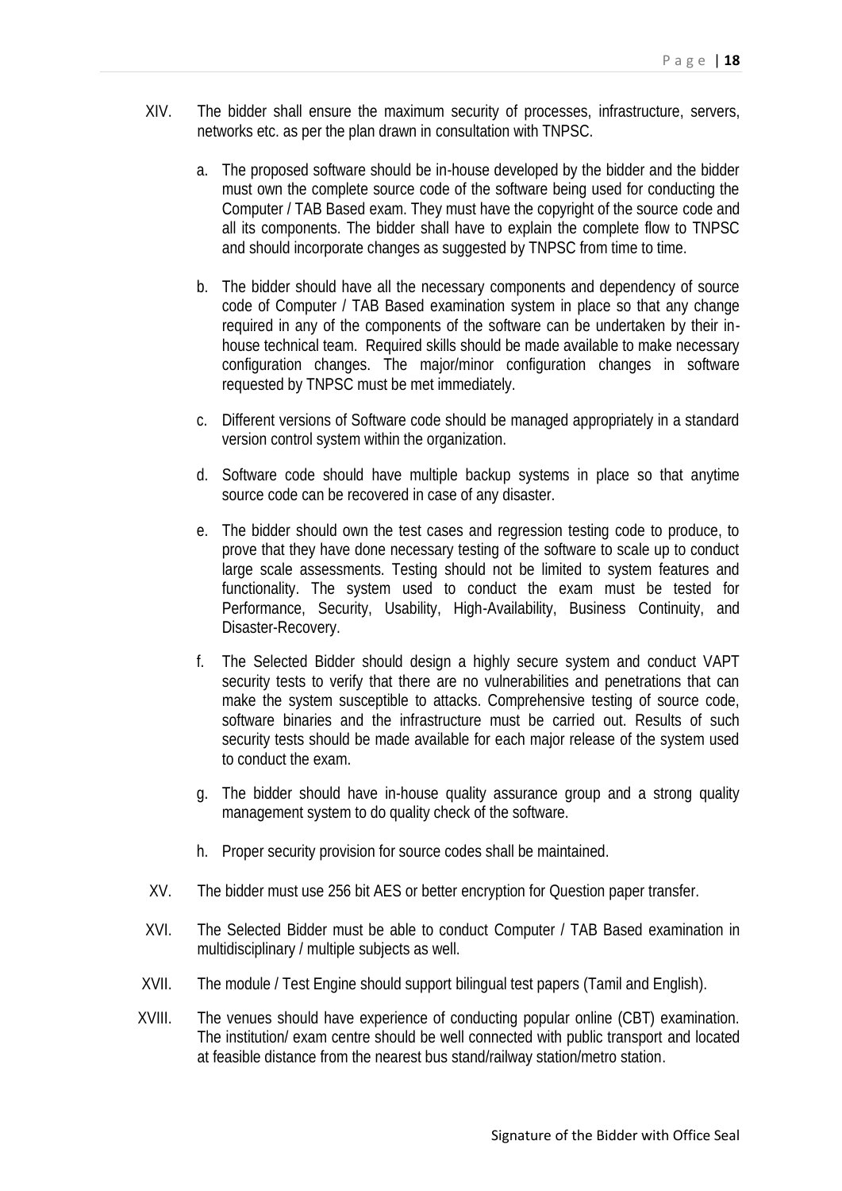XIV. The bidder shall ensure the maximum security of processes, infrastructure, servers, networks etc. as per the plan drawn in consultation with TNPSC.

   a. The proposed software should be in-house developed by the bidder and the bidder must own the complete source code of the software being used for conducting the Computer / TAB Based exam. They must have the copyright of the source code and all its components. The bidder shall have to explain the complete flow to TNPSC and should incorporate changes as suggested by TNPSC from time to time.

   b. The bidder should have all the necessary components and dependency of source code of Computer / TAB Based examination system in place so that any change required in any of the components of the software can be undertaken by their in-house technical team. Required skills should be made available to make necessary configuration changes. The major/minor configuration changes in software requested by TNPSC must be met immediately.

   c. Different versions of Software code should be managed appropriately in a standard version control system within the organization.

   d. Software code should have multiple backup systems in place so that anytime source code can be recovered in case of any disaster.

   e. The bidder should own the test cases and regression testing code to produce, to prove that they have done necessary testing of the software to scale up to conduct large scale assessments. Testing should not be limited to system features and functionality. The system used to conduct the exam must be tested for Performance, Security, Usability, High-Availability, Business Continuity, and Disaster-Recovery.

   f. The Selected Bidder should design a highly secure system and conduct VAPT security tests to verify that there are no vulnerabilities and penetrations that can make the system susceptible to attacks. Comprehensive testing of source code, software binaries and the infrastructure must be carried out. Results of such security tests should be made available for each major release of the system used to conduct the exam.

   g. The bidder should have in-house quality assurance group and a strong quality management system to do quality check of the software.

   h. Proper security provision for source codes shall be maintained.

XV. The bidder must use 256 bit AES or better encryption for Question paper transfer.

XVI. The Selected Bidder must be able to conduct Computer / TAB Based examination in multidisciplinary / multiple subjects as well.

XVII. The module / Test Engine should support bilingual test papers (Tamil and English).

XVIII. The venues should have experience of conducting popular online (CBT) examination. The institution/ exam centre should be well connected with public transport and located at feasible distance from the nearest bus stand/railway station/metro station.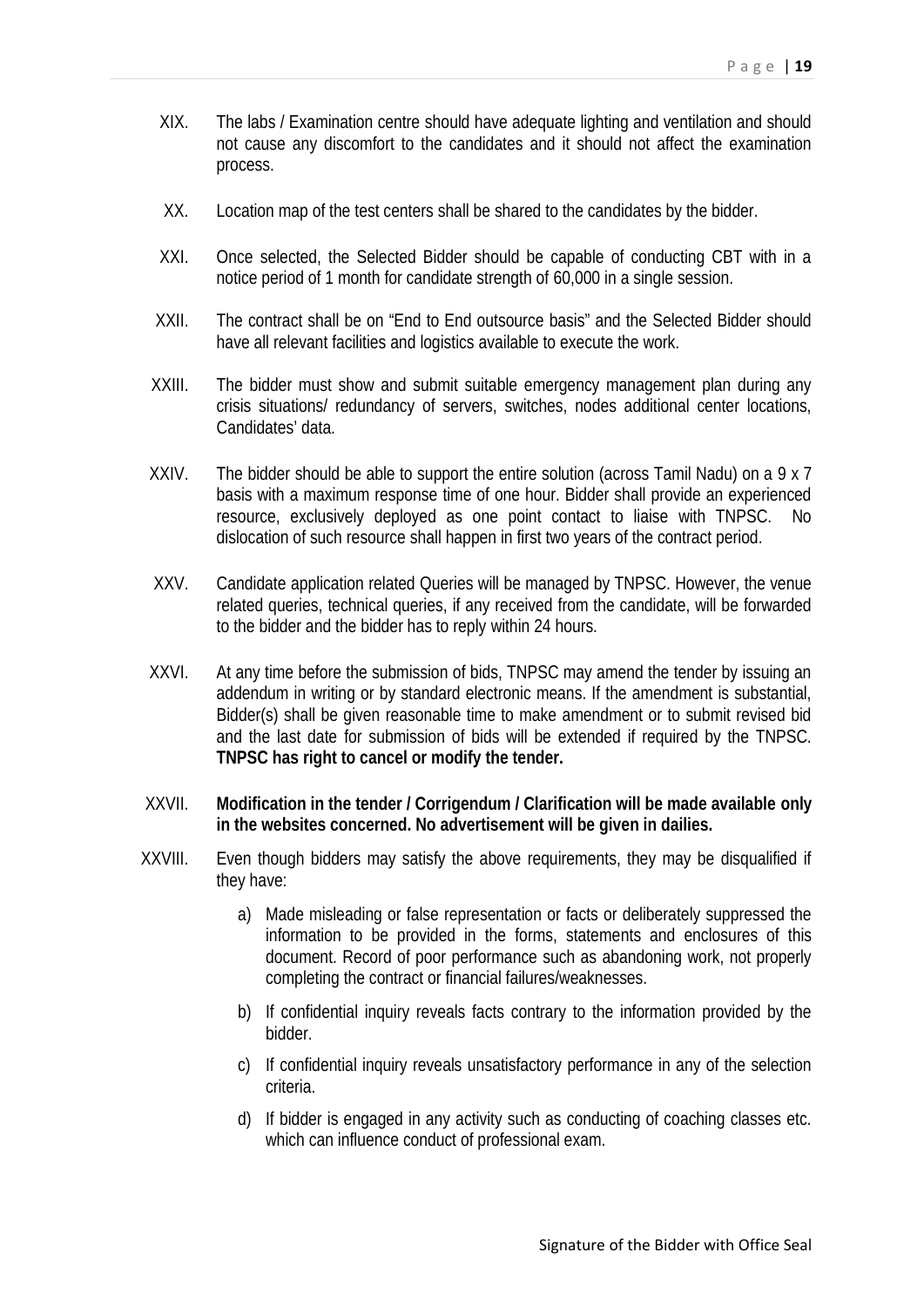XIX. The labs / Examination centre should have adequate lighting and ventilation and should not cause any discomfort to the candidates and it should not affect the examination process.

XX. Location map of the test centers shall be shared to the candidates by the bidder.

XXI. Once selected, the Selected Bidder should be capable of conducting CBT with in a notice period of 1 month for candidate strength of 60,000 in a single session.

XXII. The contract shall be on "End to End outsource basis" and the Selected Bidder should have all relevant facilities and logistics available to execute the work.

XXIII. The bidder must show and submit suitable emergency management plan during any crisis situations/ redundancy of servers, switches, nodes additional center locations, Candidates' data.

XXIV. The bidder should be able to support the entire solution (across Tamil Nadu) on a 9 x 7 basis with a maximum response time of one hour. Bidder shall provide an experienced resource, exclusively deployed as one point contact to liaise with TNPSC. No dislocation of such resource shall happen in first two years of the contract period.

XXV. Candidate application related Queries will be managed by TNPSC. However, the venue related queries, technical queries, if any received from the candidate, will be forwarded to the bidder and the bidder has to reply within 24 hours.

XXVI. At any time before the submission of bids, TNPSC may amend the tender by issuing an addendum in writing or by standard electronic means. If the amendment is substantial, Bidder(s) shall be given reasonable time to make amendment or to submit revised bid and the last date for submission of bids will be extended if required by the TNPSC. **TNPSC has right to cancel or modify the tender.**

XXVII. **Modification in the tender / Corrigendum / Clarification will be made available only in the websites concerned. No advertisement will be given in dailies.**

XXVIII. Even though bidders may satisfy the above requirements, they may be disqualified if they have:

a) Made misleading or false representation or facts or deliberately suppressed the information to be provided in the forms, statements and enclosures of this document. Record of poor performance such as abandoning work, not properly completing the contract or financial failures/weaknesses.

b) If confidential inquiry reveals facts contrary to the information provided by the bidder.

c) If confidential inquiry reveals unsatisfactory performance in any of the selection criteria.

d) If bidder is engaged in any activity such as conducting of coaching classes etc. which can influence conduct of professional exam.

Signature of the Bidder with Office Seal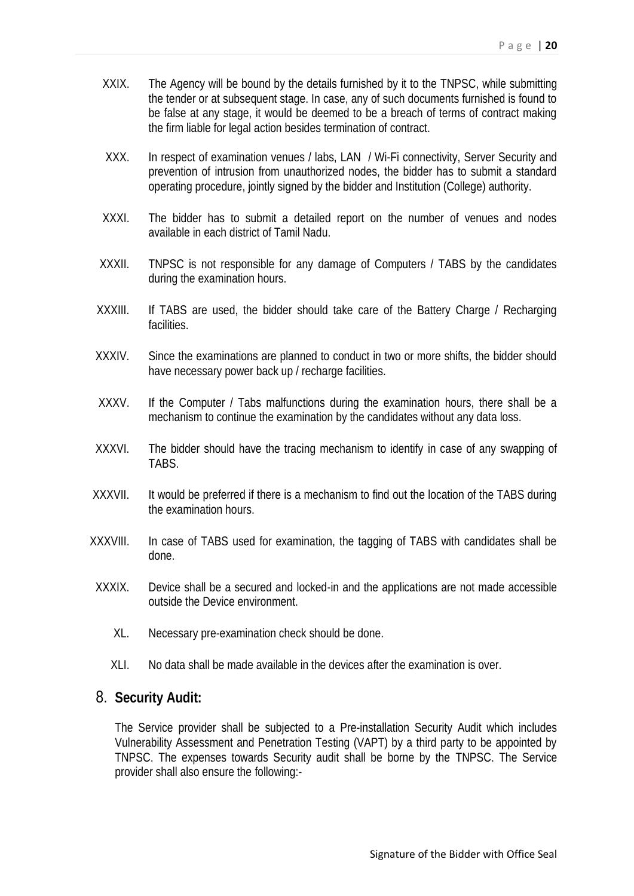XXIX. The Agency will be bound by the details furnished by it to the TNPSC, while submitting the tender or at subsequent stage. In case, any of such documents furnished is found to be false at any stage, it would be deemed to be a breach of terms of contract making the firm liable for legal action besides termination of contract.

XXX. In respect of examination venues / labs, LAN / Wi-Fi connectivity, Server Security and prevention of intrusion from unauthorized nodes, the bidder has to submit a standard operating procedure, jointly signed by the bidder and Institution (College) authority.

XXXI. The bidder has to submit a detailed report on the number of venues and nodes available in each district of Tamil Nadu.

XXXII. TNPSC is not responsible for any damage of Computers / TABS by the candidates during the examination hours.

XXXIII. If TABS are used, the bidder should take care of the Battery Charge / Recharging facilities.

XXXIV. Since the examinations are planned to conduct in two or more shifts, the bidder should have necessary power back up / recharge facilities.

XXXV. If the Computer / Tabs malfunctions during the examination hours, there shall be a mechanism to continue the examination by the candidates without any data loss.

XXXVI. The bidder should have the tracing mechanism to identify in case of any swapping of TABS.

XXXVII. It would be preferred if there is a mechanism to find out the location of the TABS during the examination hours.

XXXVIII. In case of TABS used for examination, the tagging of TABS with candidates shall be done.

XXXIX. Device shall be a secured and locked-in and the applications are not made accessible outside the Device environment.

XL. Necessary pre-examination check should be done.

XLI. No data shall be made available in the devices after the examination is over.

## 8. Security Audit:

The Service provider shall be subjected to a Pre-installation Security Audit which includes Vulnerability Assessment and Penetration Testing (VAPT) by a third party to be appointed by TNPSC. The expenses towards Security audit shall be borne by the TNPSC. The Service provider shall also ensure the following:-

Signature of the Bidder with Office Seal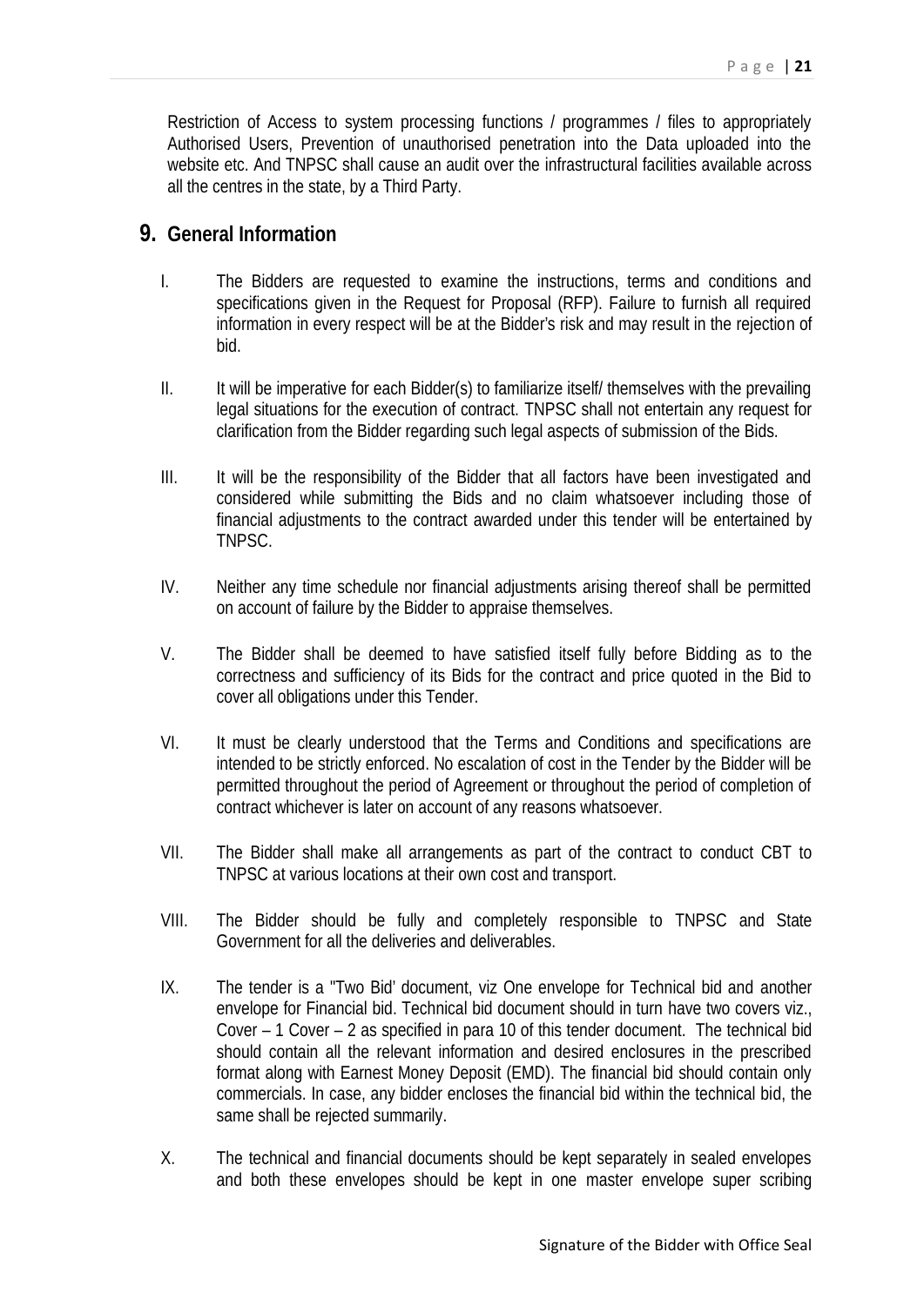Restriction of Access to system processing functions / programmes / files to appropriately Authorised Users, Prevention of unauthorised penetration into the Data uploaded into the website etc. And TNPSC shall cause an audit over the infrastructural facilities available across all the centres in the state, by a Third Party.

## 9. General Information

I. The Bidders are requested to examine the instructions, terms and conditions and specifications given in the Request for Proposal (RFP). Failure to furnish all required information in every respect will be at the Bidder's risk and may result in the rejection of bid.

II. It will be imperative for each Bidder(s) to familiarize itself/ themselves with the prevailing legal situations for the execution of contract. TNPSC shall not entertain any request for clarification from the Bidder regarding such legal aspects of submission of the Bids.

III. It will be the responsibility of the Bidder that all factors have been investigated and considered while submitting the Bids and no claim whatsoever including those of financial adjustments to the contract awarded under this tender will be entertained by TNPSC.

IV. Neither any time schedule nor financial adjustments arising thereof shall be permitted on account of failure by the Bidder to appraise themselves.

V. The Bidder shall be deemed to have satisfied itself fully before Bidding as to the correctness and sufficiency of its Bids for the contract and price quoted in the Bid to cover all obligations under this Tender.

VI. It must be clearly understood that the Terms and Conditions and specifications are intended to be strictly enforced. No escalation of cost in the Tender by the Bidder will be permitted throughout the period of Agreement or throughout the period of completion of contract whichever is later on account of any reasons whatsoever.

VII. The Bidder shall make all arrangements as part of the contract to conduct CBT to TNPSC at various locations at their own cost and transport.

VIII. The Bidder should be fully and completely responsible to TNPSC and State Government for all the deliveries and deliverables.

IX. The tender is a "Two Bid' document, viz One envelope for Technical bid and another envelope for Financial bid. Technical bid document should in turn have two covers viz., Cover – 1 Cover – 2 as specified in para 10 of this tender document. The technical bid should contain all the relevant information and desired enclosures in the prescribed format along with Earnest Money Deposit (EMD). The financial bid should contain only commercials. In case, any bidder encloses the financial bid within the technical bid, the same shall be rejected summarily.

X. The technical and financial documents should be kept separately in sealed envelopes and both these envelopes should be kept in one master envelope super scribing

Signature of the Bidder with Office Seal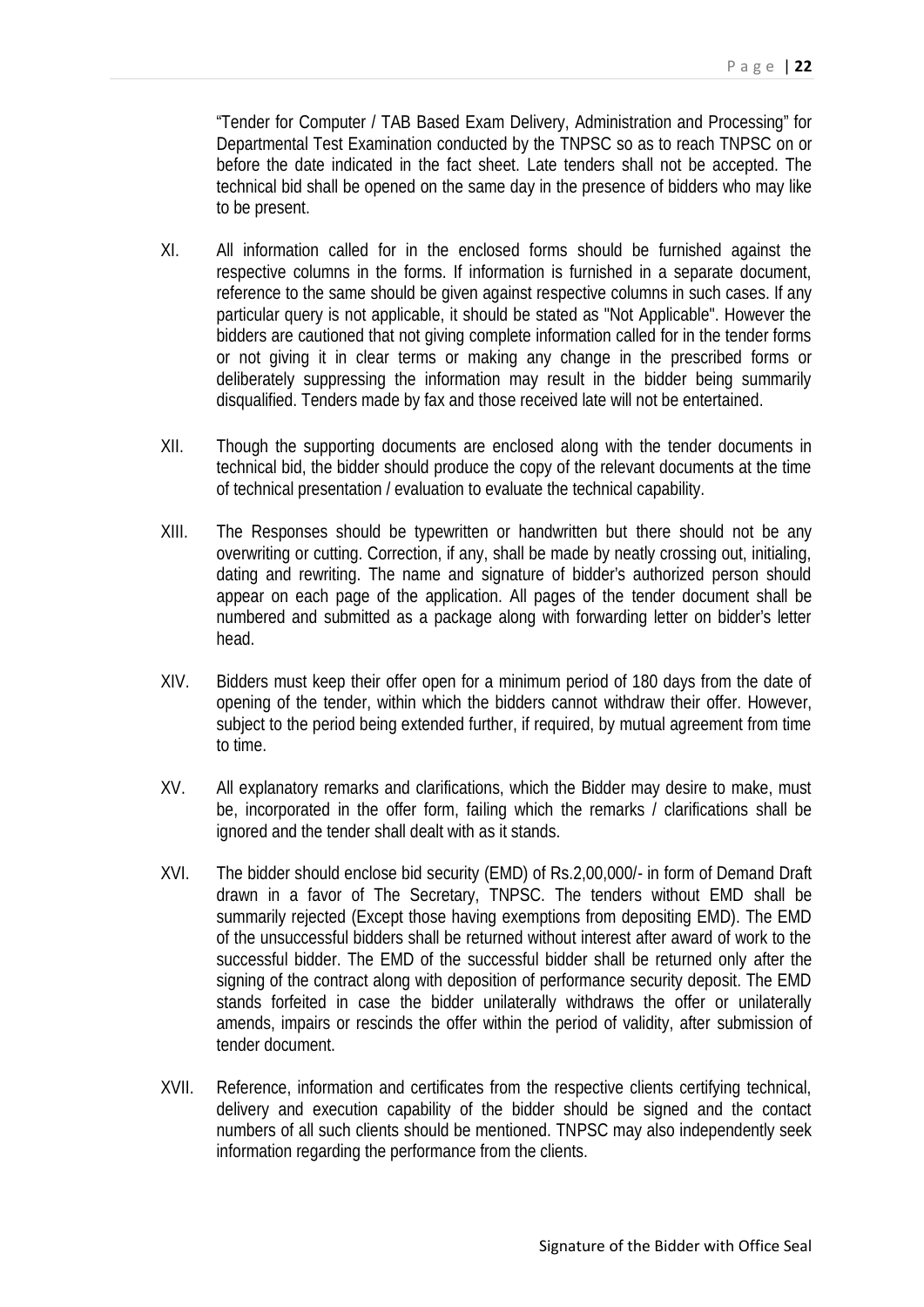"Tender for Computer / TAB Based Exam Delivery, Administration and Processing" for Departmental Test Examination conducted by the TNPSC so as to reach TNPSC on or before the date indicated in the fact sheet. Late tenders shall not be accepted. The technical bid shall be opened on the same day in the presence of bidders who may like to be present.

XI. All information called for in the enclosed forms should be furnished against the respective columns in the forms. If information is furnished in a separate document, reference to the same should be given against respective columns in such cases. If any particular query is not applicable, it should be stated as "Not Applicable". However the bidders are cautioned that not giving complete information called for in the tender forms or not giving it in clear terms or making any change in the prescribed forms or deliberately suppressing the information may result in the bidder being summarily disqualified. Tenders made by fax and those received late will not be entertained.

XII. Though the supporting documents are enclosed along with the tender documents in technical bid, the bidder should produce the copy of the relevant documents at the time of technical presentation / evaluation to evaluate the technical capability.

XIII. The Responses should be typewritten or handwritten but there should not be any overwriting or cutting. Correction, if any, shall be made by neatly crossing out, initialing, dating and rewriting. The name and signature of bidder's authorized person should appear on each page of the application. All pages of the tender document shall be numbered and submitted as a package along with forwarding letter on bidder's letter head.

XIV. Bidders must keep their offer open for a minimum period of 180 days from the date of opening of the tender, within which the bidders cannot withdraw their offer. However, subject to the period being extended further, if required, by mutual agreement from time to time.

XV. All explanatory remarks and clarifications, which the Bidder may desire to make, must be, incorporated in the offer form, failing which the remarks / clarifications shall be ignored and the tender shall dealt with as it stands.

XVI. The bidder should enclose bid security (EMD) of Rs.2,00,000/- in form of Demand Draft drawn in a favor of The Secretary, TNPSC. The tenders without EMD shall be summarily rejected (Except those having exemptions from depositing EMD). The EMD of the unsuccessful bidders shall be returned without interest after award of work to the successful bidder. The EMD of the successful bidder shall be returned only after the signing of the contract along with deposition of performance security deposit. The EMD stands forfeited in case the bidder unilaterally withdraws the offer or unilaterally amends, impairs or rescinds the offer within the period of validity, after submission of tender document.

XVII. Reference, information and certificates from the respective clients certifying technical, delivery and execution capability of the bidder should be signed and the contact numbers of all such clients should be mentioned. TNPSC may also independently seek information regarding the performance from the clients.

Signature of the Bidder with Office Seal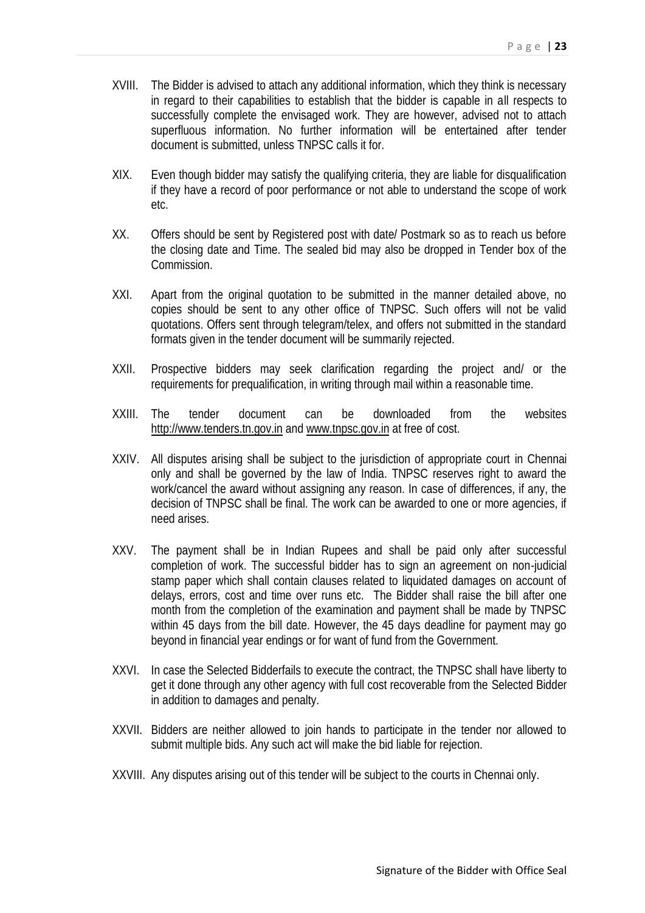XVIII. The Bidder is advised to attach any additional information, which they think is necessary in regard to their capabilities to establish that the bidder is capable in all respects to successfully complete the envisaged work. They are however, advised not to attach superfluous information. No further information will be entertained after tender document is submitted, unless TNPSC calls it for.

XIX. Even though bidder may satisfy the qualifying criteria, they are liable for disqualification if they have a record of poor performance or not able to understand the scope of work etc.

XX. Offers should be sent by Registered post with date/ Postmark so as to reach us before the closing date and Time. The sealed bid may also be dropped in Tender box of the Commission.

XXI. Apart from the original quotation to be submitted in the manner detailed above, no copies should be sent to any other office of TNPSC. Such offers will not be valid quotations. Offers sent through telegram/telex, and offers not submitted in the standard formats given in the tender document will be summarily rejected.

XXII. Prospective bidders may seek clarification regarding the project and/ or the requirements for prequalification, in writing through mail within a reasonable time.

XXIII. The tender document can be downloaded from the websites http://www.tenders.tn.gov.in and www.tnpsc.gov.in at free of cost.

XXIV. All disputes arising shall be subject to the jurisdiction of appropriate court in Chennai only and shall be governed by the law of India. TNPSC reserves right to award the work/cancel the award without assigning any reason. In case of differences, if any, the decision of TNPSC shall be final. The work can be awarded to one or more agencies, if need arises.

XXV. The payment shall be in Indian Rupees and shall be paid only after successful completion of work. The successful bidder has to sign an agreement on non-judicial stamp paper which shall contain clauses related to liquidated damages on account of delays, errors, cost and time over runs etc. The Bidder shall raise the bill after one month from the completion of the examination and payment shall be made by TNPSC within 45 days from the bill date. However, the 45 days deadline for payment may go beyond in financial year endings or for want of fund from the Government.

XXVI. In case the Selected Bidderfails to execute the contract, the TNPSC shall have liberty to get it done through any other agency with full cost recoverable from the Selected Bidder in addition to damages and penalty.

XXVII. Bidders are neither allowed to join hands to participate in the tender nor allowed to submit multiple bids. Any such act will make the bid liable for rejection.

XXVIII. Any disputes arising out of this tender will be subject to the courts in Chennai only.

Signature of the Bidder with Office Seal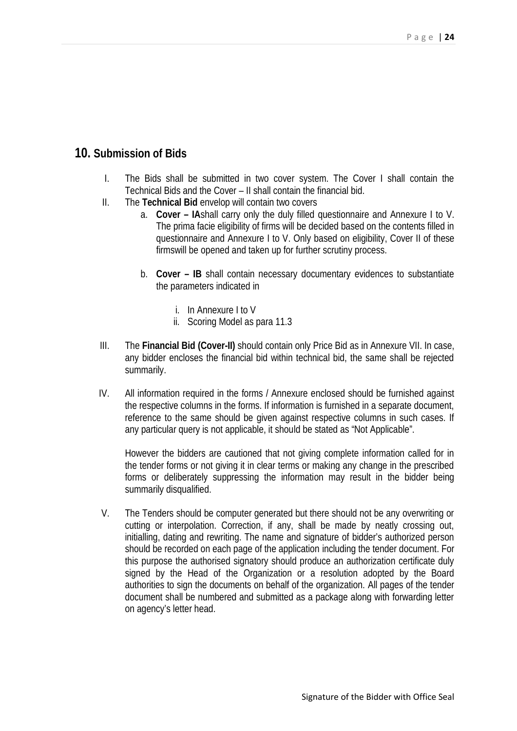## 10. Submission of Bids

I. The Bids shall be submitted in two cover system. The Cover I shall contain the Technical Bids and the Cover – II shall contain the financial bid.

II. The **Technical Bid** envelop will contain two covers

   a. **Cover – IA**shall carry only the duly filled questionnaire and Annexure I to V. The prima facie eligibility of firms will be decided based on the contents filled in questionnaire and Annexure I to V. Only based on eligibility, Cover II of these firmswill be opened and taken up for further scrutiny process.

   b. **Cover – IB** shall contain necessary documentary evidences to substantiate the parameters indicated in

      i. In Annexure I to V
      ii. Scoring Model as para 11.3

III. The **Financial Bid (Cover-II)** should contain only Price Bid as in Annexure VII. In case, any bidder encloses the financial bid within technical bid, the same shall be rejected summarily.

IV. All information required in the forms / Annexure enclosed should be furnished against the respective columns in the forms. If information is furnished in a separate document, reference to the same should be given against respective columns in such cases. If any particular query is not applicable, it should be stated as "Not Applicable".

   However the bidders are cautioned that not giving complete information called for in the tender forms or not giving it in clear terms or making any change in the prescribed forms or deliberately suppressing the information may result in the bidder being summarily disqualified.

V. The Tenders should be computer generated but there should not be any overwriting or cutting or interpolation. Correction, if any, shall be made by neatly crossing out, initialling, dating and rewriting. The name and signature of bidder's authorized person should be recorded on each page of the application including the tender document. For this purpose the authorised signatory should produce an authorization certificate duly signed by the Head of the Organization or a resolution adopted by the Board authorities to sign the documents on behalf of the organization. All pages of the tender document shall be numbered and submitted as a package along with forwarding letter on agency's letter head.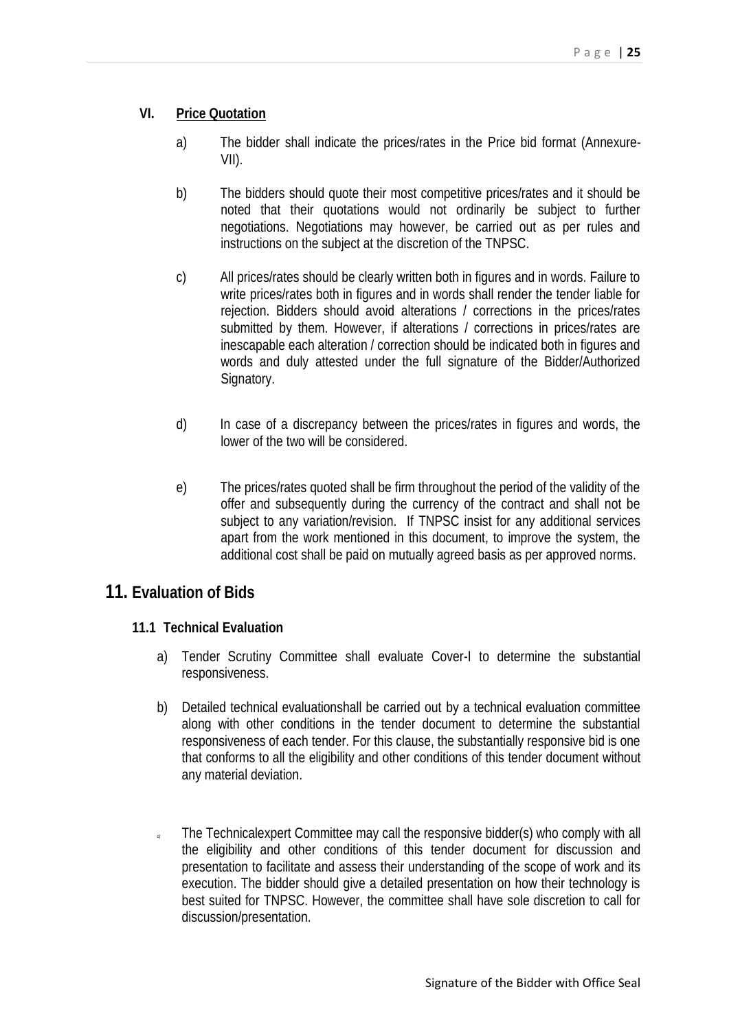### VI. Price Quotation

a) The bidder shall indicate the prices/rates in the Price bid format (Annexure-VII).

b) The bidders should quote their most competitive prices/rates and it should be noted that their quotations would not ordinarily be subject to further negotiations. Negotiations may however, be carried out as per rules and instructions on the subject at the discretion of the TNPSC.

c) All prices/rates should be clearly written both in figures and in words. Failure to write prices/rates both in figures and in words shall render the tender liable for rejection. Bidders should avoid alterations / corrections in the prices/rates submitted by them. However, if alterations / corrections in prices/rates are inescapable each alteration / correction should be indicated both in figures and words and duly attested under the full signature of the Bidder/Authorized Signatory.

d) In case of a discrepancy between the prices/rates in figures and words, the lower of the two will be considered.

e) The prices/rates quoted shall be firm throughout the period of the validity of the offer and subsequently during the currency of the contract and shall not be subject to any variation/revision. If TNPSC insist for any additional services apart from the work mentioned in this document, to improve the system, the additional cost shall be paid on mutually agreed basis as per approved norms.

## 11. Evaluation of Bids

### 11.1 Technical Evaluation

a) Tender Scrutiny Committee shall evaluate Cover-I to determine the substantial responsiveness.

b) Detailed technical evaluationshall be carried out by a technical evaluation committee along with other conditions in the tender document to determine the substantial responsiveness of each tender. For this clause, the substantially responsive bid is one that conforms to all the eligibility and other conditions of this tender document without any material deviation.

c) The Technicalexpert Committee may call the responsive bidder(s) who comply with all the eligibility and other conditions of this tender document for discussion and presentation to facilitate and assess their understanding of the scope of work and its execution. The bidder should give a detailed presentation on how their technology is best suited for TNPSC. However, the committee shall have sole discretion to call for discussion/presentation.

Signature of the Bidder with Office Seal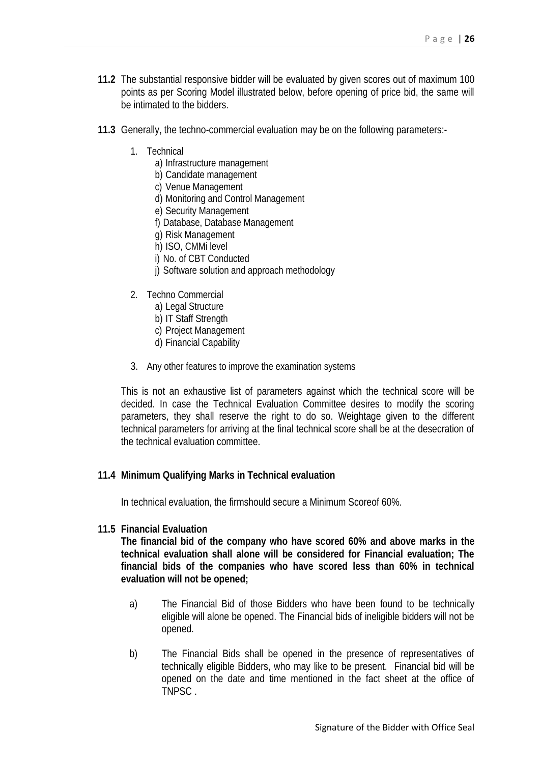**11.2** The substantial responsive bidder will be evaluated by given scores out of maximum 100 points as per Scoring Model illustrated below, before opening of price bid, the same will be intimated to the bidders.

**11.3** Generally, the techno-commercial evaluation may be on the following parameters:-

1. Technical
    a) Infrastructure management
    b) Candidate management
    c) Venue Management
    d) Monitoring and Control Management
    e) Security Management
    f) Database, Database Management
    g) Risk Management
    h) ISO, CMMi level
    i) No. of CBT Conducted
    j) Software solution and approach methodology

2. Techno Commercial
    a) Legal Structure
    b) IT Staff Strength
    c) Project Management
    d) Financial Capability

3. Any other features to improve the examination systems

This is not an exhaustive list of parameters against which the technical score will be decided. In case the Technical Evaluation Committee desires to modify the scoring parameters, they shall reserve the right to do so. Weightage given to the different technical parameters for arriving at the final technical score shall be at the desecration of the technical evaluation committee.

**11.4 Minimum Qualifying Marks in Technical evaluation**

In technical evaluation, the firmshould secure a Minimum Scoreof 60%.

**11.5 Financial Evaluation**

**The financial bid of the company who have scored 60% and above marks in the technical evaluation shall alone will be considered for Financial evaluation; The financial bids of the companies who have scored less than 60% in technical evaluation will not be opened;**

a) The Financial Bid of those Bidders who have been found to be technically eligible will alone be opened. The Financial bids of ineligible bidders will not be opened.

b) The Financial Bids shall be opened in the presence of representatives of technically eligible Bidders, who may like to be present. Financial bid will be opened on the date and time mentioned in the fact sheet at the office of TNPSC .

Signature of the Bidder with Office Seal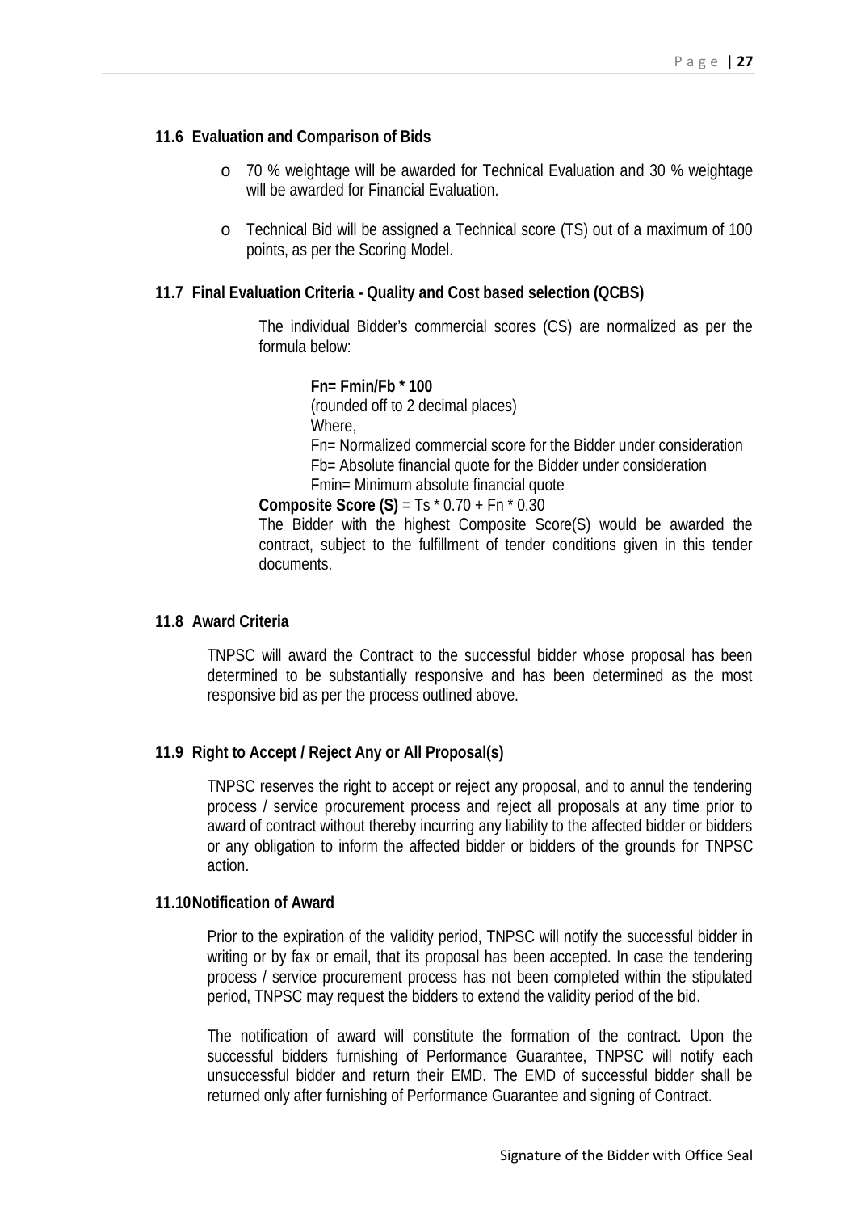### 11.6 Evaluation and Comparison of Bids

- 70 % weightage will be awarded for Technical Evaluation and 30 % weightage will be awarded for Financial Evaluation.
- Technical Bid will be assigned a Technical score (TS) out of a maximum of 100 points, as per the Scoring Model.

### 11.7 Final Evaluation Criteria - Quality and Cost based selection (QCBS)

The individual Bidder's commercial scores (CS) are normalized as per the formula below:

**Fn= Fmin/Fb * 100**

(rounded off to 2 decimal places)

Where,

Fn= Normalized commercial score for the Bidder under consideration

Fb= Absolute financial quote for the Bidder under consideration

Fmin= Minimum absolute financial quote

**Composite Score (S)** = Ts * 0.70 + Fn * 0.30

The Bidder with the highest Composite Score(S) would be awarded the contract, subject to the fulfillment of tender conditions given in this tender documents.

### 11.8 Award Criteria

TNPSC will award the Contract to the successful bidder whose proposal has been determined to be substantially responsive and has been determined as the most responsive bid as per the process outlined above.

### 11.9 Right to Accept / Reject Any or All Proposal(s)

TNPSC reserves the right to accept or reject any proposal, and to annul the tendering process / service procurement process and reject all proposals at any time prior to award of contract without thereby incurring any liability to the affected bidder or bidders or any obligation to inform the affected bidder or bidders of the grounds for TNPSC action.

### 11.10 Notification of Award

Prior to the expiration of the validity period, TNPSC will notify the successful bidder in writing or by fax or email, that its proposal has been accepted. In case the tendering process / service procurement process has not been completed within the stipulated period, TNPSC may request the bidders to extend the validity period of the bid.

The notification of award will constitute the formation of the contract. Upon the successful bidders furnishing of Performance Guarantee, TNPSC will notify each unsuccessful bidder and return their EMD. The EMD of successful bidder shall be returned only after furnishing of Performance Guarantee and signing of Contract.

Signature of the Bidder with Office Seal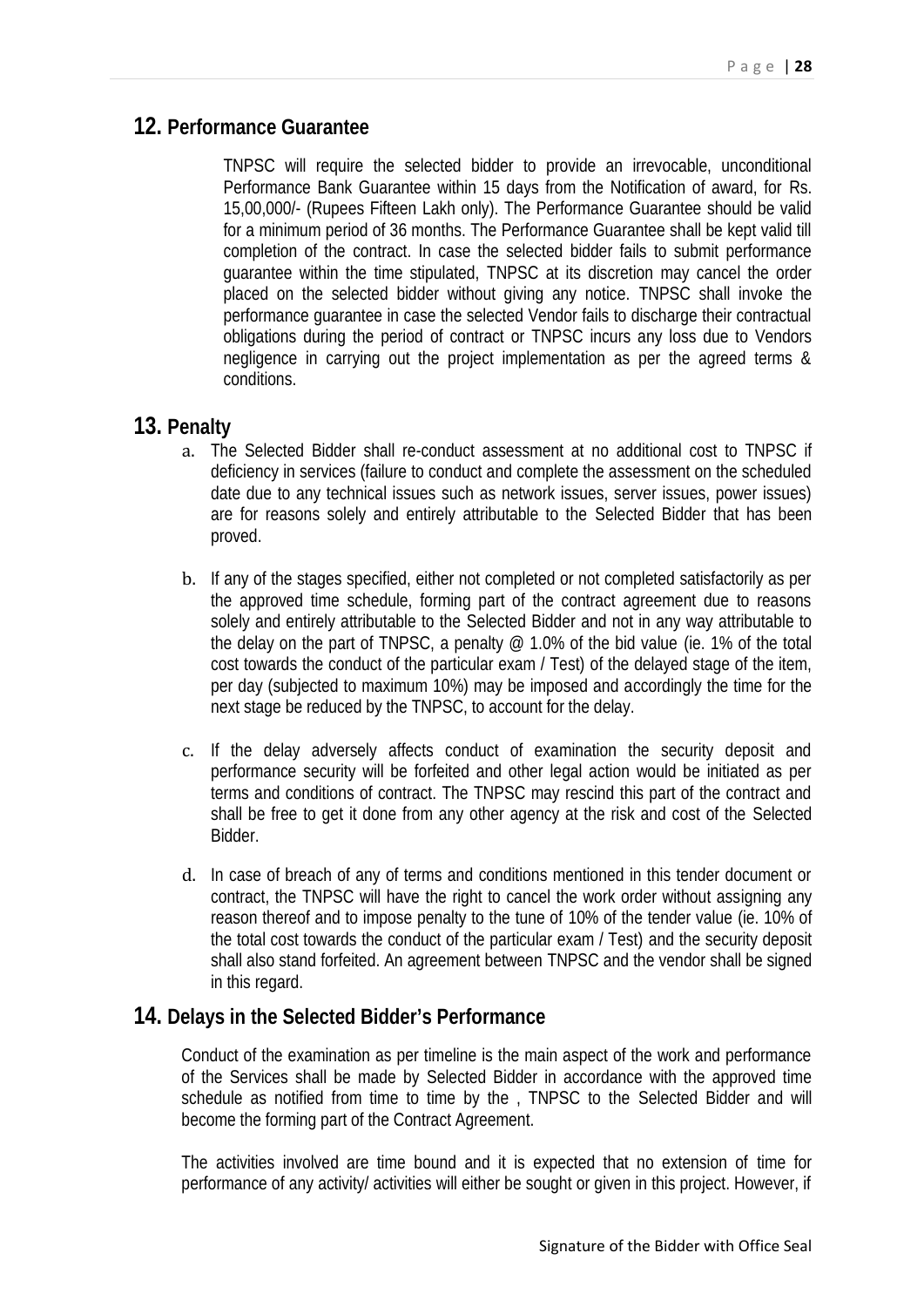## 12. Performance Guarantee

TNPSC will require the selected bidder to provide an irrevocable, unconditional Performance Bank Guarantee within 15 days from the Notification of award, for Rs. 15,00,000/- (Rupees Fifteen Lakh only). The Performance Guarantee should be valid for a minimum period of 36 months. The Performance Guarantee shall be kept valid till completion of the contract. In case the selected bidder fails to submit performance guarantee within the time stipulated, TNPSC at its discretion may cancel the order placed on the selected bidder without giving any notice. TNPSC shall invoke the performance guarantee in case the selected Vendor fails to discharge their contractual obligations during the period of contract or TNPSC incurs any loss due to Vendors negligence in carrying out the project implementation as per the agreed terms & conditions.

## 13. Penalty

a. The Selected Bidder shall re-conduct assessment at no additional cost to TNPSC if deficiency in services (failure to conduct and complete the assessment on the scheduled date due to any technical issues such as network issues, server issues, power issues) are for reasons solely and entirely attributable to the Selected Bidder that has been proved.

b. If any of the stages specified, either not completed or not completed satisfactorily as per the approved time schedule, forming part of the contract agreement due to reasons solely and entirely attributable to the Selected Bidder and not in any way attributable to the delay on the part of TNPSC, a penalty @ 1.0% of the bid value (ie. 1% of the total cost towards the conduct of the particular exam / Test) of the delayed stage of the item, per day (subjected to maximum 10%) may be imposed and accordingly the time for the next stage be reduced by the TNPSC, to account for the delay.

c. If the delay adversely affects conduct of examination the security deposit and performance security will be forfeited and other legal action would be initiated as per terms and conditions of contract. The TNPSC may rescind this part of the contract and shall be free to get it done from any other agency at the risk and cost of the Selected Bidder.

d. In case of breach of any of terms and conditions mentioned in this tender document or contract, the TNPSC will have the right to cancel the work order without assigning any reason thereof and to impose penalty to the tune of 10% of the tender value (ie. 10% of the total cost towards the conduct of the particular exam / Test) and the security deposit shall also stand forfeited. An agreement between TNPSC and the vendor shall be signed in this regard.

## 14. Delays in the Selected Bidder's Performance

Conduct of the examination as per timeline is the main aspect of the work and performance of the Services shall be made by Selected Bidder in accordance with the approved time schedule as notified from time to time by the , TNPSC to the Selected Bidder and will become the forming part of the Contract Agreement.

The activities involved are time bound and it is expected that no extension of time for performance of any activity/ activities will either be sought or given in this project. However, if

Signature of the Bidder with Office Seal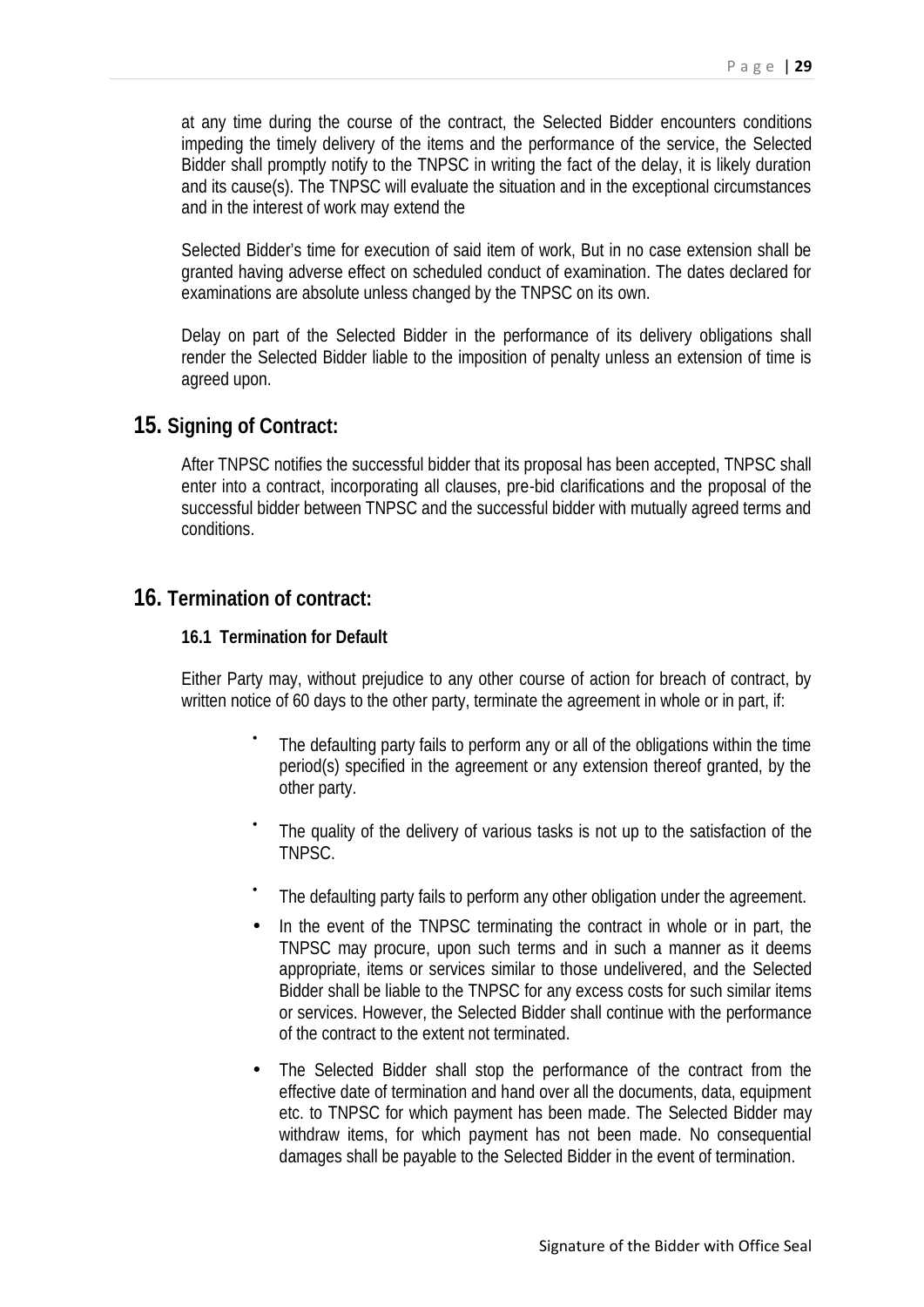at any time during the course of the contract, the Selected Bidder encounters conditions impeding the timely delivery of the items and the performance of the service, the Selected Bidder shall promptly notify to the TNPSC in writing the fact of the delay, it is likely duration and its cause(s). The TNPSC will evaluate the situation and in the exceptional circumstances and in the interest of work may extend the

Selected Bidder's time for execution of said item of work, But in no case extension shall be granted having adverse effect on scheduled conduct of examination. The dates declared for examinations are absolute unless changed by the TNPSC on its own.

Delay on part of the Selected Bidder in the performance of its delivery obligations shall render the Selected Bidder liable to the imposition of penalty unless an extension of time is agreed upon.

## 15. Signing of Contract:

After TNPSC notifies the successful bidder that its proposal has been accepted, TNPSC shall enter into a contract, incorporating all clauses, pre-bid clarifications and the proposal of the successful bidder between TNPSC and the successful bidder with mutually agreed terms and conditions.

## 16. Termination of contract:

### 16.1 Termination for Default

Either Party may, without prejudice to any other course of action for breach of contract, by written notice of 60 days to the other party, terminate the agreement in whole or in part, if:

- The defaulting party fails to perform any or all of the obligations within the time period(s) specified in the agreement or any extension thereof granted, by the other party.
- The quality of the delivery of various tasks is not up to the satisfaction of the TNPSC.
- The defaulting party fails to perform any other obligation under the agreement.
- In the event of the TNPSC terminating the contract in whole or in part, the TNPSC may procure, upon such terms and in such a manner as it deems appropriate, items or services similar to those undelivered, and the Selected Bidder shall be liable to the TNPSC for any excess costs for such similar items or services. However, the Selected Bidder shall continue with the performance of the contract to the extent not terminated.
- The Selected Bidder shall stop the performance of the contract from the effective date of termination and hand over all the documents, data, equipment etc. to TNPSC for which payment has been made. The Selected Bidder may withdraw items, for which payment has not been made. No consequential damages shall be payable to the Selected Bidder in the event of termination.

Signature of the Bidder with Office Seal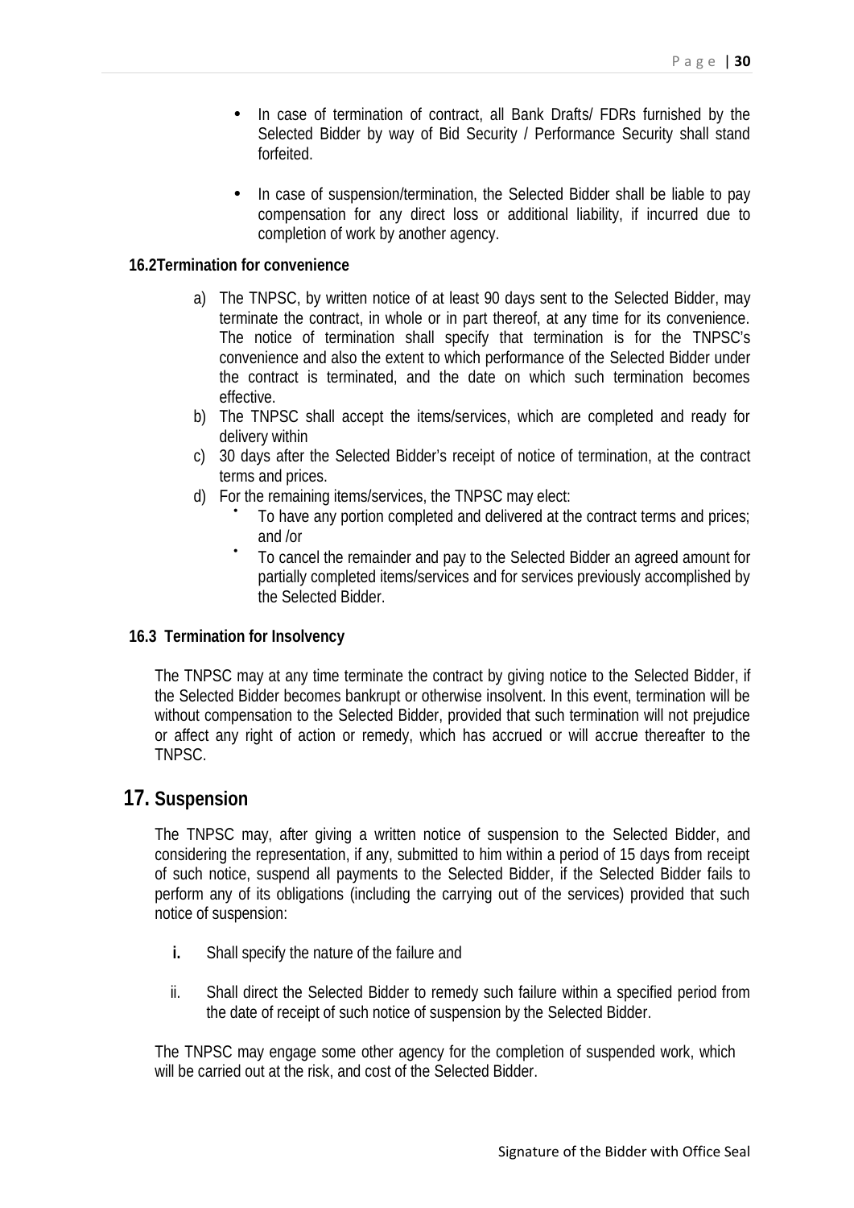- In case of termination of contract, all Bank Drafts/ FDRs furnished by the Selected Bidder by way of Bid Security / Performance Security shall stand forfeited.

- In case of suspension/termination, the Selected Bidder shall be liable to pay compensation for any direct loss or additional liability, if incurred due to completion of work by another agency.

**16.2Termination for convenience**

a) The TNPSC, by written notice of at least 90 days sent to the Selected Bidder, may terminate the contract, in whole or in part thereof, at any time for its convenience. The notice of termination shall specify that termination is for the TNPSC's convenience and also the extent to which performance of the Selected Bidder under the contract is terminated, and the date on which such termination becomes effective.
b) The TNPSC shall accept the items/services, which are completed and ready for delivery within
c) 30 days after the Selected Bidder's receipt of notice of termination, at the contract terms and prices.
d) For the remaining items/services, the TNPSC may elect:
   - To have any portion completed and delivered at the contract terms and prices; and /or
   - To cancel the remainder and pay to the Selected Bidder an agreed amount for partially completed items/services and for services previously accomplished by the Selected Bidder.

**16.3 Termination for Insolvency**

The TNPSC may at any time terminate the contract by giving notice to the Selected Bidder, if the Selected Bidder becomes bankrupt or otherwise insolvent. In this event, termination will be without compensation to the Selected Bidder, provided that such termination will not prejudice or affect any right of action or remedy, which has accrued or will accrue thereafter to the TNPSC.

## 17. Suspension

The TNPSC may, after giving a written notice of suspension to the Selected Bidder, and considering the representation, if any, submitted to him within a period of 15 days from receipt of such notice, suspend all payments to the Selected Bidder, if the Selected Bidder fails to perform any of its obligations (including the carrying out of the services) provided that such notice of suspension:

i. Shall specify the nature of the failure and

ii. Shall direct the Selected Bidder to remedy such failure within a specified period from the date of receipt of such notice of suspension by the Selected Bidder.

The TNPSC may engage some other agency for the completion of suspended work, which will be carried out at the risk, and cost of the Selected Bidder.

Signature of the Bidder with Office Seal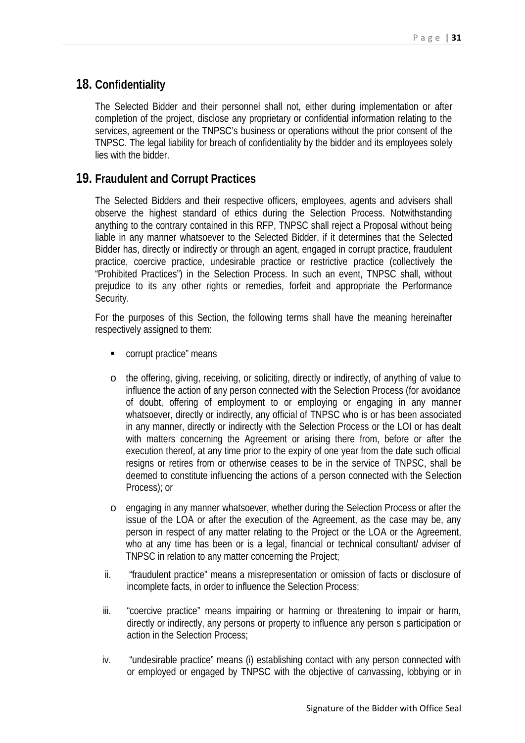## 18. Confidentiality

The Selected Bidder and their personnel shall not, either during implementation or after completion of the project, disclose any proprietary or confidential information relating to the services, agreement or the TNPSC's business or operations without the prior consent of the TNPSC. The legal liability for breach of confidentiality by the bidder and its employees solely lies with the bidder.

## 19. Fraudulent and Corrupt Practices

The Selected Bidders and their respective officers, employees, agents and advisers shall observe the highest standard of ethics during the Selection Process. Notwithstanding anything to the contrary contained in this RFP, TNPSC shall reject a Proposal without being liable in any manner whatsoever to the Selected Bidder, if it determines that the Selected Bidder has, directly or indirectly or through an agent, engaged in corrupt practice, fraudulent practice, coercive practice, undesirable practice or restrictive practice (collectively the "Prohibited Practices") in the Selection Process. In such an event, TNPSC shall, without prejudice to its any other rights or remedies, forfeit and appropriate the Performance Security.

For the purposes of this Section, the following terms shall have the meaning hereinafter respectively assigned to them:

- corrupt practice" means
  - the offering, giving, receiving, or soliciting, directly or indirectly, of anything of value to influence the action of any person connected with the Selection Process (for avoidance of doubt, offering of employment to or employing or engaging in any manner whatsoever, directly or indirectly, any official of TNPSC who is or has been associated in any manner, directly or indirectly with the Selection Process or the LOI or has dealt with matters concerning the Agreement or arising there from, before or after the execution thereof, at any time prior to the expiry of one year from the date such official resigns or retires from or otherwise ceases to be in the service of TNPSC, shall be deemed to constitute influencing the actions of a person connected with the Selection Process); or
  - engaging in any manner whatsoever, whether during the Selection Process or after the issue of the LOA or after the execution of the Agreement, as the case may be, any person in respect of any matter relating to the Project or the LOA or the Agreement, who at any time has been or is a legal, financial or technical consultant/ adviser of TNPSC in relation to any matter concerning the Project;

ii. "fraudulent practice" means a misrepresentation or omission of facts or disclosure of incomplete facts, in order to influence the Selection Process;

iii. "coercive practice" means impairing or harming or threatening to impair or harm, directly or indirectly, any persons or property to influence any person s participation or action in the Selection Process;

iv. "undesirable practice" means (i) establishing contact with any person connected with or employed or engaged by TNPSC with the objective of canvassing, lobbying or in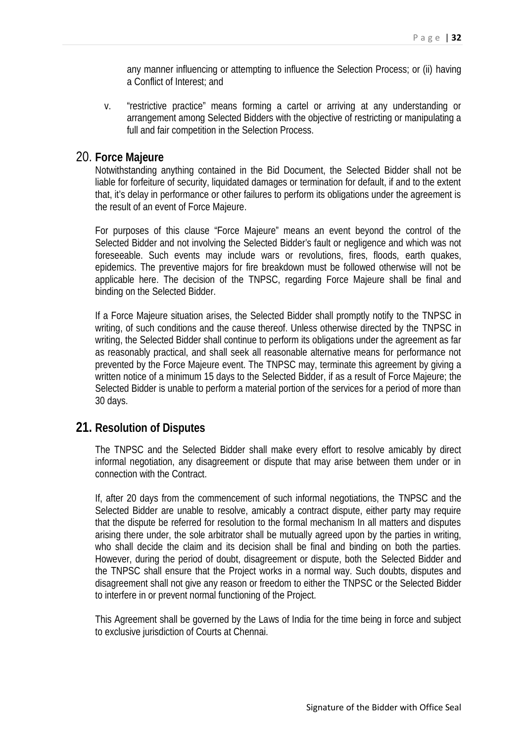any manner influencing or attempting to influence the Selection Process; or (ii) having a Conflict of Interest; and

v. "restrictive practice" means forming a cartel or arriving at any understanding or arrangement among Selected Bidders with the objective of restricting or manipulating a full and fair competition in the Selection Process.

## 20. Force Majeure

Notwithstanding anything contained in the Bid Document, the Selected Bidder shall not be liable for forfeiture of security, liquidated damages or termination for default, if and to the extent that, it's delay in performance or other failures to perform its obligations under the agreement is the result of an event of Force Majeure.

For purposes of this clause "Force Majeure" means an event beyond the control of the Selected Bidder and not involving the Selected Bidder's fault or negligence and which was not foreseeable. Such events may include wars or revolutions, fires, floods, earth quakes, epidemics. The preventive majors for fire breakdown must be followed otherwise will not be applicable here. The decision of the TNPSC, regarding Force Majeure shall be final and binding on the Selected Bidder.

If a Force Majeure situation arises, the Selected Bidder shall promptly notify to the TNPSC in writing, of such conditions and the cause thereof. Unless otherwise directed by the TNPSC in writing, the Selected Bidder shall continue to perform its obligations under the agreement as far as reasonably practical, and shall seek all reasonable alternative means for performance not prevented by the Force Majeure event. The TNPSC may, terminate this agreement by giving a written notice of a minimum 15 days to the Selected Bidder, if as a result of Force Majeure; the Selected Bidder is unable to perform a material portion of the services for a period of more than 30 days.

## 21. Resolution of Disputes

The TNPSC and the Selected Bidder shall make every effort to resolve amicably by direct informal negotiation, any disagreement or dispute that may arise between them under or in connection with the Contract.

If, after 20 days from the commencement of such informal negotiations, the TNPSC and the Selected Bidder are unable to resolve, amicably a contract dispute, either party may require that the dispute be referred for resolution to the formal mechanism In all matters and disputes arising there under, the sole arbitrator shall be mutually agreed upon by the parties in writing, who shall decide the claim and its decision shall be final and binding on both the parties. However, during the period of doubt, disagreement or dispute, both the Selected Bidder and the TNPSC shall ensure that the Project works in a normal way. Such doubts, disputes and disagreement shall not give any reason or freedom to either the TNPSC or the Selected Bidder to interfere in or prevent normal functioning of the Project.

This Agreement shall be governed by the Laws of India for the time being in force and subject to exclusive jurisdiction of Courts at Chennai.

Signature of the Bidder with Office Seal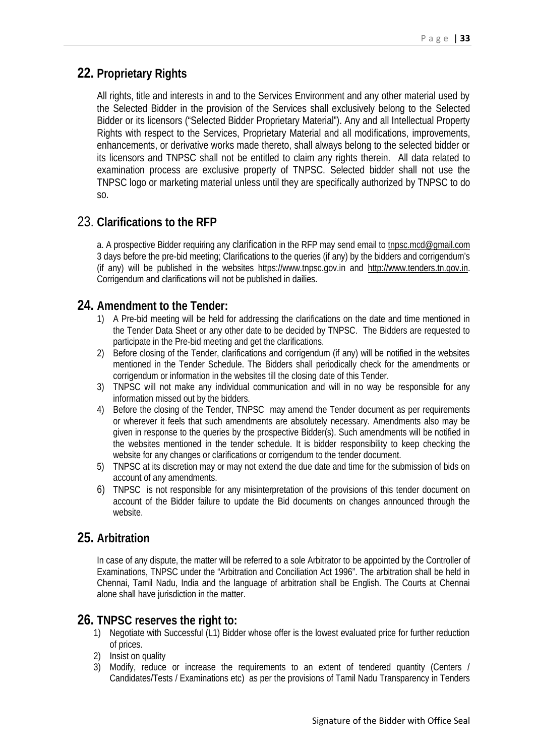## 22. Proprietary Rights

All rights, title and interests in and to the Services Environment and any other material used by the Selected Bidder in the provision of the Services shall exclusively belong to the Selected Bidder or its licensors ("Selected Bidder Proprietary Material"). Any and all Intellectual Property Rights with respect to the Services, Proprietary Material and all modifications, improvements, enhancements, or derivative works made thereto, shall always belong to the selected bidder or its licensors and TNPSC shall not be entitled to claim any rights therein. All data related to examination process are exclusive property of TNPSC. Selected bidder shall not use the TNPSC logo or marketing material unless until they are specifically authorized by TNPSC to do so.

## 23. Clarifications to the RFP

a. A prospective Bidder requiring any clarification in the RFP may send email to tnpsc.mcd@gmail.com 3 days before the pre-bid meeting; Clarifications to the queries (if any) by the bidders and corrigendum's (if any) will be published in the websites https://www.tnpsc.gov.in and http://www.tenders.tn.gov.in. Corrigendum and clarifications will not be published in dailies.

## 24. Amendment to the Tender:

1) A Pre-bid meeting will be held for addressing the clarifications on the date and time mentioned in the Tender Data Sheet or any other date to be decided by TNPSC. The Bidders are requested to participate in the Pre-bid meeting and get the clarifications.
2) Before closing of the Tender, clarifications and corrigendum (if any) will be notified in the websites mentioned in the Tender Schedule. The Bidders shall periodically check for the amendments or corrigendum or information in the websites till the closing date of this Tender.
3) TNPSC will not make any individual communication and will in no way be responsible for any information missed out by the bidders.
4) Before the closing of the Tender, TNPSC may amend the Tender document as per requirements or wherever it feels that such amendments are absolutely necessary. Amendments also may be given in response to the queries by the prospective Bidder(s). Such amendments will be notified in the websites mentioned in the tender schedule. It is bidder responsibility to keep checking the website for any changes or clarifications or corrigendum to the tender document.
5) TNPSC at its discretion may or may not extend the due date and time for the submission of bids on account of any amendments.
6) TNPSC is not responsible for any misinterpretation of the provisions of this tender document on account of the Bidder failure to update the Bid documents on changes announced through the website.

## 25. Arbitration

In case of any dispute, the matter will be referred to a sole Arbitrator to be appointed by the Controller of Examinations, TNPSC under the "Arbitration and Conciliation Act 1996". The arbitration shall be held in Chennai, Tamil Nadu, India and the language of arbitration shall be English. The Courts at Chennai alone shall have jurisdiction in the matter.

## 26. TNPSC reserves the right to:

1) Negotiate with Successful (L1) Bidder whose offer is the lowest evaluated price for further reduction of prices.
2) Insist on quality
3) Modify, reduce or increase the requirements to an extent of tendered quantity (Centers / Candidates/Tests / Examinations etc) as per the provisions of Tamil Nadu Transparency in Tenders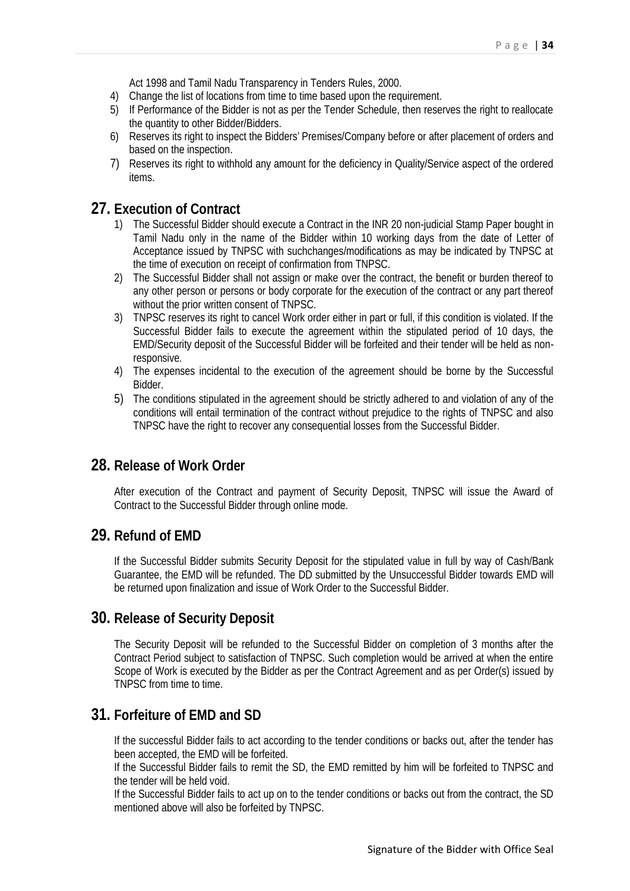Act 1998 and Tamil Nadu Transparency in Tenders Rules, 2000.

4) Change the list of locations from time to time based upon the requirement.
5) If Performance of the Bidder is not as per the Tender Schedule, then reserves the right to reallocate the quantity to other Bidder/Bidders.
6) Reserves its right to inspect the Bidders' Premises/Company before or after placement of orders and based on the inspection.
7) Reserves its right to withhold any amount for the deficiency in Quality/Service aspect of the ordered items.

## 27. Execution of Contract

1) The Successful Bidder should execute a Contract in the INR 20 non-judicial Stamp Paper bought in Tamil Nadu only in the name of the Bidder within 10 working days from the date of Letter of Acceptance issued by TNPSC with suchchanges/modifications as may be indicated by TNPSC at the time of execution on receipt of confirmation from TNPSC.
2) The Successful Bidder shall not assign or make over the contract, the benefit or burden thereof to any other person or persons or body corporate for the execution of the contract or any part thereof without the prior written consent of TNPSC.
3) TNPSC reserves its right to cancel Work order either in part or full, if this condition is violated. If the Successful Bidder fails to execute the agreement within the stipulated period of 10 days, the EMD/Security deposit of the Successful Bidder will be forfeited and their tender will be held as non-responsive.
4) The expenses incidental to the execution of the agreement should be borne by the Successful Bidder.
5) The conditions stipulated in the agreement should be strictly adhered to and violation of any of the conditions will entail termination of the contract without prejudice to the rights of TNPSC and also TNPSC have the right to recover any consequential losses from the Successful Bidder.

## 28. Release of Work Order

After execution of the Contract and payment of Security Deposit, TNPSC will issue the Award of Contract to the Successful Bidder through online mode.

## 29. Refund of EMD

If the Successful Bidder submits Security Deposit for the stipulated value in full by way of Cash/Bank Guarantee, the EMD will be refunded. The DD submitted by the Unsuccessful Bidder towards EMD will be returned upon finalization and issue of Work Order to the Successful Bidder.

## 30. Release of Security Deposit

The Security Deposit will be refunded to the Successful Bidder on completion of 3 months after the Contract Period subject to satisfaction of TNPSC. Such completion would be arrived at when the entire Scope of Work is executed by the Bidder as per the Contract Agreement and as per Order(s) issued by TNPSC from time to time.

## 31. Forfeiture of EMD and SD

If the successful Bidder fails to act according to the tender conditions or backs out, after the tender has been accepted, the EMD will be forfeited.

If the Successful Bidder fails to remit the SD, the EMD remitted by him will be forfeited to TNPSC and the tender will be held void.

If the Successful Bidder fails to act up on to the tender conditions or backs out from the contract, the SD mentioned above will also be forfeited by TNPSC.

Signature of the Bidder with Office Seal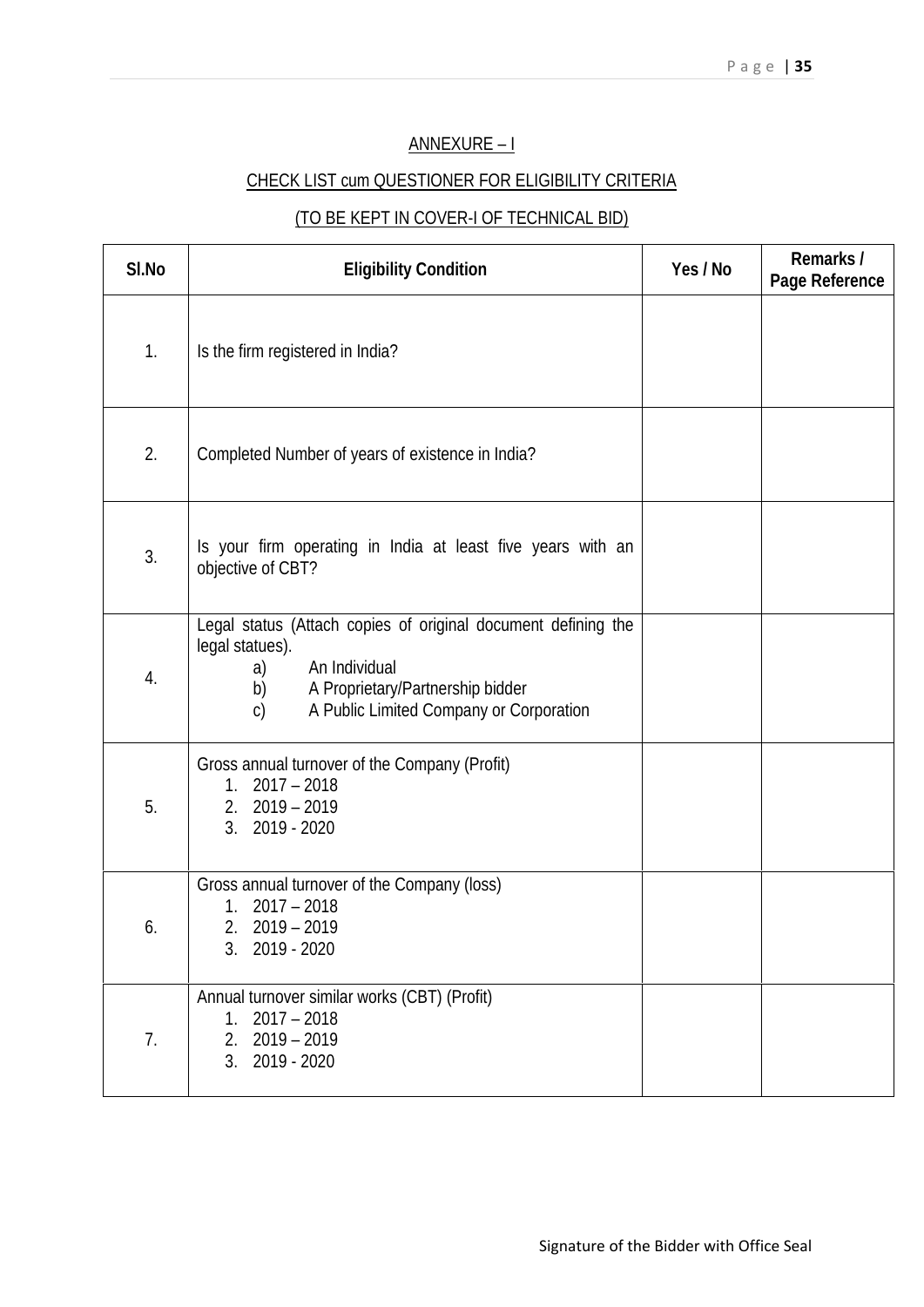## ANNEXURE – I

## CHECK LIST cum QUESTIONER FOR ELIGIBILITY CRITERIA

## (TO BE KEPT IN COVER-I OF TECHNICAL BID)

| Sl.No | Eligibility Condition | Yes / No | Remarks / Page Reference |
|---|---|---|---|
| 1. | Is the firm registered in India? | | |
| 2. | Completed Number of years of existence in India? | | |
| 3. | Is your firm operating in India at least five years with an objective of CBT? | | |
| 4. | Legal status (Attach copies of original document defining the legal statues).<br>a) An Individual<br>b) A Proprietary/Partnership bidder<br>c) A Public Limited Company or Corporation | | |
| 5. | Gross annual turnover of the Company (Profit)<br>1. 2017 – 2018<br>2. 2019 – 2019<br>3. 2019 - 2020 | | |
| 6. | Gross annual turnover of the Company (loss)<br>1. 2017 – 2018<br>2. 2019 – 2019<br>3. 2019 - 2020 | | |
| 7. | Annual turnover similar works (CBT) (Profit)<br>1. 2017 – 2018<br>2. 2019 – 2019<br>3. 2019 - 2020 | | |

Signature of the Bidder with Office Seal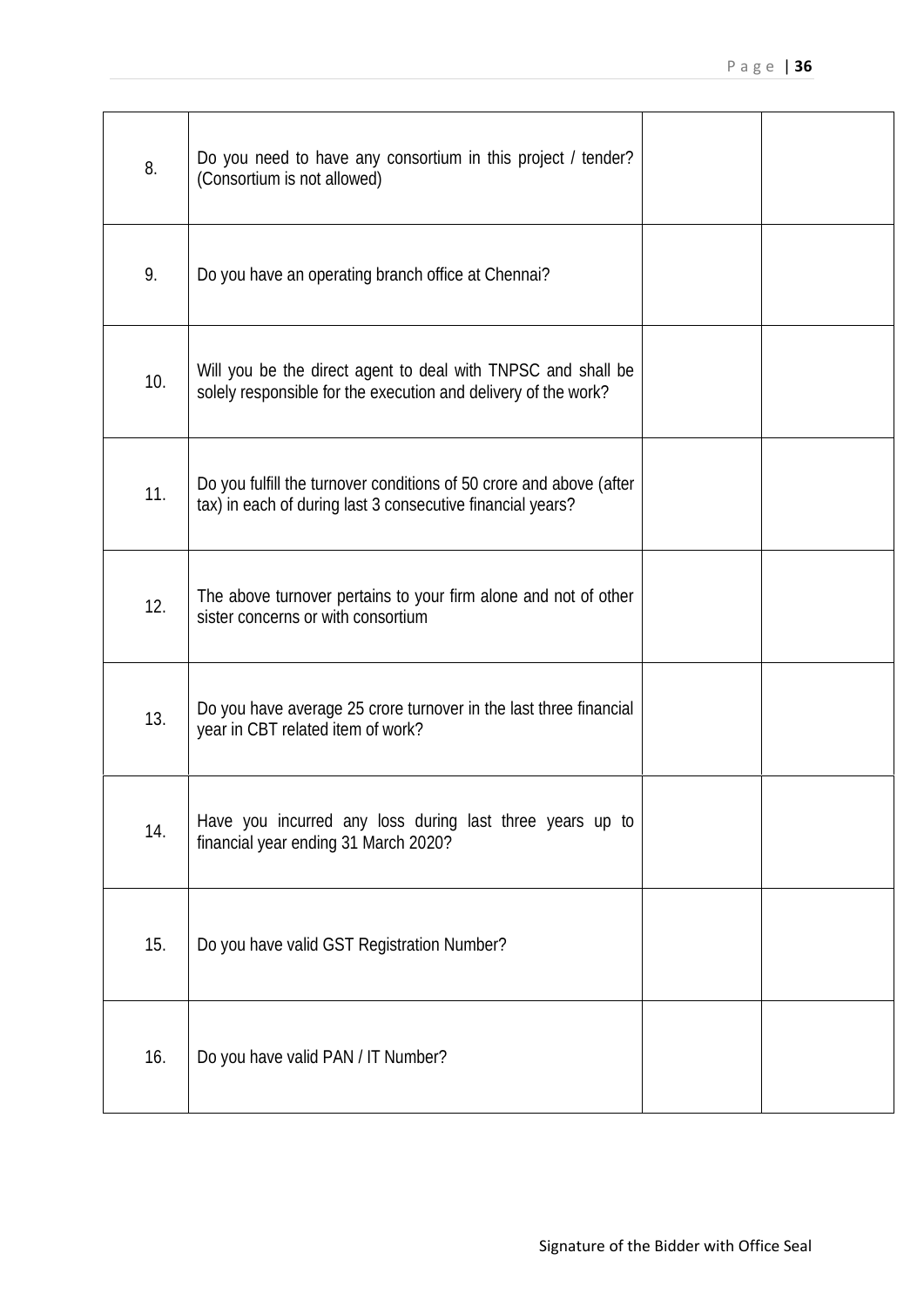| | | | |
|---|---|---|---|
| 8. | Do you need to have any consortium in this project / tender? (Consortium is not allowed) | | |
| 9. | Do you have an operating branch office at Chennai? | | |
| 10. | Will you be the direct agent to deal with TNPSC and shall be solely responsible for the execution and delivery of the work? | | |
| 11. | Do you fulfill the turnover conditions of 50 crore and above (after tax) in each of during last 3 consecutive financial years? | | |
| 12. | The above turnover pertains to your firm alone and not of other sister concerns or with consortium | | |
| 13. | Do you have average 25 crore turnover in the last three financial year in CBT related item of work? | | |
| 14. | Have you incurred any loss during last three years up to financial year ending 31 March 2020? | | |
| 15. | Do you have valid GST Registration Number? | | |
| 16. | Do you have valid PAN / IT Number? | | |

Signature of the Bidder with Office Seal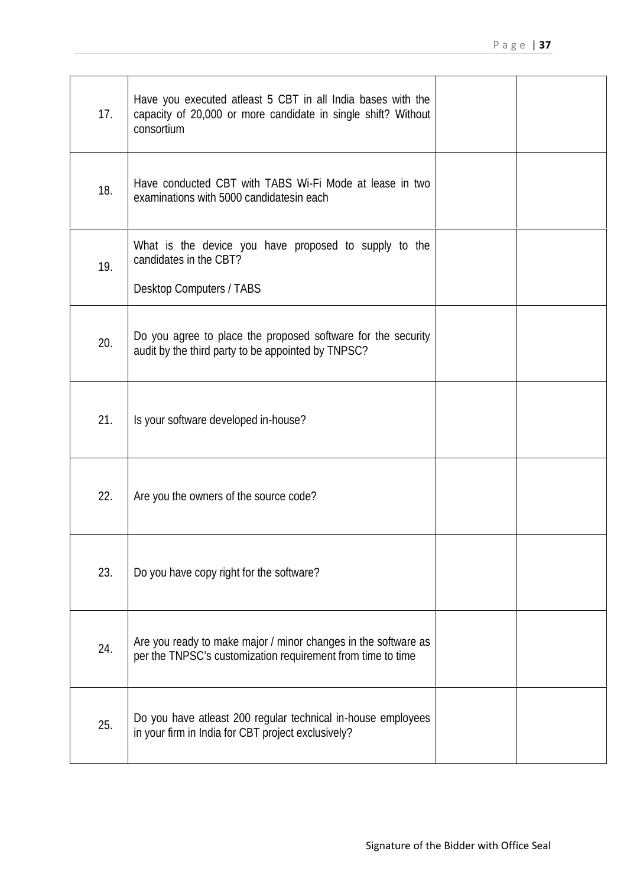| | | | |
|---|---|---|---|
| 17. | Have you executed atleast 5 CBT in all India bases with the capacity of 20,000 or more candidate in single shift? Without consortium | | |
| 18. | Have conducted CBT with TABS Wi-Fi Mode at lease in two examinations with 5000 candidatesin each | | |
| 19. | What is the device you have proposed to supply to the candidates in the CBT?<br><br>Desktop Computers / TABS | | |
| 20. | Do you agree to place the proposed software for the security audit by the third party to be appointed by TNPSC? | | |
| 21. | Is your software developed in-house? | | |
| 22. | Are you the owners of the source code? | | |
| 23. | Do you have copy right for the software? | | |
| 24. | Are you ready to make major / minor changes in the software as per the TNPSC's customization requirement from time to time | | |
| 25. | Do you have atleast 200 regular technical in-house employees in your firm in India for CBT project exclusively? | | |

Signature of the Bidder with Office Seal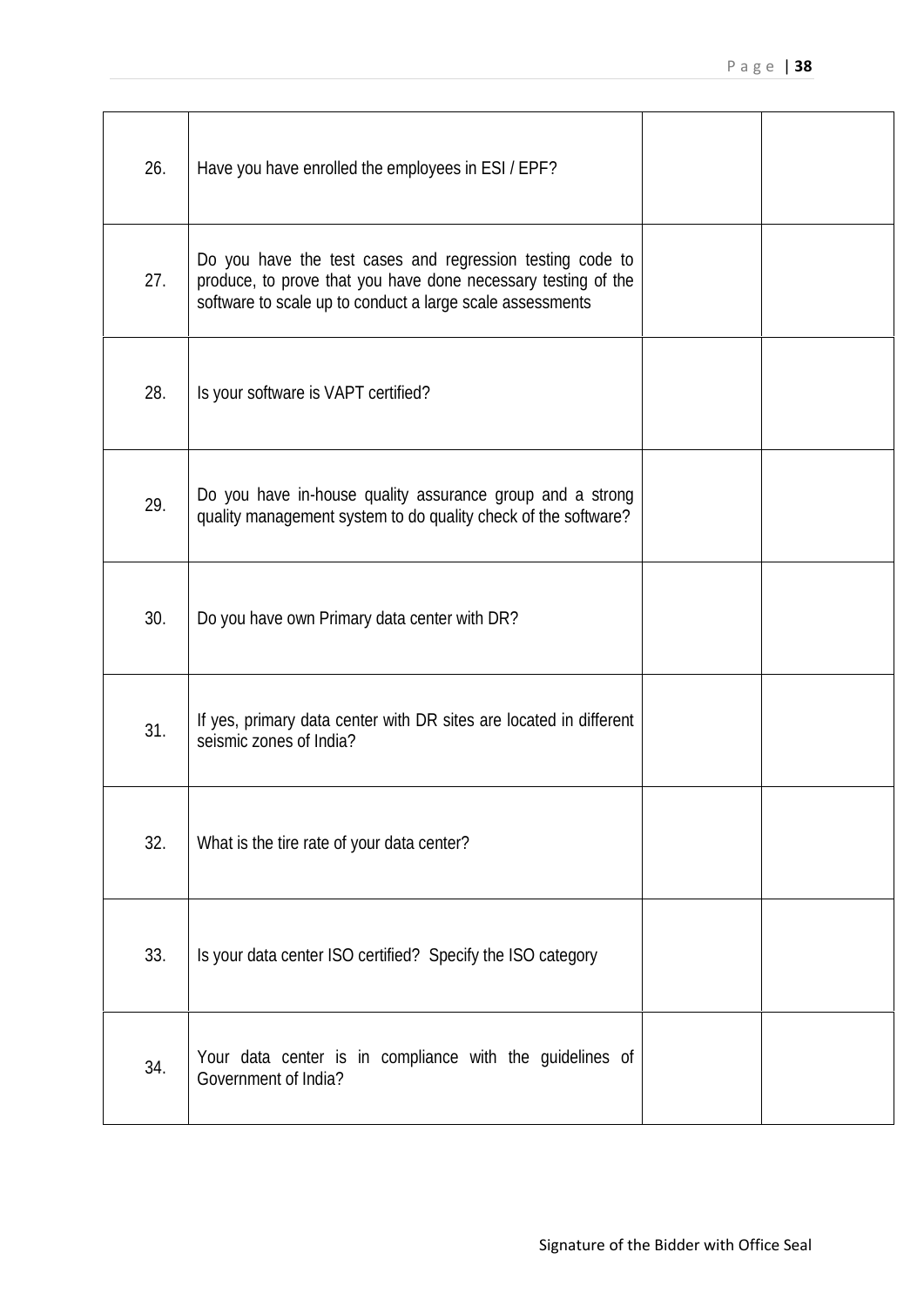| | | | |
|---|---|---|---|
| 26. | Have you have enrolled the employees in ESI / EPF? | | |
| 27. | Do you have the test cases and regression testing code to produce, to prove that you have done necessary testing of the software to scale up to conduct a large scale assessments | | |
| 28. | Is your software is VAPT certified? | | |
| 29. | Do you have in-house quality assurance group and a strong quality management system to do quality check of the software? | | |
| 30. | Do you have own Primary data center with DR? | | |
| 31. | If yes, primary data center with DR sites are located in different seismic zones of India? | | |
| 32. | What is the tire rate of your data center? | | |
| 33. | Is your data center ISO certified? Specify the ISO category | | |
| 34. | Your data center is in compliance with the guidelines of Government of India? | | |

Signature of the Bidder with Office Seal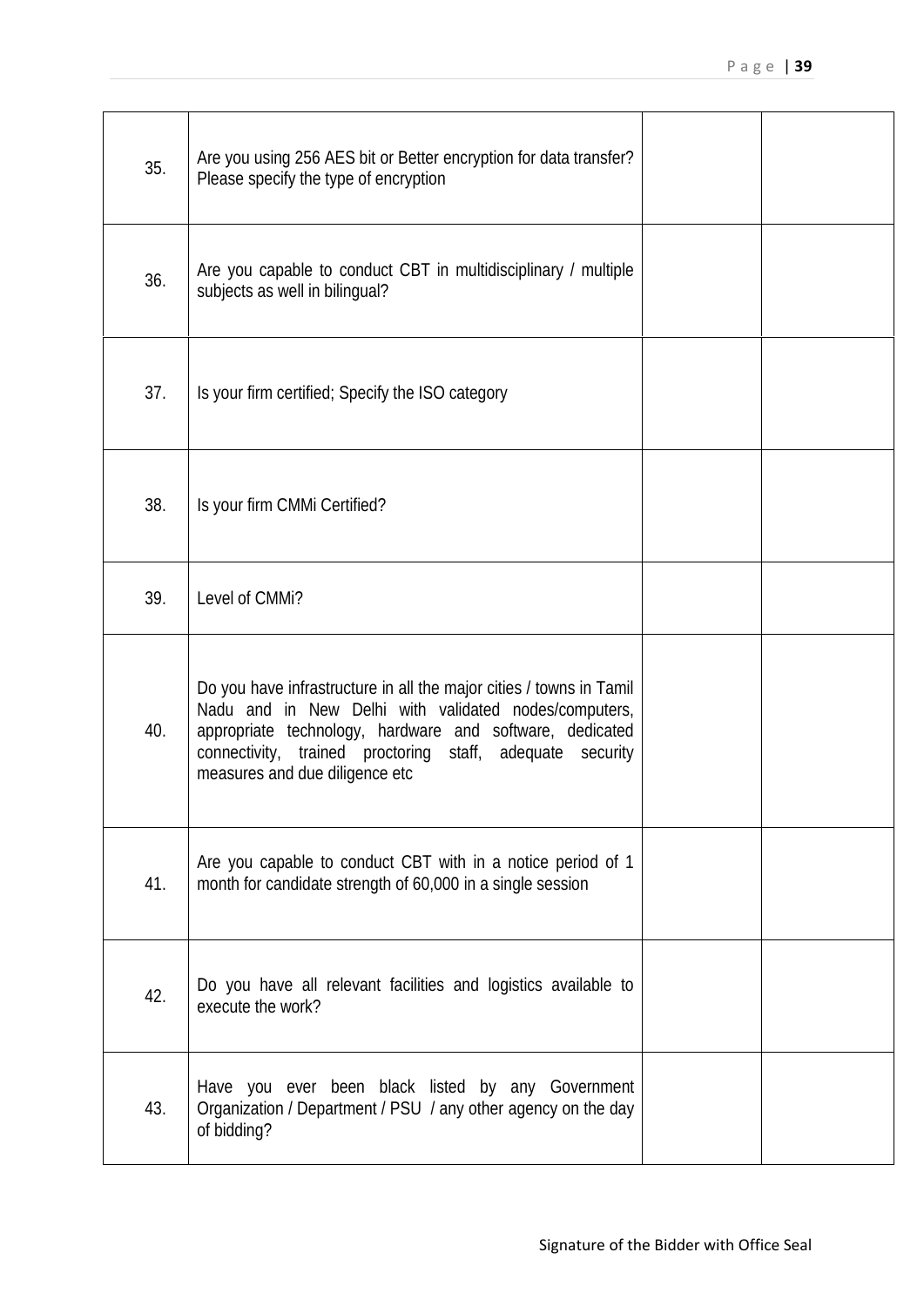| | | | |
|---|---|---|---|
| 35. | Are you using 256 AES bit or Better encryption for data transfer? Please specify the type of encryption | | |
| 36. | Are you capable to conduct CBT in multidisciplinary / multiple subjects as well in bilingual? | | |
| 37. | Is your firm certified; Specify the ISO category | | |
| 38. | Is your firm CMMi Certified? | | |
| 39. | Level of CMMi? | | |
| 40. | Do you have infrastructure in all the major cities / towns in Tamil Nadu and in New Delhi with validated nodes/computers, appropriate technology, hardware and software, dedicated connectivity, trained proctoring staff, adequate security measures and due diligence etc | | |
| 41. | Are you capable to conduct CBT with in a notice period of 1 month for candidate strength of 60,000 in a single session | | |
| 42. | Do you have all relevant facilities and logistics available to execute the work? | | |
| 43. | Have you ever been black listed by any Government Organization / Department / PSU / any other agency on the day of bidding? | | |

Signature of the Bidder with Office Seal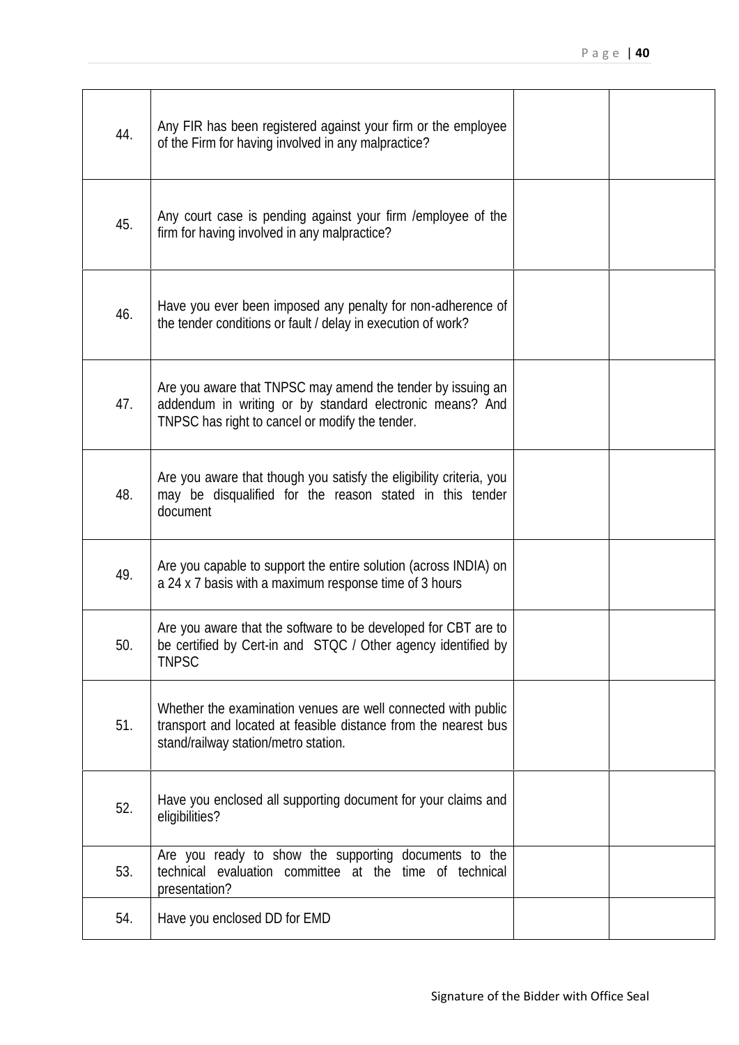| | | | |
|---|---|---|---|
| 44. | Any FIR has been registered against your firm or the employee of the Firm for having involved in any malpractice? | | |
| 45. | Any court case is pending against your firm /employee of the firm for having involved in any malpractice? | | |
| 46. | Have you ever been imposed any penalty for non-adherence of the tender conditions or fault / delay in execution of work? | | |
| 47. | Are you aware that TNPSC may amend the tender by issuing an addendum in writing or by standard electronic means? And TNPSC has right to cancel or modify the tender. | | |
| 48. | Are you aware that though you satisfy the eligibility criteria, you may be disqualified for the reason stated in this tender document | | |
| 49. | Are you capable to support the entire solution (across INDIA) on a 24 x 7 basis with a maximum response time of 3 hours | | |
| 50. | Are you aware that the software to be developed for CBT are to be certified by Cert-in and STQC / Other agency identified by TNPSC | | |
| 51. | Whether the examination venues are well connected with public transport and located at feasible distance from the nearest bus stand/railway station/metro station. | | |
| 52. | Have you enclosed all supporting document for your claims and eligibilities? | | |
| 53. | Are you ready to show the supporting documents to the technical evaluation committee at the time of technical presentation? | | |
| 54. | Have you enclosed DD for EMD | | |

Signature of the Bidder with Office Seal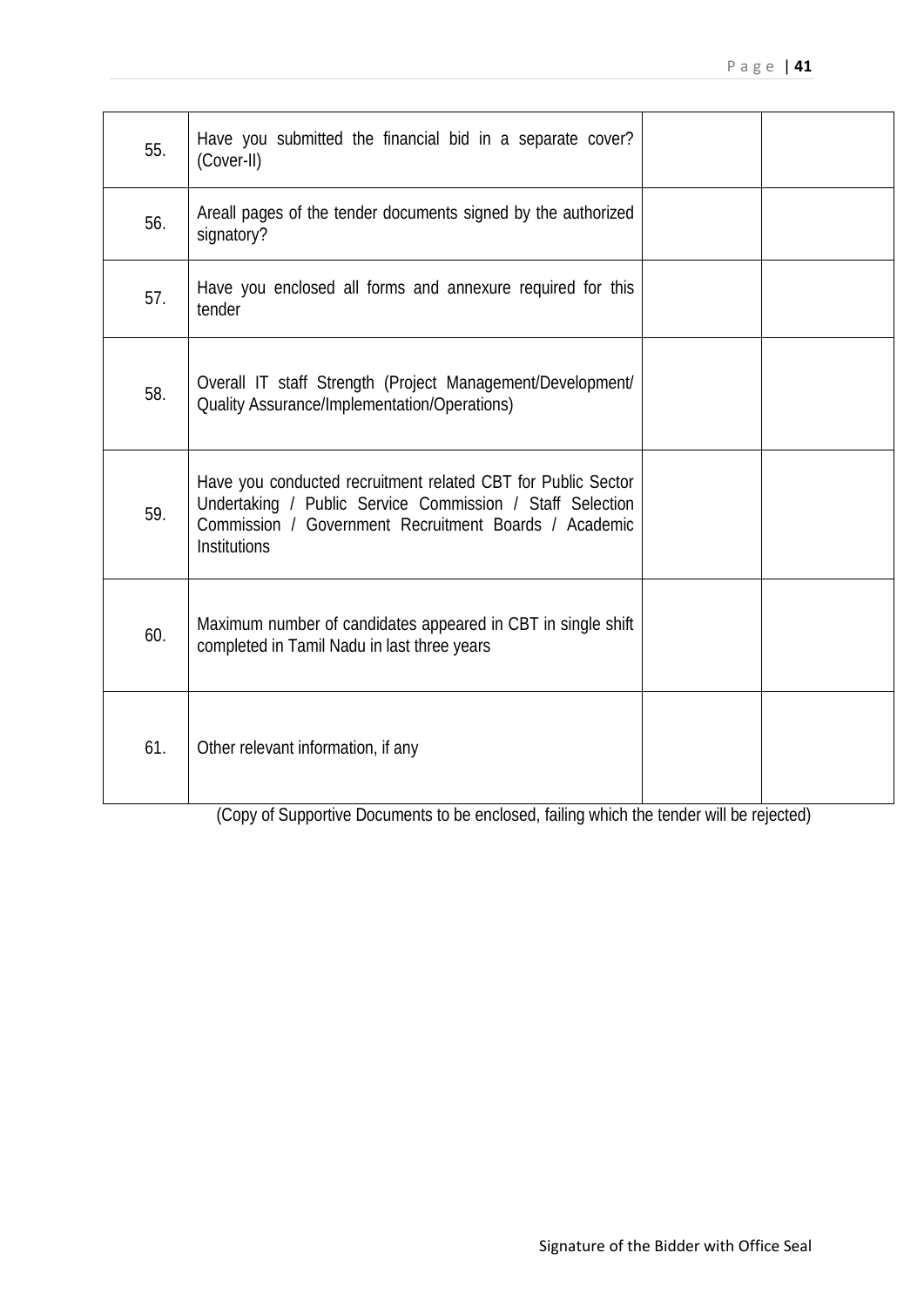| | | | |
|---|---|---|---|
| 55. | Have you submitted the financial bid in a separate cover? (Cover-II) | | |
| 56. | Areall pages of the tender documents signed by the authorized signatory? | | |
| 57. | Have you enclosed all forms and annexure required for this tender | | |
| 58. | Overall IT staff Strength (Project Management/Development/ Quality Assurance/Implementation/Operations) | | |
| 59. | Have you conducted recruitment related CBT for Public Sector Undertaking / Public Service Commission / Staff Selection Commission / Government Recruitment Boards / Academic Institutions | | |
| 60. | Maximum number of candidates appeared in CBT in single shift completed in Tamil Nadu in last three years | | |
| 61. | Other relevant information, if any | | |

(Copy of Supportive Documents to be enclosed, failing which the tender will be rejected)

Signature of the Bidder with Office Seal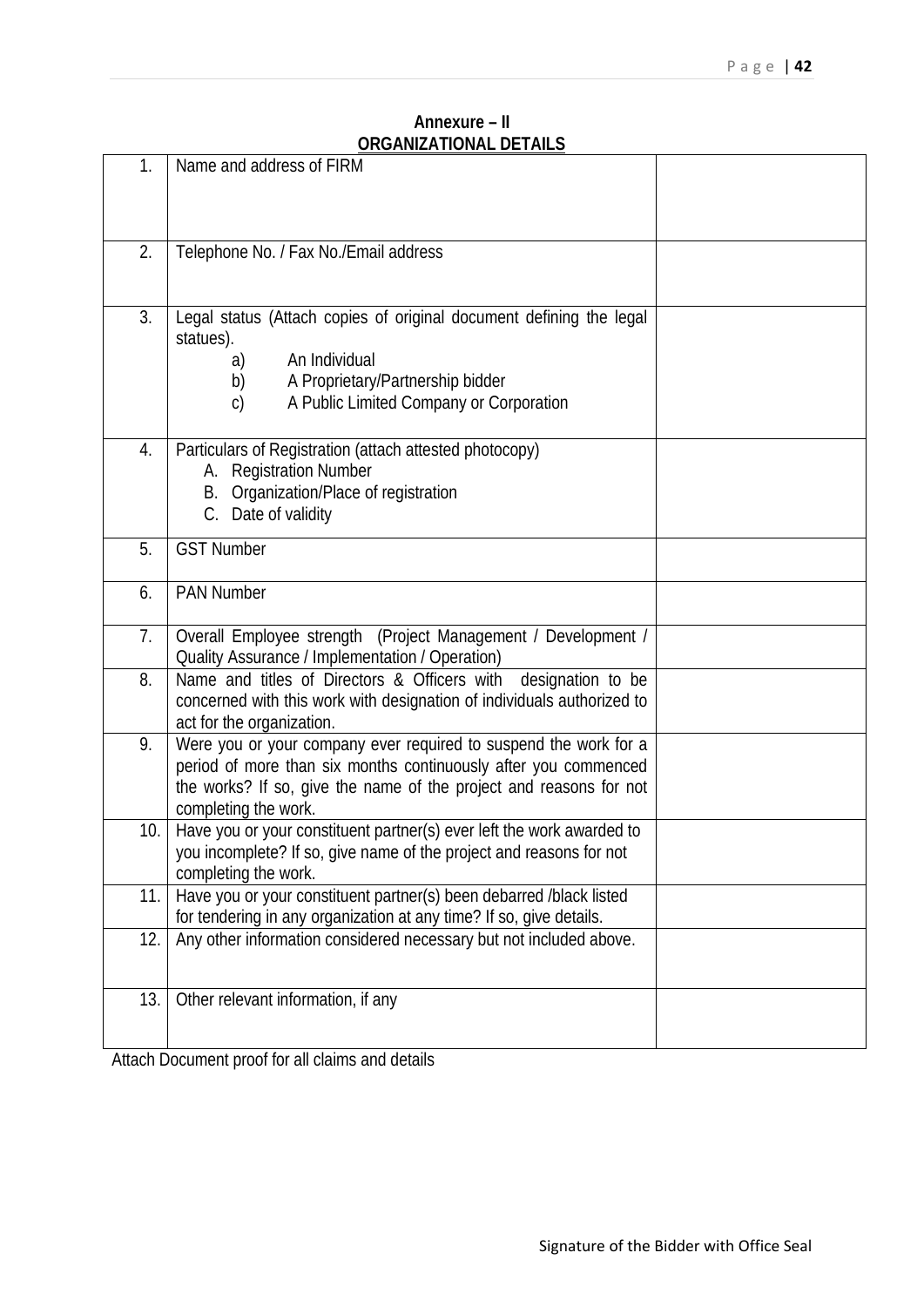**Annexure – II**

**ORGANIZATIONAL DETAILS**

| | | |
|---|---|---|
| 1. | Name and address of FIRM | |
| 2. | Telephone No. / Fax No./Email address | |
| 3. | Legal status (Attach copies of original document defining the legal statues).<br>a) An Individual<br>b) A Proprietary/Partnership bidder<br>c) A Public Limited Company or Corporation | |
| 4. | Particulars of Registration (attach attested photocopy)<br>A. Registration Number<br>B. Organization/Place of registration<br>C. Date of validity | |
| 5. | GST Number | |
| 6. | PAN Number | |
| 7. | Overall Employee strength (Project Management / Development / Quality Assurance / Implementation / Operation) | |
| 8. | Name and titles of Directors & Officers with designation to be concerned with this work with designation of individuals authorized to act for the organization. | |
| 9. | Were you or your company ever required to suspend the work for a period of more than six months continuously after you commenced the works? If so, give the name of the project and reasons for not completing the work. | |
| 10. | Have you or your constituent partner(s) ever left the work awarded to you incomplete? If so, give name of the project and reasons for not completing the work. | |
| 11. | Have you or your constituent partner(s) been debarred /black listed for tendering in any organization at any time? If so, give details. | |
| 12. | Any other information considered necessary but not included above. | |
| 13. | Other relevant information, if any | |

Attach Document proof for all claims and details

Signature of the Bidder with Office Seal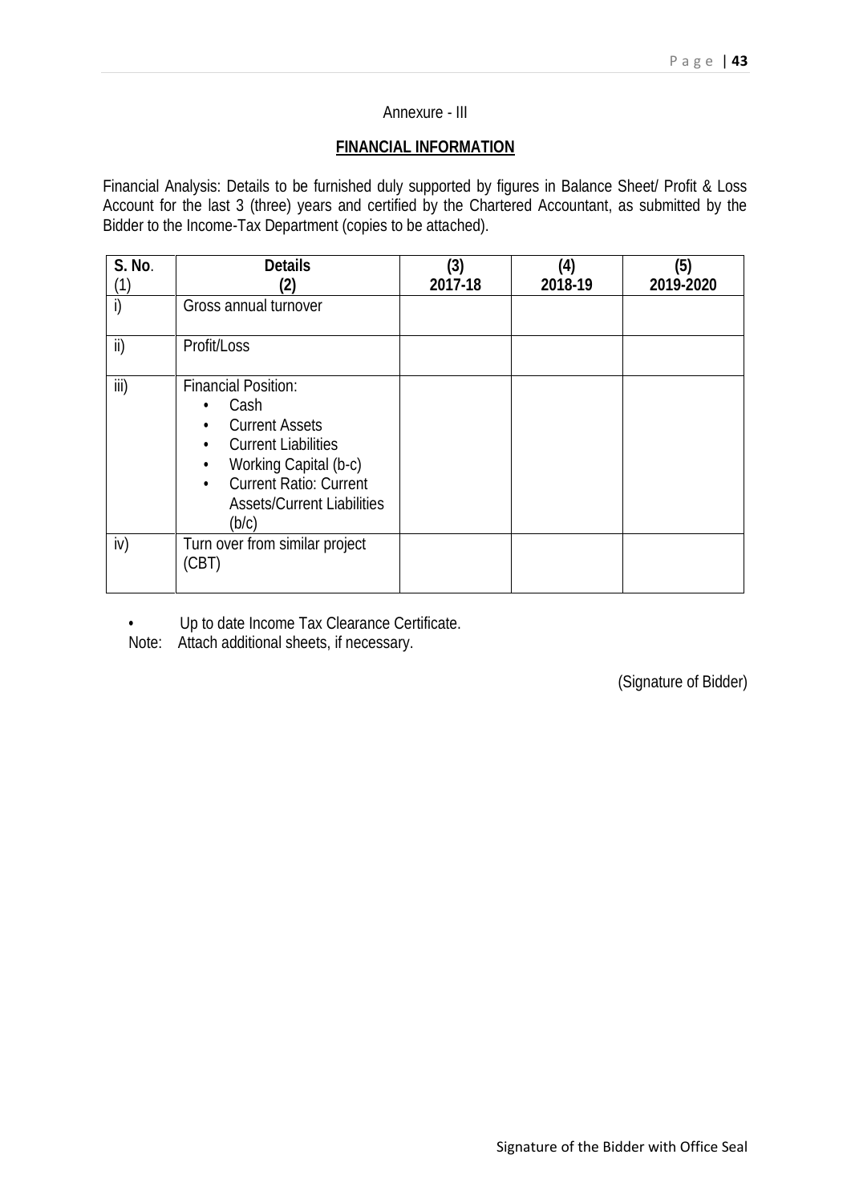Annexure - III

## FINANCIAL INFORMATION

Financial Analysis: Details to be furnished duly supported by figures in Balance Sheet/ Profit & Loss Account for the last 3 (three) years and certified by the Chartered Accountant, as submitted by the Bidder to the Income-Tax Department (copies to be attached).

| S. No. (1) | Details (2) | (3) 2017-18 | (4) 2018-19 | (5) 2019-2020 |
|---|---|---|---|---|
| i) | Gross annual turnover | | | |
| ii) | Profit/Loss | | | |
| iii) | Financial Position:<br>• Cash<br>• Current Assets<br>• Current Liabilities<br>• Working Capital (b-c)<br>• Current Ratio: Current Assets/Current Liabilities (b/c) | | | |
| iv) | Turn over from similar project (CBT) | | | |

- Up to date Income Tax Clearance Certificate.

Note: Attach additional sheets, if necessary.

(Signature of Bidder)

Signature of the Bidder with Office Seal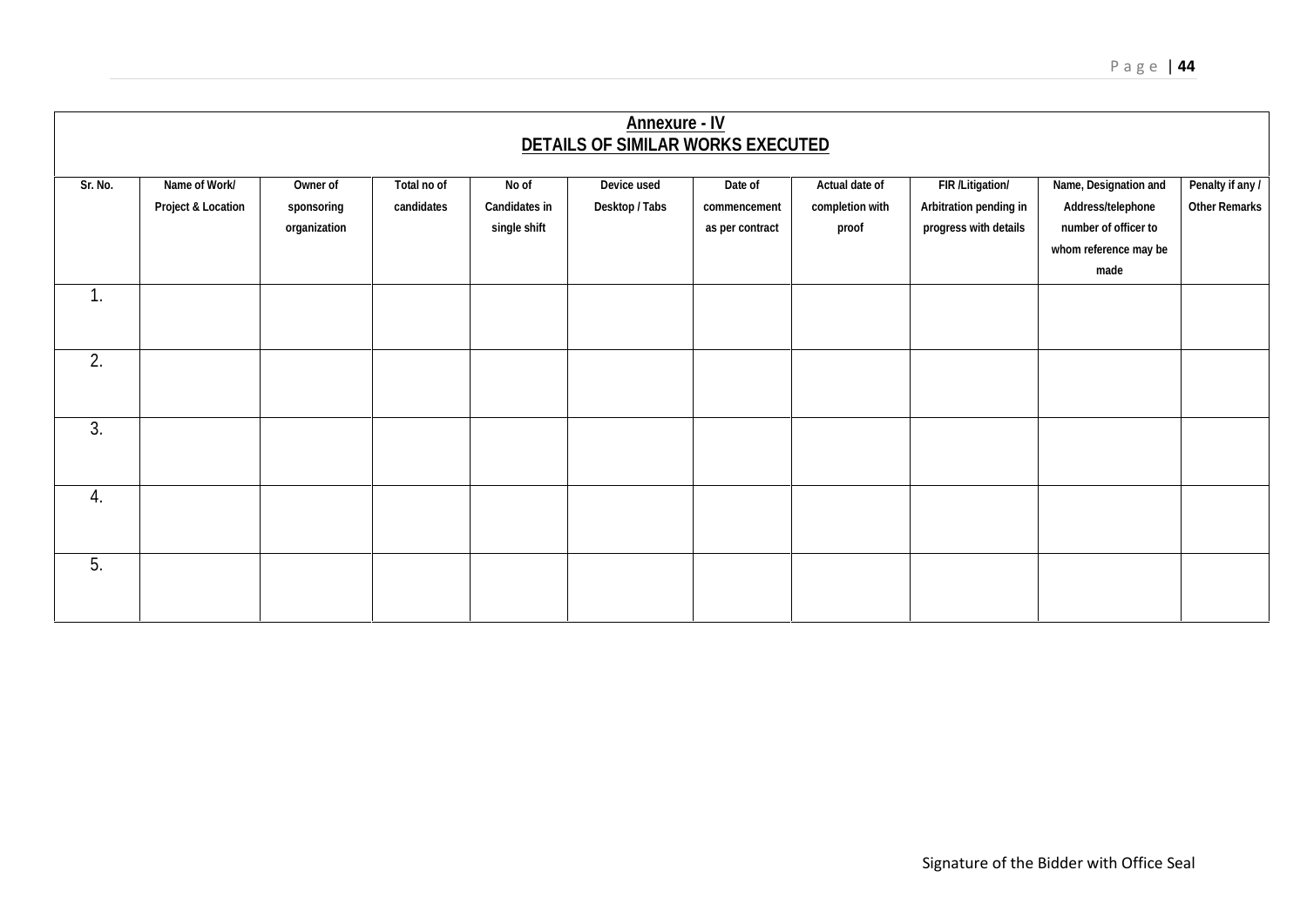## Annexure - IV

## DETAILS OF SIMILAR WORKS EXECUTED

| Sr. No. | Name of Work/ Project & Location | Owner of sponsoring organization | Total no of candidates | No of Candidates in single shift | Device used Desktop / Tabs | Date of commencement as per contract | Actual date of completion with proof | FIR /Litigation/ Arbitration pending in progress with details | Name, Designation and Address/telephone number of officer to whom reference may be made | Penalty if any / Other Remarks |
|---|---|---|---|---|---|---|---|---|---|---|
| 1. | | | | | | | | | | |
| 2. | | | | | | | | | | |
| 3. | | | | | | | | | | |
| 4. | | | | | | | | | | |
| 5. | | | | | | | | | | |

Signature of the Bidder with Office Seal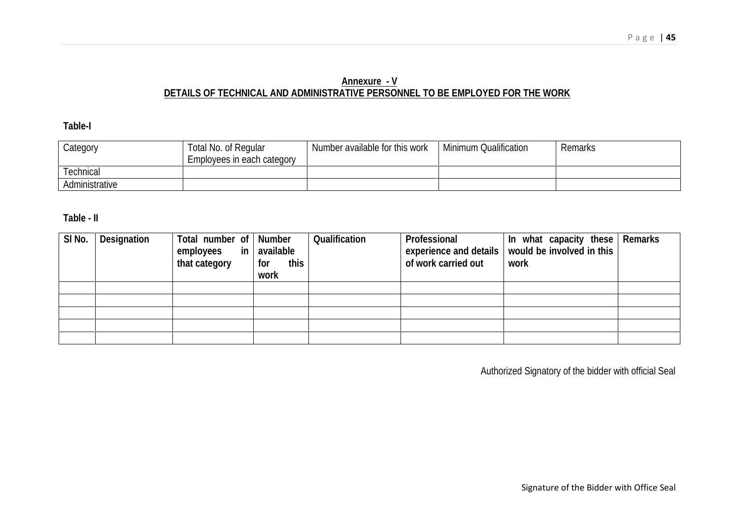## Annexure - V
## DETAILS OF TECHNICAL AND ADMINISTRATIVE PERSONNEL TO BE EMPLOYED FOR THE WORK

**Table-I**

| Category | Total No. of Regular Employees in each category | Number available for this work | Minimum Qualification | Remarks |
|---|---|---|---|---|
| Technical | | | | |
| Administrative | | | | |

**Table - II**

| Sl No. | Designation | Total number of employees in that category | Number available for this work | Qualification | Professional experience and details of work carried out | In what capacity these would be involved in this work | Remarks |
|---|---|---|---|---|---|---|---|
| | | | | | | | |
| | | | | | | | |
| | | | | | | | |
| | | | | | | | |
| | | | | | | | |

Authorized Signatory of the bidder with official Seal

Signature of the Bidder with Office Seal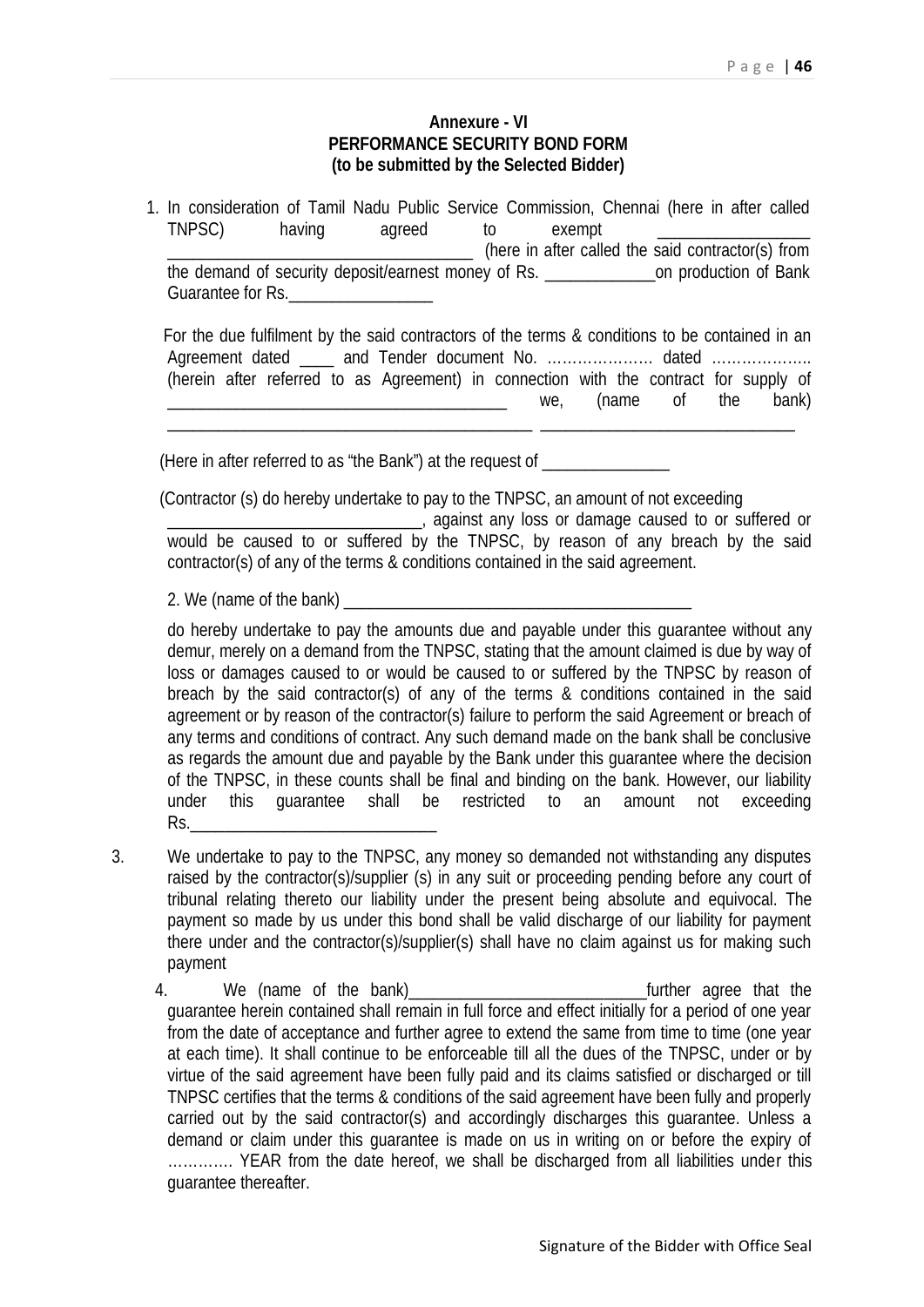**Annexure - VI**
**PERFORMANCE SECURITY BOND FORM**
**(to be submitted by the Selected Bidder)**

1. In consideration of Tamil Nadu Public Service Commission, Chennai (here in after called TNPSC) having agreed to exempt ____________________________________________________ (here in after called the said contractor(s) from the demand of security deposit/earnest money of Rs. _____________on production of Bank Guarantee for Rs._________________

   For the due fulfilment by the said contractors of the terms & conditions to be contained in an Agreement dated ____ and Tender document No. ………………… dated ……………….. (herein after referred to as Agreement) in connection with the contract for supply of ________________________________________ we, (name of the bank) ____________________________________________ ______________________________

   (Here in after referred to as "the Bank") at the request of _______________

   (Contractor (s) do hereby undertake to pay to the TNPSC, an amount of not exceeding _____________________________, against any loss or damage caused to or suffered or would be caused to or suffered by the TNPSC, by reason of any breach by the said contractor(s) of any of the terms & conditions contained in the said agreement.

2. We (name of the bank) __________________________________________

   do hereby undertake to pay the amounts due and payable under this guarantee without any demur, merely on a demand from the TNPSC, stating that the amount claimed is due by way of loss or damages caused to or would be caused to or suffered by the TNPSC by reason of breach by the said contractor(s) of any of the terms & conditions contained in the said agreement or by reason of the contractor(s) failure to perform the said Agreement or breach of any terms and conditions of contract. Any such demand made on the bank shall be conclusive as regards the amount due and payable by the Bank under this guarantee where the decision of the TNPSC, in these counts shall be final and binding on the bank. However, our liability under this guarantee shall be restricted to an amount not exceeding Rs.______________________________

3. We undertake to pay to the TNPSC, any money so demanded not withstanding any disputes raised by the contractor(s)/supplier (s) in any suit or proceeding pending before any court of tribunal relating thereto our liability under the present being absolute and equivocal. The payment so made by us under this bond shall be valid discharge of our liability for payment there under and the contractor(s)/supplier(s) shall have no claim against us for making such payment

4. We (name of the bank)____________________________further agree that the guarantee herein contained shall remain in full force and effect initially for a period of one year from the date of acceptance and further agree to extend the same from time to time (one year at each time). It shall continue to be enforceable till all the dues of the TNPSC, under or by virtue of the said agreement have been fully paid and its claims satisfied or discharged or till TNPSC certifies that the terms & conditions of the said agreement have been fully and properly carried out by the said contractor(s) and accordingly discharges this guarantee. Unless a demand or claim under this guarantee is made on us in writing on or before the expiry of …………. YEAR from the date hereof, we shall be discharged from all liabilities under this guarantee thereafter.

Signature of the Bidder with Office Seal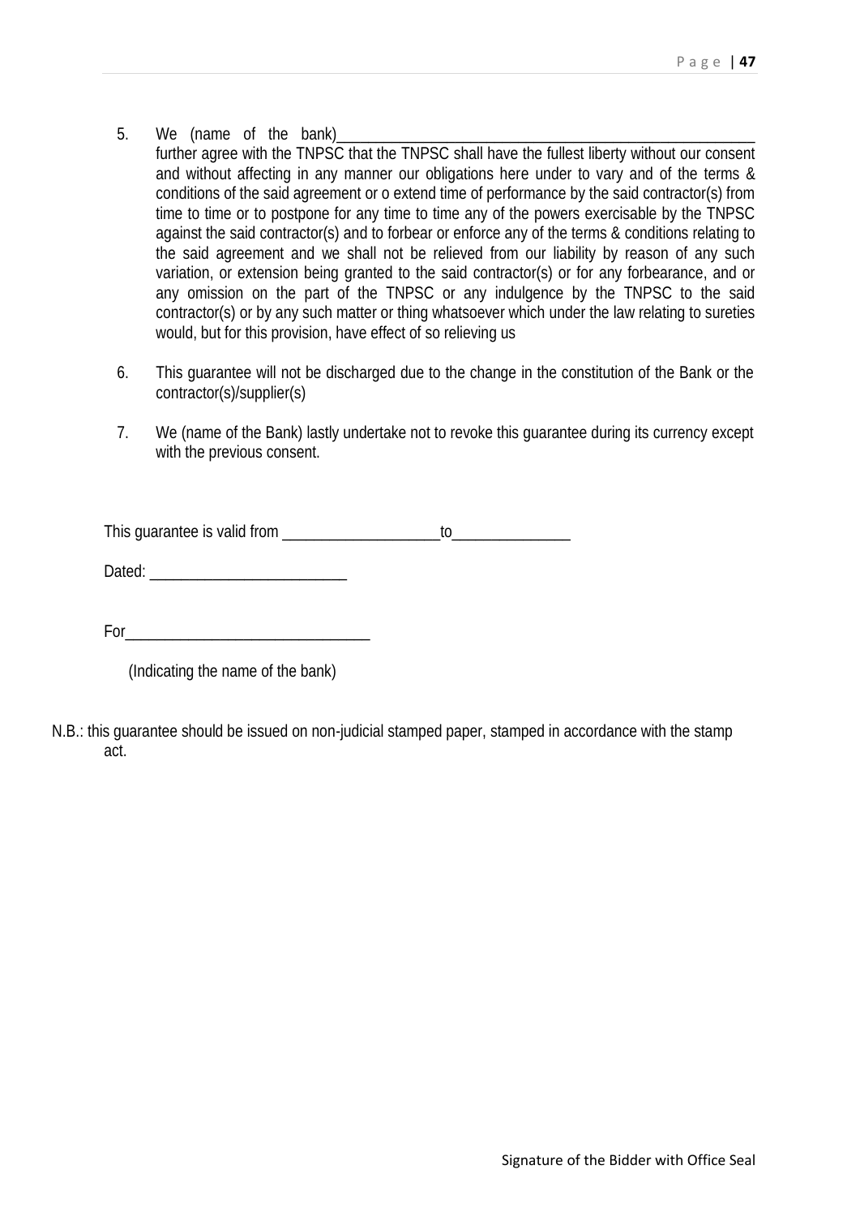5. We (name of the bank)\_\_\_\_\_\_\_\_\_\_\_\_\_\_\_\_\_\_\_\_\_\_\_\_\_\_\_\_\_\_\_\_\_\_\_\_\_\_\_\_\_\_\_\_\_\_\_\_\_\_\_\_ further agree with the TNPSC that the TNPSC shall have the fullest liberty without our consent and without affecting in any manner our obligations here under to vary and of the terms & conditions of the said agreement or o extend time of performance by the said contractor(s) from time to time or to postpone for any time to time any of the powers exercisable by the TNPSC against the said contractor(s) and to forbear or enforce any of the terms & conditions relating to the said agreement and we shall not be relieved from our liability by reason of any such variation, or extension being granted to the said contractor(s) or for any forbearance, and or any omission on the part of the TNPSC or any indulgence by the TNPSC to the said contractor(s) or by any such matter or thing whatsoever which under the law relating to sureties would, but for this provision, have effect of so relieving us

6. This guarantee will not be discharged due to the change in the constitution of the Bank or the contractor(s)/supplier(s)

7. We (name of the Bank) lastly undertake not to revoke this guarantee during its currency except with the previous consent.

This guarantee is valid from \_\_\_\_\_\_\_\_\_\_\_\_\_\_\_\_\_\_\_\_to\_\_\_\_\_\_\_\_\_\_\_\_\_\_\_

Dated: \_\_\_\_\_\_\_\_\_\_\_\_\_\_\_\_\_\_\_\_\_\_\_\_\_

For\_\_\_\_\_\_\_\_\_\_\_\_\_\_\_\_\_\_\_\_\_\_\_\_\_\_\_\_\_\_\_

(Indicating the name of the bank)

N.B.: this guarantee should be issued on non-judicial stamped paper, stamped in accordance with the stamp act.

Signature of the Bidder with Office Seal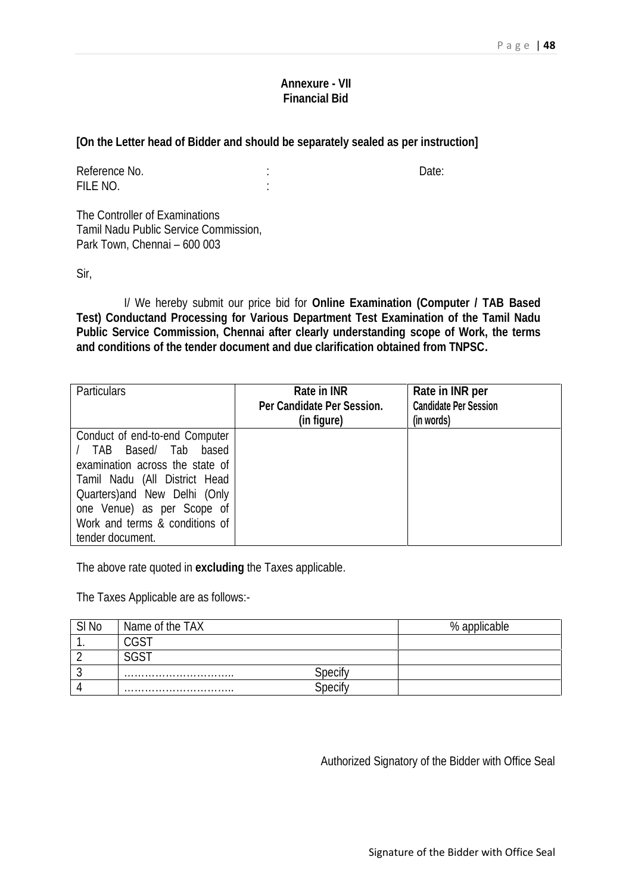**Annexure - VII**
**Financial Bid**

**[On the Letter head of Bidder and should be separately sealed as per instruction]**

Reference No. : Date:
FILE NO. :

The Controller of Examinations
Tamil Nadu Public Service Commission,
Park Town, Chennai – 600 003

Sir,

I/ We hereby submit our price bid for **Online Examination (Computer / TAB Based Test) Conductand Processing for Various Department Test Examination of the Tamil Nadu Public Service Commission, Chennai after clearly understanding scope of Work, the terms and conditions of the tender document and due clarification obtained from TNPSC.**

| Particulars | **Rate in INR Per Candidate Per Session. (in figure)** | **Rate in INR per Candidate Per Session (in words)** |
|---|---|---|
| Conduct of end-to-end Computer / TAB Based/ Tab based examination across the state of Tamil Nadu (All District Head Quarters)and New Delhi (Only one Venue) as per Scope of Work and terms & conditions of tender document. | | |

The above rate quoted in **excluding** the Taxes applicable.

The Taxes Applicable are as follows:-

| Sl No | Name of the TAX | % applicable |
|---|---|---|
| 1. | CGST | |
| 2 | SGST | |
| 3 | ………………………….. Specify | |
| 4 | ………………………….. Specify | |

Authorized Signatory of the Bidder with Office Seal

Signature of the Bidder with Office Seal